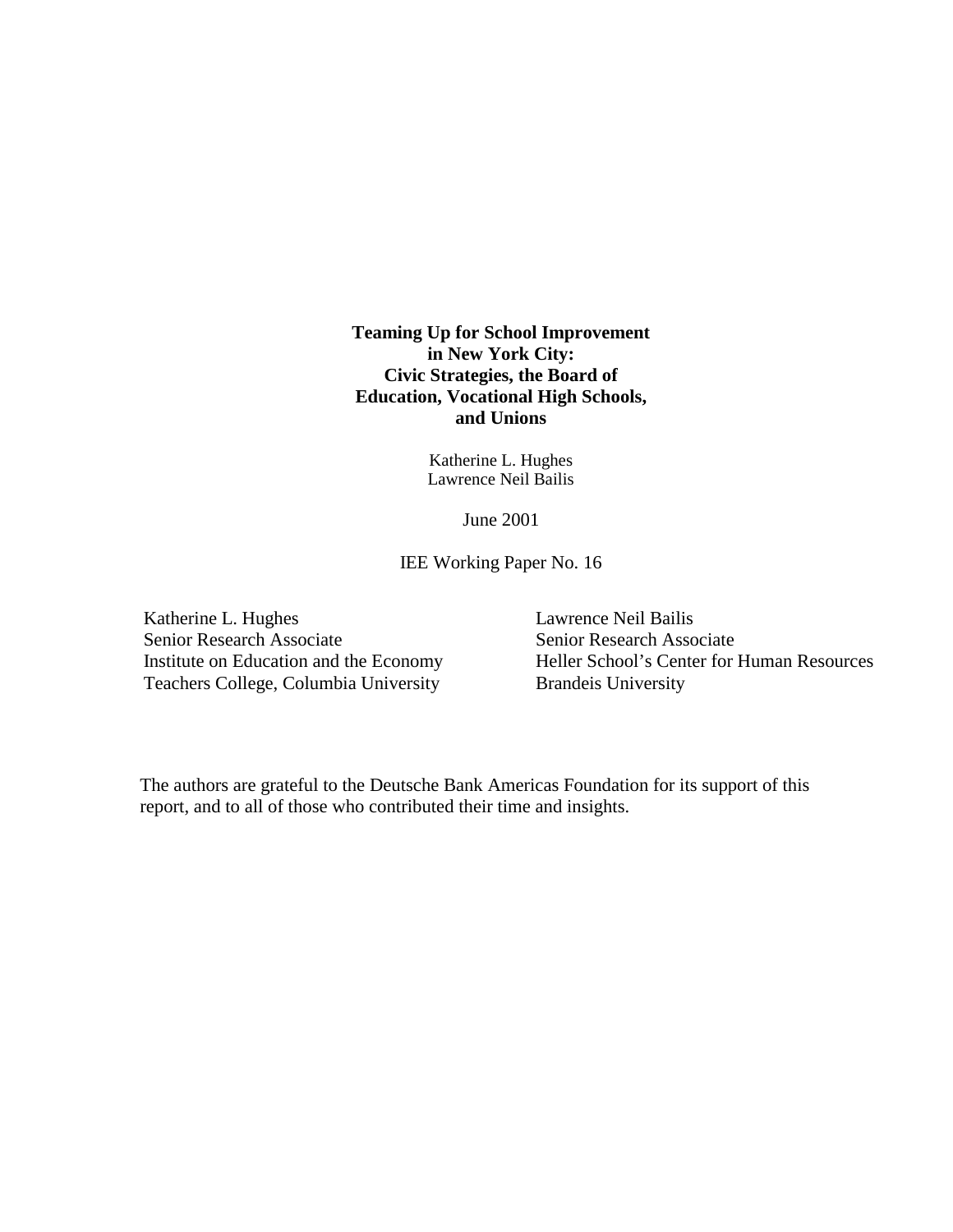# Teaming Up for School Improvement in New York City: Civic Strategies, the Board of Education, Vocational High Schools, and Unions

Katherine L. Hughes
Lawrence Neil Bailis

June 2001

IEE Working Paper No. 16

Katherine L. Hughes
Senior Research Associate
Institute on Education and the Economy
Teachers College, Columbia University

Lawrence Neil Bailis
Senior Research Associate
Heller School's Center for Human Resources
Brandeis University

The authors are grateful to the Deutsche Bank Americas Foundation for its support of this report, and to all of those who contributed their time and insights.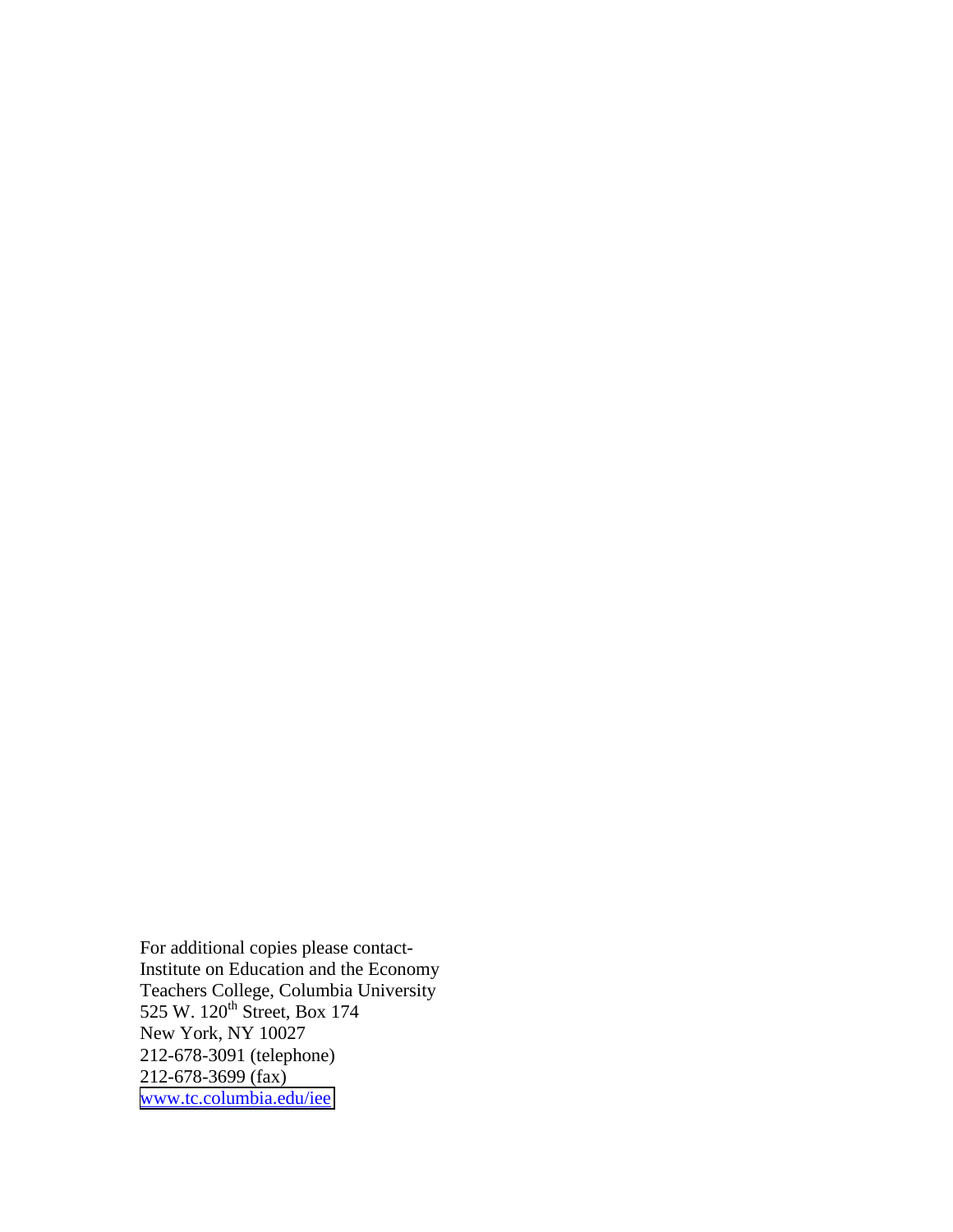For additional copies please contact-
Institute on Education and the Economy
Teachers College, Columbia University
525 W. 120th Street, Box 174
New York, NY 10027
212-678-3091 (telephone)
212-678-3699 (fax)
www.tc.columbia.edu/iee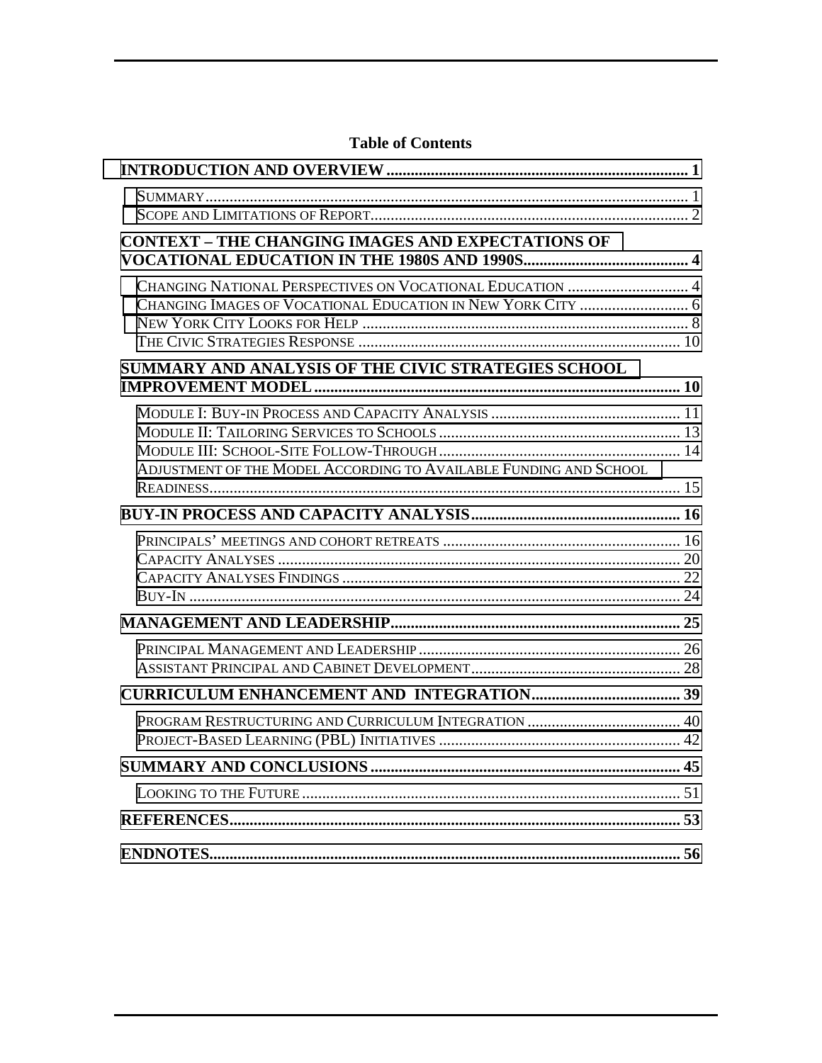## Table of Contents

**INTRODUCTION AND OVERVIEW ........................................................................... 1**

- SUMMARY ........................................................................................................................ 1
- SCOPE AND LIMITATIONS OF REPORT ............................................................................... 2

**CONTEXT – THE CHANGING IMAGES AND EXPECTATIONS OF VOCATIONAL EDUCATION IN THE 1980S AND 1990S......................................... 4**

- CHANGING NATIONAL PERSPECTIVES ON VOCATIONAL EDUCATION .............................. 4
- CHANGING IMAGES OF VOCATIONAL EDUCATION IN NEW YORK CITY ........................... 6
- NEW YORK CITY LOOKS FOR HELP ................................................................................. 8
- THE CIVIC STRATEGIES RESPONSE ................................................................................ 10

**SUMMARY AND ANALYSIS OF THE CIVIC STRATEGIES SCHOOL IMPROVEMENT MODEL ........................................................................................... 10**

- MODULE I: BUY-IN PROCESS AND CAPACITY ANALYSIS ............................................... 11
- MODULE II: TAILORING SERVICES TO SCHOOLS ............................................................ 13
- MODULE III: SCHOOL-SITE FOLLOW-THROUGH ............................................................ 14
- ADJUSTMENT OF THE MODEL ACCORDING TO AVAILABLE FUNDING AND SCHOOL READINESS..................................................................................................................... 15

**BUY-IN PROCESS AND CAPACITY ANALYSIS.................................................... 16**

- PRINCIPALS' MEETINGS AND COHORT RETREATS ........................................................... 16
- CAPACITY ANALYSES .................................................................................................... 20
- CAPACITY ANALYSES FINDINGS ................................................................................... 22
- BUY-IN .......................................................................................................................... 24

**MANAGEMENT AND LEADERSHIP........................................................................ 25**

- PRINCIPAL MANAGEMENT AND LEADERSHIP ................................................................. 26
- ASSISTANT PRINCIPAL AND CABINET DEVELOPMENT.................................................... 28

**CURRICULUM ENHANCEMENT AND INTEGRATION..................................... 39**

- PROGRAM RESTRUCTURING AND CURRICULUM INTEGRATION ...................................... 40
- PROJECT-BASED LEARNING (PBL) INITIATIVES ............................................................ 42

**SUMMARY AND CONCLUSIONS ............................................................................ 45**

- LOOKING TO THE FUTURE .............................................................................................. 51

**REFERENCES................................................................................................................ 53**

**ENDNOTES.................................................................................................................... 56**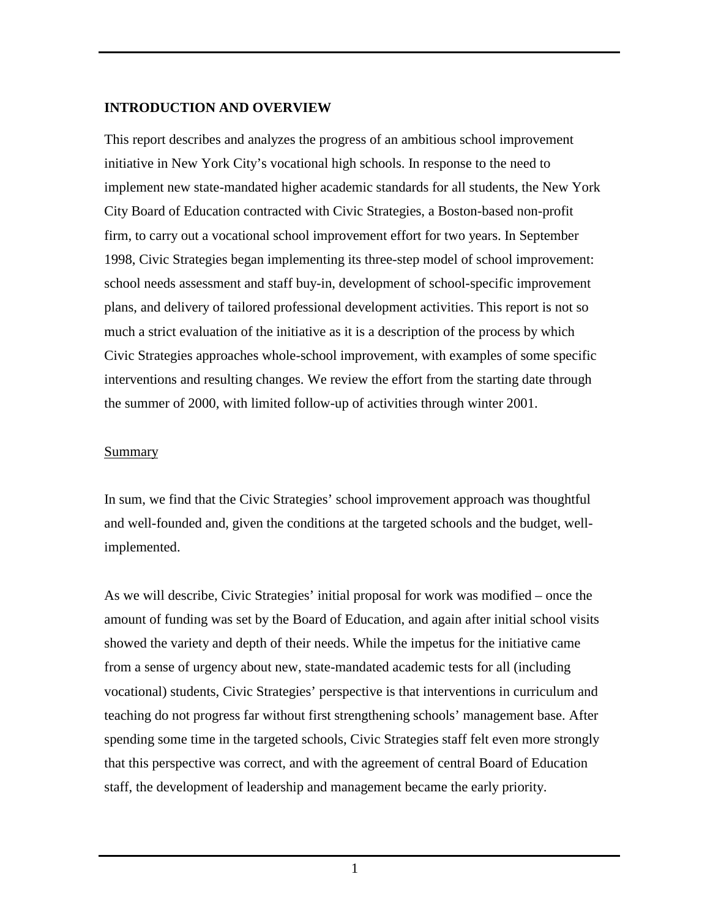## INTRODUCTION AND OVERVIEW

This report describes and analyzes the progress of an ambitious school improvement initiative in New York City's vocational high schools. In response to the need to implement new state-mandated higher academic standards for all students, the New York City Board of Education contracted with Civic Strategies, a Boston-based non-profit firm, to carry out a vocational school improvement effort for two years. In September 1998, Civic Strategies began implementing its three-step model of school improvement: school needs assessment and staff buy-in, development of school-specific improvement plans, and delivery of tailored professional development activities. This report is not so much a strict evaluation of the initiative as it is a description of the process by which Civic Strategies approaches whole-school improvement, with examples of some specific interventions and resulting changes. We review the effort from the starting date through the summer of 2000, with limited follow-up of activities through winter 2001.

### Summary

In sum, we find that the Civic Strategies' school improvement approach was thoughtful and well-founded and, given the conditions at the targeted schools and the budget, well-implemented.

As we will describe, Civic Strategies' initial proposal for work was modified – once the amount of funding was set by the Board of Education, and again after initial school visits showed the variety and depth of their needs. While the impetus for the initiative came from a sense of urgency about new, state-mandated academic tests for all (including vocational) students, Civic Strategies' perspective is that interventions in curriculum and teaching do not progress far without first strengthening schools' management base. After spending some time in the targeted schools, Civic Strategies staff felt even more strongly that this perspective was correct, and with the agreement of central Board of Education staff, the development of leadership and management became the early priority.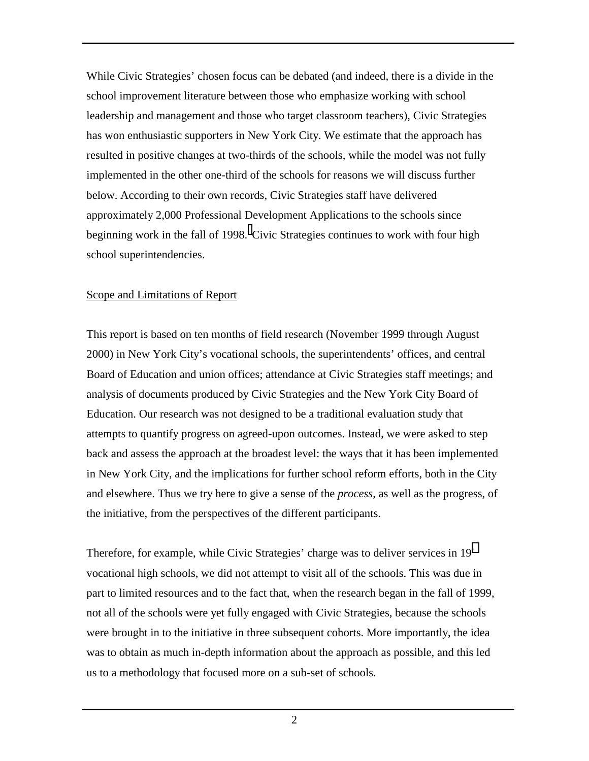While Civic Strategies' chosen focus can be debated (and indeed, there is a divide in the school improvement literature between those who emphasize working with school leadership and management and those who target classroom teachers), Civic Strategies has won enthusiastic supporters in New York City. We estimate that the approach has resulted in positive changes at two-thirds of the schools, while the model was not fully implemented in the other one-third of the schools for reasons we will discuss further below. According to their own records, Civic Strategies staff have delivered approximately 2,000 Professional Development Applications to the schools since beginning work in the fall of 1998.[i] Civic Strategies continues to work with four high school superintendencies.

Scope and Limitations of Report

This report is based on ten months of field research (November 1999 through August 2000) in New York City's vocational schools, the superintendents' offices, and central Board of Education and union offices; attendance at Civic Strategies staff meetings; and analysis of documents produced by Civic Strategies and the New York City Board of Education. Our research was not designed to be a traditional evaluation study that attempts to quantify progress on agreed-upon outcomes. Instead, we were asked to step back and assess the approach at the broadest level: the ways that it has been implemented in New York City, and the implications for further school reform efforts, both in the City and elsewhere. Thus we try here to give a sense of the *process*, as well as the progress, of the initiative, from the perspectives of the different participants.

Therefore, for example, while Civic Strategies' charge was to deliver services in 19[ii] vocational high schools, we did not attempt to visit all of the schools. This was due in part to limited resources and to the fact that, when the research began in the fall of 1999, not all of the schools were yet fully engaged with Civic Strategies, because the schools were brought in to the initiative in three subsequent cohorts. More importantly, the idea was to obtain as much in-depth information about the approach as possible, and this led us to a methodology that focused more on a sub-set of schools.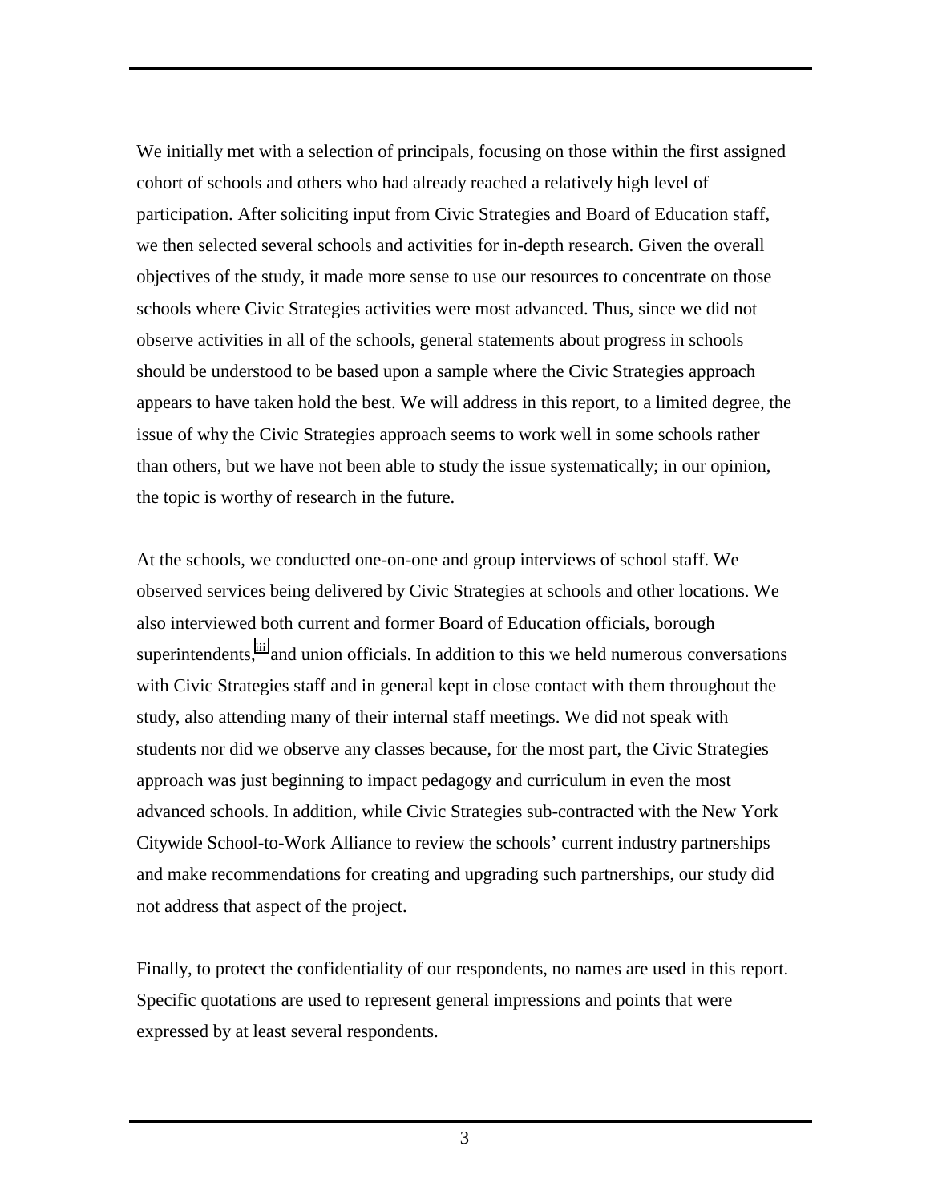We initially met with a selection of principals, focusing on those within the first assigned cohort of schools and others who had already reached a relatively high level of participation. After soliciting input from Civic Strategies and Board of Education staff, we then selected several schools and activities for in-depth research. Given the overall objectives of the study, it made more sense to use our resources to concentrate on those schools where Civic Strategies activities were most advanced. Thus, since we did not observe activities in all of the schools, general statements about progress in schools should be understood to be based upon a sample where the Civic Strategies approach appears to have taken hold the best. We will address in this report, to a limited degree, the issue of why the Civic Strategies approach seems to work well in some schools rather than others, but we have not been able to study the issue systematically; in our opinion, the topic is worthy of research in the future.

At the schools, we conducted one-on-one and group interviews of school staff. We observed services being delivered by Civic Strategies at schools and other locations. We also interviewed both current and former Board of Education officials, borough superintendents,[iii] and union officials. In addition to this we held numerous conversations with Civic Strategies staff and in general kept in close contact with them throughout the study, also attending many of their internal staff meetings. We did not speak with students nor did we observe any classes because, for the most part, the Civic Strategies approach was just beginning to impact pedagogy and curriculum in even the most advanced schools. In addition, while Civic Strategies sub-contracted with the New York Citywide School-to-Work Alliance to review the schools' current industry partnerships and make recommendations for creating and upgrading such partnerships, our study did not address that aspect of the project.

Finally, to protect the confidentiality of our respondents, no names are used in this report. Specific quotations are used to represent general impressions and points that were expressed by at least several respondents.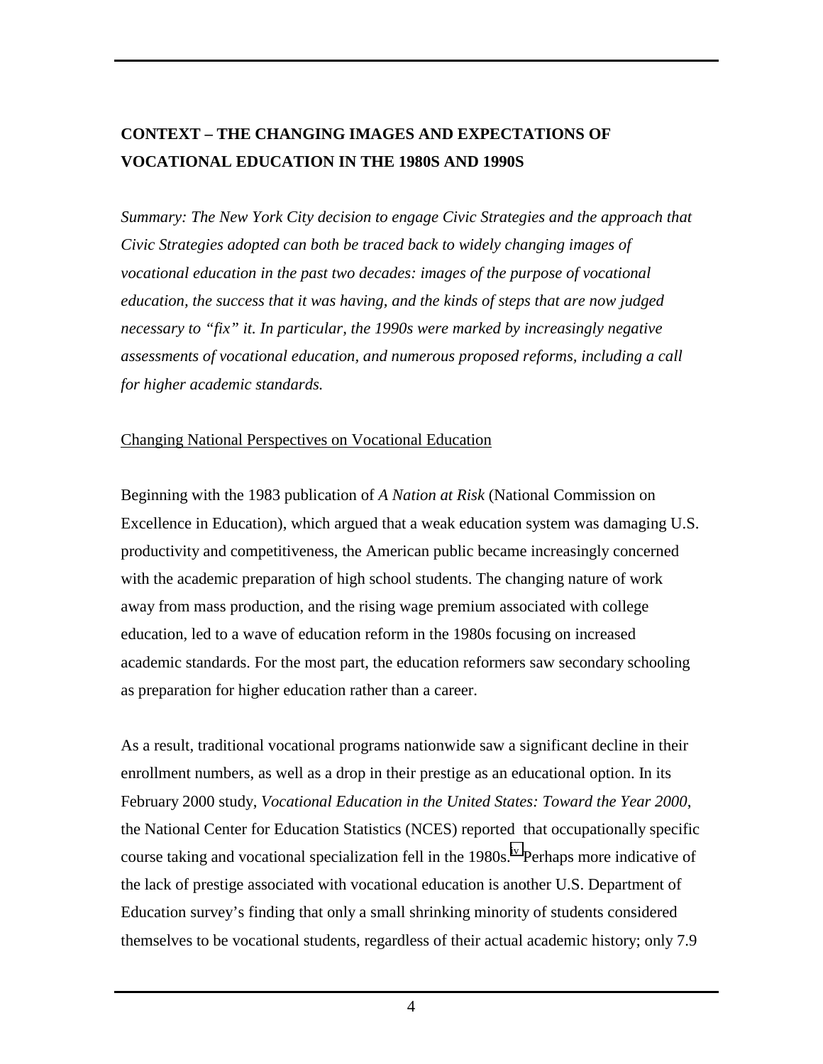## CONTEXT – THE CHANGING IMAGES AND EXPECTATIONS OF VOCATIONAL EDUCATION IN THE 1980S AND 1990S

*Summary: The New York City decision to engage Civic Strategies and the approach that Civic Strategies adopted can both be traced back to widely changing images of vocational education in the past two decades: images of the purpose of vocational education, the success that it was having, and the kinds of steps that are now judged necessary to "fix" it. In particular, the 1990s were marked by increasingly negative assessments of vocational education, and numerous proposed reforms, including a call for higher academic standards.*

### Changing National Perspectives on Vocational Education

Beginning with the 1983 publication of *A Nation at Risk* (National Commission on Excellence in Education), which argued that a weak education system was damaging U.S. productivity and competitiveness, the American public became increasingly concerned with the academic preparation of high school students. The changing nature of work away from mass production, and the rising wage premium associated with college education, led to a wave of education reform in the 1980s focusing on increased academic standards. For the most part, the education reformers saw secondary schooling as preparation for higher education rather than a career.

As a result, traditional vocational programs nationwide saw a significant decline in their enrollment numbers, as well as a drop in their prestige as an educational option. In its February 2000 study, *Vocational Education in the United States: Toward the Year 2000*, the National Center for Education Statistics (NCES) reported that occupationally specific course taking and vocational specialization fell in the 1980s.[iv] Perhaps more indicative of the lack of prestige associated with vocational education is another U.S. Department of Education survey's finding that only a small shrinking minority of students considered themselves to be vocational students, regardless of their actual academic history; only 7.9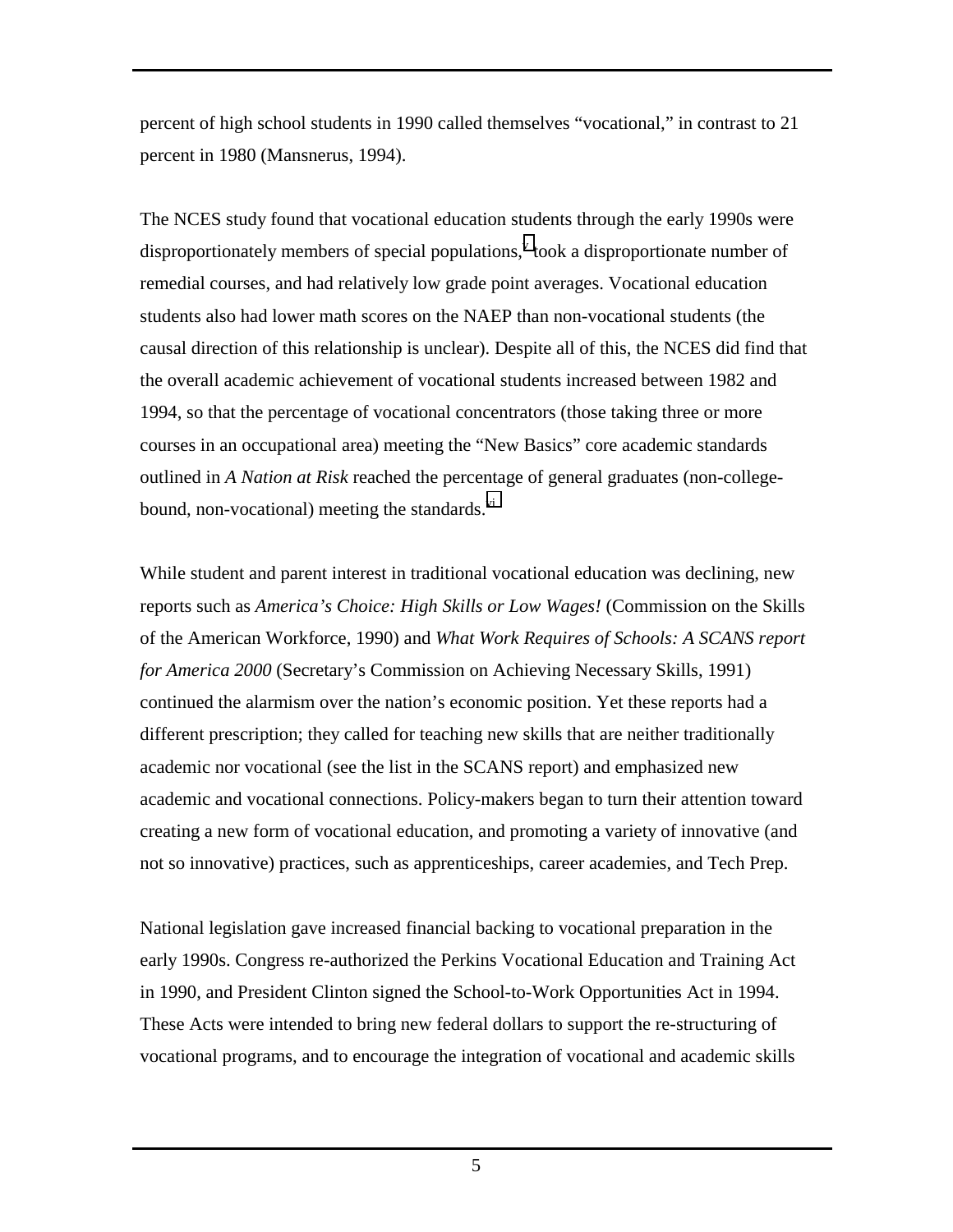percent of high school students in 1990 called themselves "vocational," in contrast to 21 percent in 1980 (Mansnerus, 1994).

The NCES study found that vocational education students through the early 1990s were disproportionately members of special populations,[v] took a disproportionate number of remedial courses, and had relatively low grade point averages. Vocational education students also had lower math scores on the NAEP than non-vocational students (the causal direction of this relationship is unclear). Despite all of this, the NCES did find that the overall academic achievement of vocational students increased between 1982 and 1994, so that the percentage of vocational concentrators (those taking three or more courses in an occupational area) meeting the "New Basics" core academic standards outlined in *A Nation at Risk* reached the percentage of general graduates (non-college-bound, non-vocational) meeting the standards.[vi]

While student and parent interest in traditional vocational education was declining, new reports such as *America's Choice: High Skills or Low Wages!* (Commission on the Skills of the American Workforce, 1990) and *What Work Requires of Schools: A SCANS report for America 2000* (Secretary's Commission on Achieving Necessary Skills, 1991) continued the alarmism over the nation's economic position. Yet these reports had a different prescription; they called for teaching new skills that are neither traditionally academic nor vocational (see the list in the SCANS report) and emphasized new academic and vocational connections. Policy-makers began to turn their attention toward creating a new form of vocational education, and promoting a variety of innovative (and not so innovative) practices, such as apprenticeships, career academies, and Tech Prep.

National legislation gave increased financial backing to vocational preparation in the early 1990s. Congress re-authorized the Perkins Vocational Education and Training Act in 1990, and President Clinton signed the School-to-Work Opportunities Act in 1994. These Acts were intended to bring new federal dollars to support the re-structuring of vocational programs, and to encourage the integration of vocational and academic skills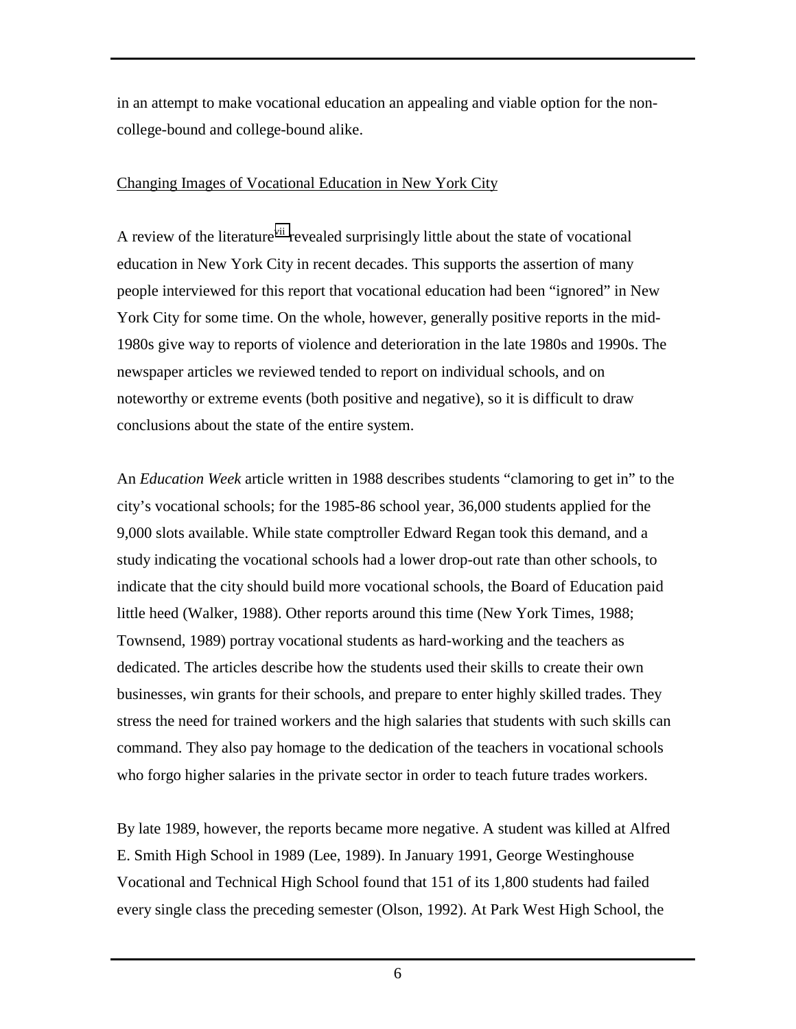in an attempt to make vocational education an appealing and viable option for the non-college-bound and college-bound alike.

Changing Images of Vocational Education in New York City

A review of the literature[vii] revealed surprisingly little about the state of vocational education in New York City in recent decades. This supports the assertion of many people interviewed for this report that vocational education had been "ignored" in New York City for some time. On the whole, however, generally positive reports in the mid-1980s give way to reports of violence and deterioration in the late 1980s and 1990s. The newspaper articles we reviewed tended to report on individual schools, and on noteworthy or extreme events (both positive and negative), so it is difficult to draw conclusions about the state of the entire system.

An *Education Week* article written in 1988 describes students "clamoring to get in" to the city's vocational schools; for the 1985-86 school year, 36,000 students applied for the 9,000 slots available. While state comptroller Edward Regan took this demand, and a study indicating the vocational schools had a lower drop-out rate than other schools, to indicate that the city should build more vocational schools, the Board of Education paid little heed (Walker, 1988). Other reports around this time (New York Times, 1988; Townsend, 1989) portray vocational students as hard-working and the teachers as dedicated. The articles describe how the students used their skills to create their own businesses, win grants for their schools, and prepare to enter highly skilled trades. They stress the need for trained workers and the high salaries that students with such skills can command. They also pay homage to the dedication of the teachers in vocational schools who forgo higher salaries in the private sector in order to teach future trades workers.

By late 1989, however, the reports became more negative. A student was killed at Alfred E. Smith High School in 1989 (Lee, 1989). In January 1991, George Westinghouse Vocational and Technical High School found that 151 of its 1,800 students had failed every single class the preceding semester (Olson, 1992). At Park West High School, the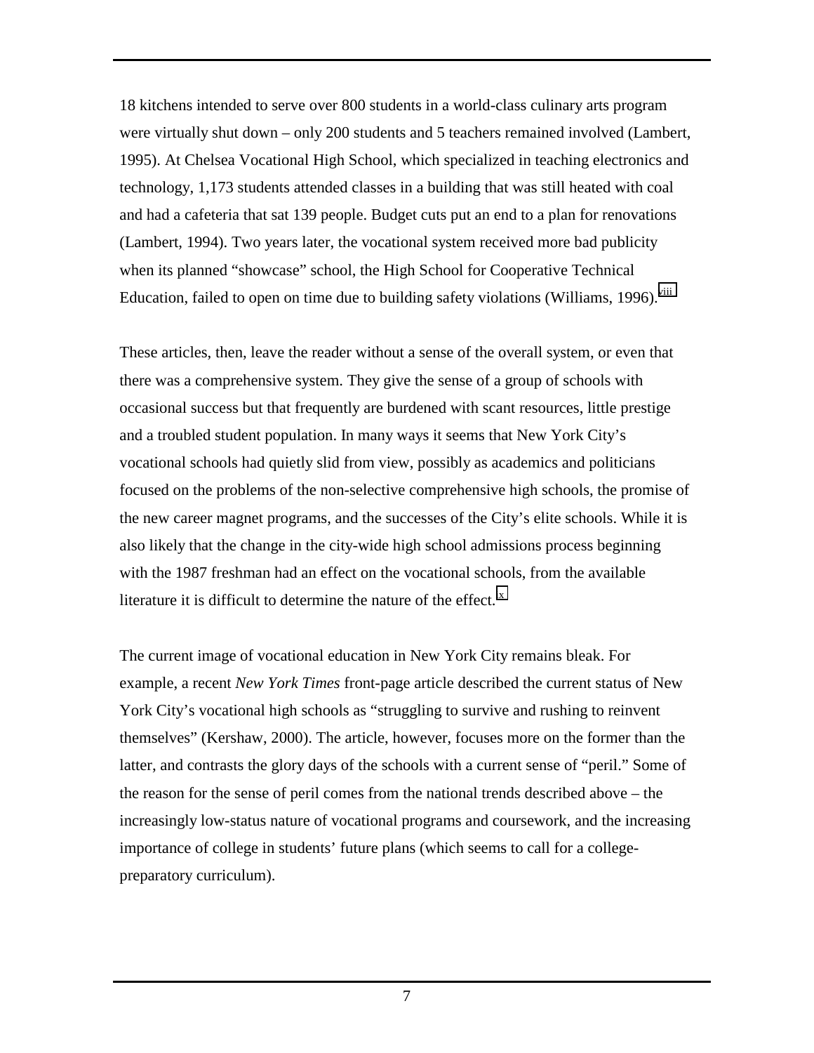18 kitchens intended to serve over 800 students in a world-class culinary arts program were virtually shut down – only 200 students and 5 teachers remained involved (Lambert, 1995). At Chelsea Vocational High School, which specialized in teaching electronics and technology, 1,173 students attended classes in a building that was still heated with coal and had a cafeteria that sat 139 people. Budget cuts put an end to a plan for renovations (Lambert, 1994). Two years later, the vocational system received more bad publicity when its planned "showcase" school, the High School for Cooperative Technical Education, failed to open on time due to building safety violations (Williams, 1996).[viii]

These articles, then, leave the reader without a sense of the overall system, or even that there was a comprehensive system. They give the sense of a group of schools with occasional success but that frequently are burdened with scant resources, little prestige and a troubled student population. In many ways it seems that New York City's vocational schools had quietly slid from view, possibly as academics and politicians focused on the problems of the non-selective comprehensive high schools, the promise of the new career magnet programs, and the successes of the City's elite schools. While it is also likely that the change in the city-wide high school admissions process beginning with the 1987 freshman had an effect on the vocational schools, from the available literature it is difficult to determine the nature of the effect.[x]

The current image of vocational education in New York City remains bleak. For example, a recent *New York Times* front-page article described the current status of New York City's vocational high schools as "struggling to survive and rushing to reinvent themselves" (Kershaw, 2000). The article, however, focuses more on the former than the latter, and contrasts the glory days of the schools with a current sense of "peril." Some of the reason for the sense of peril comes from the national trends described above – the increasingly low-status nature of vocational programs and coursework, and the increasing importance of college in students' future plans (which seems to call for a college-preparatory curriculum).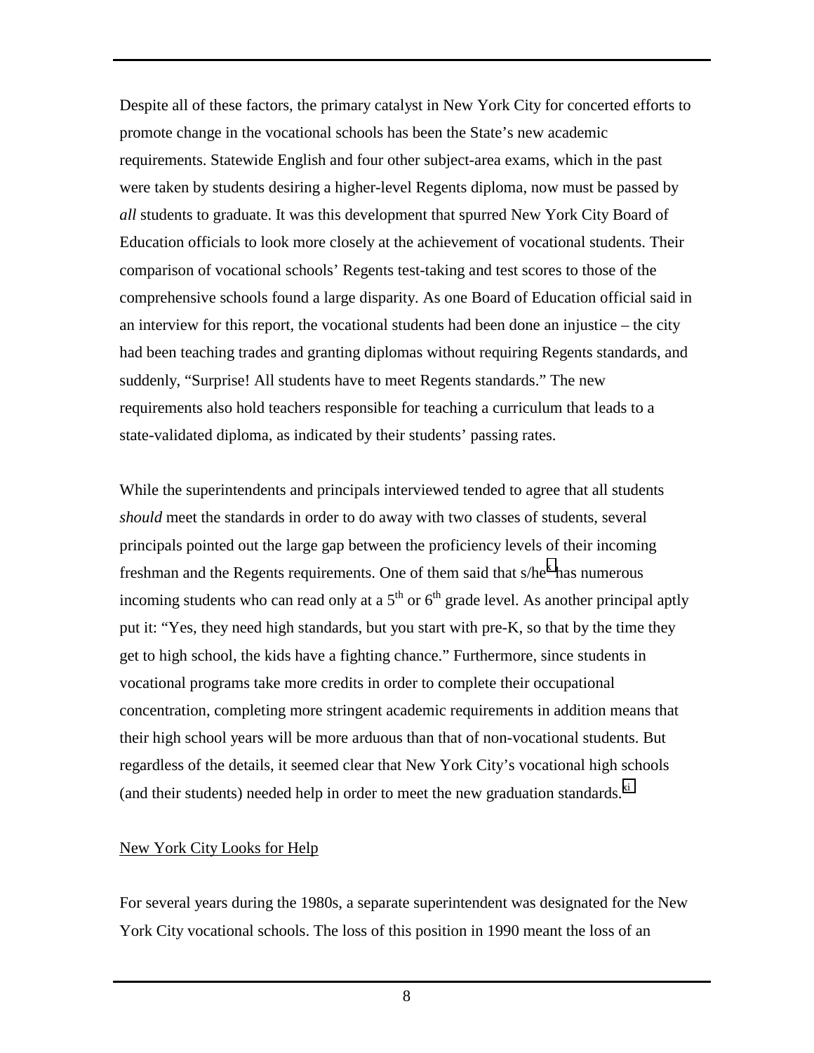Despite all of these factors, the primary catalyst in New York City for concerted efforts to promote change in the vocational schools has been the State's new academic requirements. Statewide English and four other subject-area exams, which in the past were taken by students desiring a higher-level Regents diploma, now must be passed by *all* students to graduate. It was this development that spurred New York City Board of Education officials to look more closely at the achievement of vocational students. Their comparison of vocational schools' Regents test-taking and test scores to those of the comprehensive schools found a large disparity. As one Board of Education official said in an interview for this report, the vocational students had been done an injustice – the city had been teaching trades and granting diplomas without requiring Regents standards, and suddenly, "Surprise! All students have to meet Regents standards." The new requirements also hold teachers responsible for teaching a curriculum that leads to a state-validated diploma, as indicated by their students' passing rates.

While the superintendents and principals interviewed tended to agree that all students *should* meet the standards in order to do away with two classes of students, several principals pointed out the large gap between the proficiency levels of their incoming freshman and the Regents requirements. One of them said that s/he[x] has numerous incoming students who can read only at a 5th or 6th grade level. As another principal aptly put it: "Yes, they need high standards, but you start with pre-K, so that by the time they get to high school, the kids have a fighting chance." Furthermore, since students in vocational programs take more credits in order to complete their occupational concentration, completing more stringent academic requirements in addition means that their high school years will be more arduous than that of non-vocational students. But regardless of the details, it seemed clear that New York City's vocational high schools (and their students) needed help in order to meet the new graduation standards.[xi]

## New York City Looks for Help

For several years during the 1980s, a separate superintendent was designated for the New York City vocational schools. The loss of this position in 1990 meant the loss of an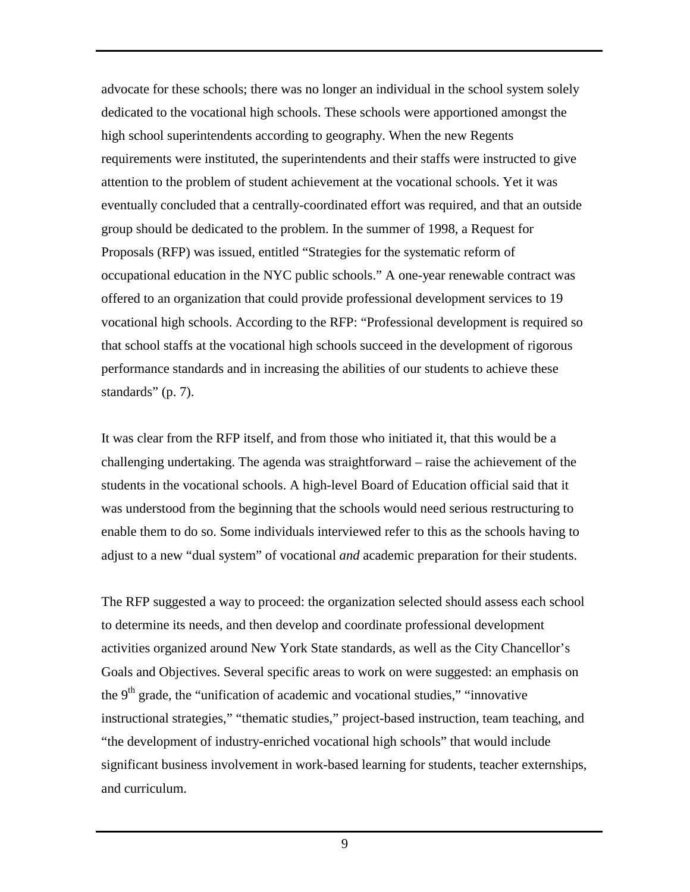advocate for these schools; there was no longer an individual in the school system solely dedicated to the vocational high schools. These schools were apportioned amongst the high school superintendents according to geography. When the new Regents requirements were instituted, the superintendents and their staffs were instructed to give attention to the problem of student achievement at the vocational schools. Yet it was eventually concluded that a centrally-coordinated effort was required, and that an outside group should be dedicated to the problem. In the summer of 1998, a Request for Proposals (RFP) was issued, entitled "Strategies for the systematic reform of occupational education in the NYC public schools." A one-year renewable contract was offered to an organization that could provide professional development services to 19 vocational high schools. According to the RFP: "Professional development is required so that school staffs at the vocational high schools succeed in the development of rigorous performance standards and in increasing the abilities of our students to achieve these standards" (p. 7).

It was clear from the RFP itself, and from those who initiated it, that this would be a challenging undertaking. The agenda was straightforward – raise the achievement of the students in the vocational schools. A high-level Board of Education official said that it was understood from the beginning that the schools would need serious restructuring to enable them to do so. Some individuals interviewed refer to this as the schools having to adjust to a new "dual system" of vocational *and* academic preparation for their students.

The RFP suggested a way to proceed: the organization selected should assess each school to determine its needs, and then develop and coordinate professional development activities organized around New York State standards, as well as the City Chancellor's Goals and Objectives. Several specific areas to work on were suggested: an emphasis on the 9th grade, the "unification of academic and vocational studies," "innovative instructional strategies," "thematic studies," project-based instruction, team teaching, and "the development of industry-enriched vocational high schools" that would include significant business involvement in work-based learning for students, teacher externships, and curriculum.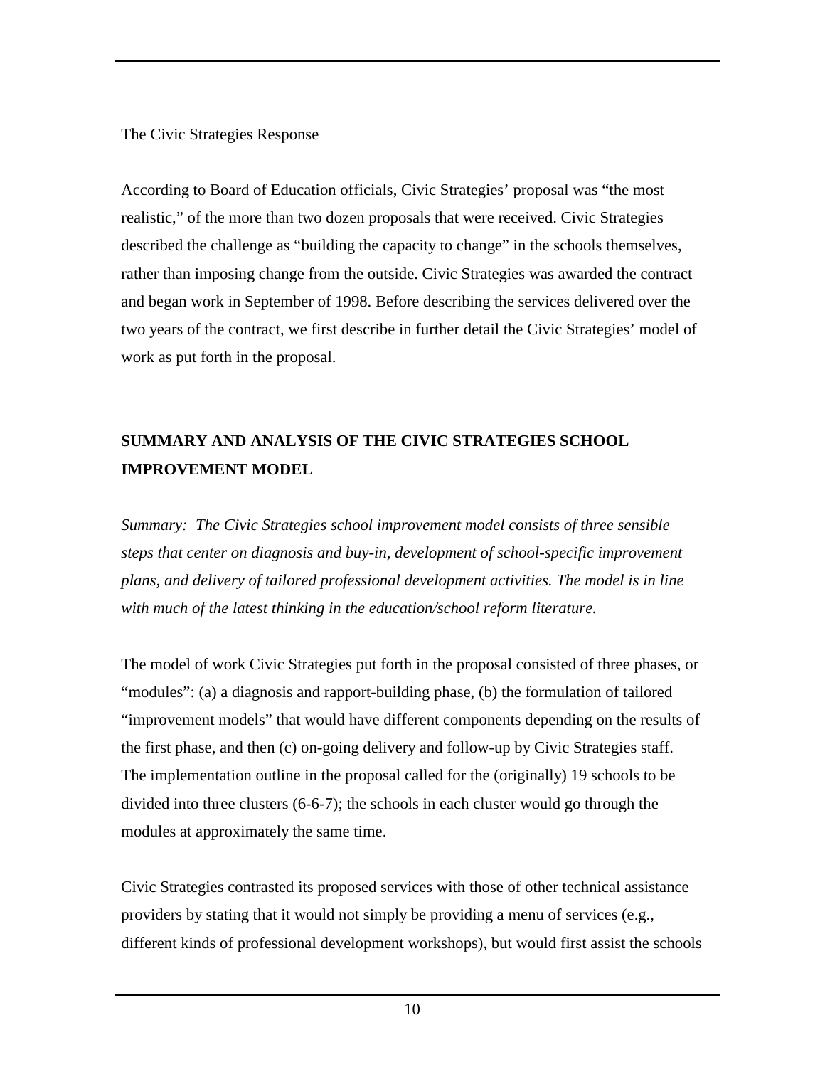The Civic Strategies Response

According to Board of Education officials, Civic Strategies' proposal was "the most realistic," of the more than two dozen proposals that were received. Civic Strategies described the challenge as "building the capacity to change" in the schools themselves, rather than imposing change from the outside. Civic Strategies was awarded the contract and began work in September of 1998. Before describing the services delivered over the two years of the contract, we first describe in further detail the Civic Strategies' model of work as put forth in the proposal.

## SUMMARY AND ANALYSIS OF THE CIVIC STRATEGIES SCHOOL IMPROVEMENT MODEL

*Summary: The Civic Strategies school improvement model consists of three sensible steps that center on diagnosis and buy-in, development of school-specific improvement plans, and delivery of tailored professional development activities. The model is in line with much of the latest thinking in the education/school reform literature.*

The model of work Civic Strategies put forth in the proposal consisted of three phases, or "modules": (a) a diagnosis and rapport-building phase, (b) the formulation of tailored "improvement models" that would have different components depending on the results of the first phase, and then (c) on-going delivery and follow-up by Civic Strategies staff. The implementation outline in the proposal called for the (originally) 19 schools to be divided into three clusters (6-6-7); the schools in each cluster would go through the modules at approximately the same time.

Civic Strategies contrasted its proposed services with those of other technical assistance providers by stating that it would not simply be providing a menu of services (e.g., different kinds of professional development workshops), but would first assist the schools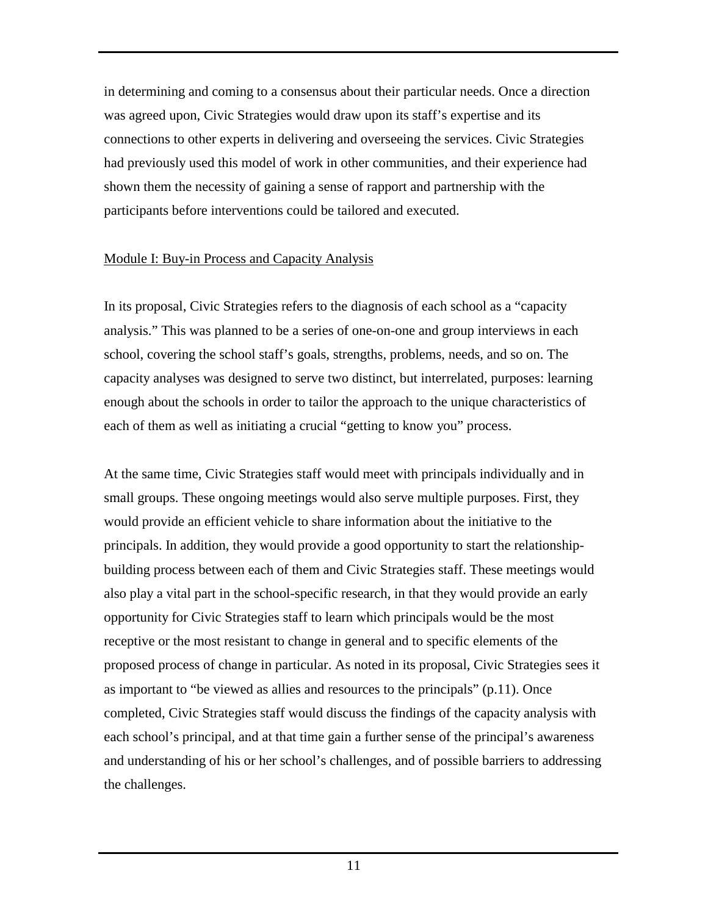in determining and coming to a consensus about their particular needs. Once a direction was agreed upon, Civic Strategies would draw upon its staff's expertise and its connections to other experts in delivering and overseeing the services. Civic Strategies had previously used this model of work in other communities, and their experience had shown them the necessity of gaining a sense of rapport and partnership with the participants before interventions could be tailored and executed.

<u>Module I: Buy-in Process and Capacity Analysis</u>

In its proposal, Civic Strategies refers to the diagnosis of each school as a "capacity analysis." This was planned to be a series of one-on-one and group interviews in each school, covering the school staff's goals, strengths, problems, needs, and so on. The capacity analyses was designed to serve two distinct, but interrelated, purposes: learning enough about the schools in order to tailor the approach to the unique characteristics of each of them as well as initiating a crucial "getting to know you" process.

At the same time, Civic Strategies staff would meet with principals individually and in small groups. These ongoing meetings would also serve multiple purposes. First, they would provide an efficient vehicle to share information about the initiative to the principals. In addition, they would provide a good opportunity to start the relationship-building process between each of them and Civic Strategies staff. These meetings would also play a vital part in the school-specific research, in that they would provide an early opportunity for Civic Strategies staff to learn which principals would be the most receptive or the most resistant to change in general and to specific elements of the proposed process of change in particular. As noted in its proposal, Civic Strategies sees it as important to "be viewed as allies and resources to the principals" (p.11). Once completed, Civic Strategies staff would discuss the findings of the capacity analysis with each school's principal, and at that time gain a further sense of the principal's awareness and understanding of his or her school's challenges, and of possible barriers to addressing the challenges.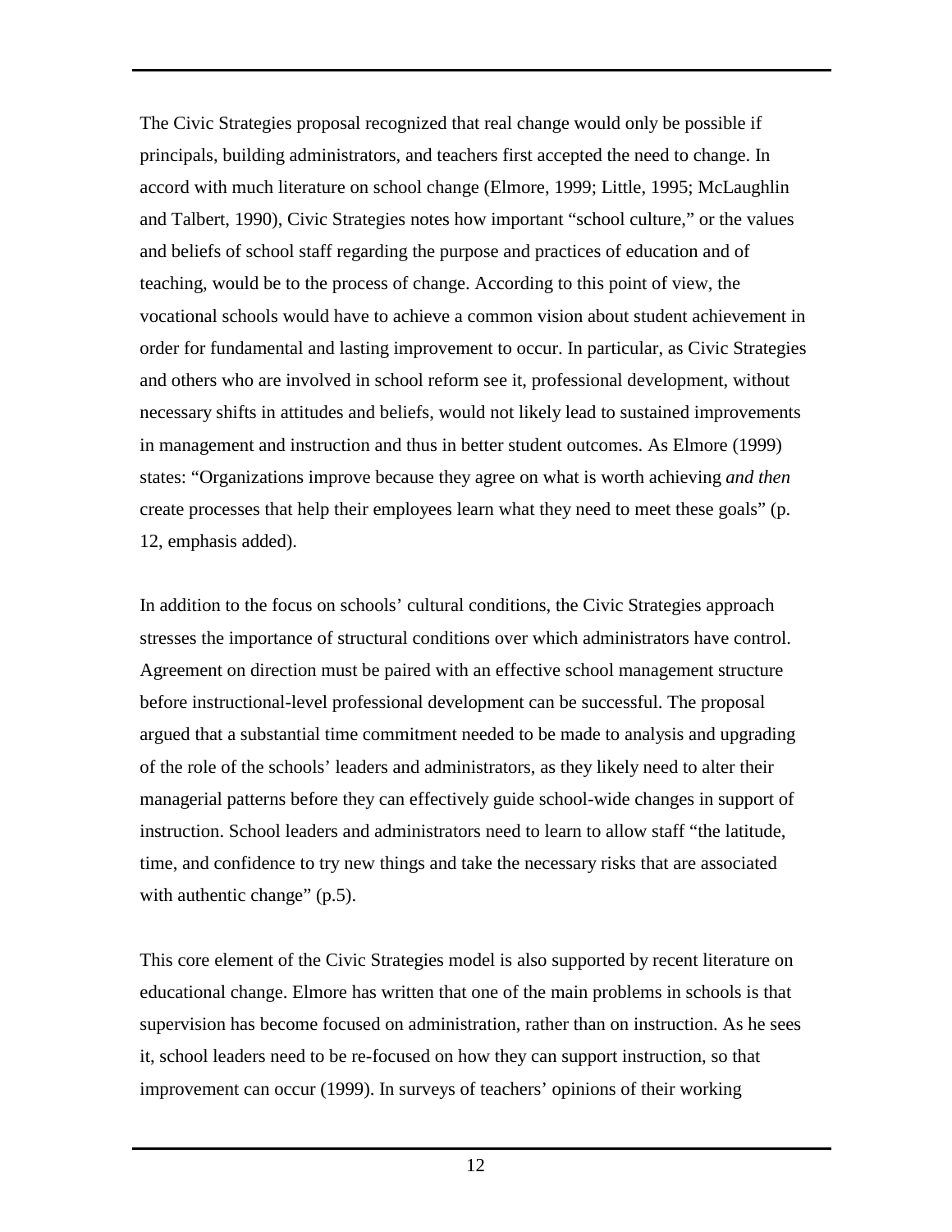The Civic Strategies proposal recognized that real change would only be possible if principals, building administrators, and teachers first accepted the need to change. In accord with much literature on school change (Elmore, 1999; Little, 1995; McLaughlin and Talbert, 1990), Civic Strategies notes how important "school culture," or the values and beliefs of school staff regarding the purpose and practices of education and of teaching, would be to the process of change. According to this point of view, the vocational schools would have to achieve a common vision about student achievement in order for fundamental and lasting improvement to occur. In particular, as Civic Strategies and others who are involved in school reform see it, professional development, without necessary shifts in attitudes and beliefs, would not likely lead to sustained improvements in management and instruction and thus in better student outcomes. As Elmore (1999) states: "Organizations improve because they agree on what is worth achieving *and then* create processes that help their employees learn what they need to meet these goals" (p. 12, emphasis added).

In addition to the focus on schools' cultural conditions, the Civic Strategies approach stresses the importance of structural conditions over which administrators have control. Agreement on direction must be paired with an effective school management structure before instructional-level professional development can be successful. The proposal argued that a substantial time commitment needed to be made to analysis and upgrading of the role of the schools' leaders and administrators, as they likely need to alter their managerial patterns before they can effectively guide school-wide changes in support of instruction. School leaders and administrators need to learn to allow staff "the latitude, time, and confidence to try new things and take the necessary risks that are associated with authentic change" (p.5).

This core element of the Civic Strategies model is also supported by recent literature on educational change. Elmore has written that one of the main problems in schools is that supervision has become focused on administration, rather than on instruction. As he sees it, school leaders need to be re-focused on how they can support instruction, so that improvement can occur (1999). In surveys of teachers' opinions of their working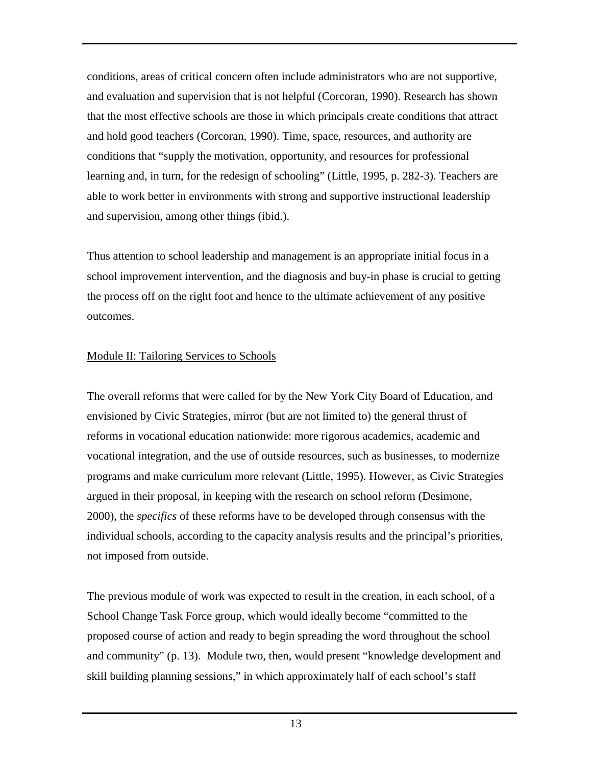conditions, areas of critical concern often include administrators who are not supportive, and evaluation and supervision that is not helpful (Corcoran, 1990). Research has shown that the most effective schools are those in which principals create conditions that attract and hold good teachers (Corcoran, 1990). Time, space, resources, and authority are conditions that "supply the motivation, opportunity, and resources for professional learning and, in turn, for the redesign of schooling" (Little, 1995, p. 282-3). Teachers are able to work better in environments with strong and supportive instructional leadership and supervision, among other things (ibid.).

Thus attention to school leadership and management is an appropriate initial focus in a school improvement intervention, and the diagnosis and buy-in phase is crucial to getting the process off on the right foot and hence to the ultimate achievement of any positive outcomes.

Module II: Tailoring Services to Schools

The overall reforms that were called for by the New York City Board of Education, and envisioned by Civic Strategies, mirror (but are not limited to) the general thrust of reforms in vocational education nationwide: more rigorous academics, academic and vocational integration, and the use of outside resources, such as businesses, to modernize programs and make curriculum more relevant (Little, 1995). However, as Civic Strategies argued in their proposal, in keeping with the research on school reform (Desimone, 2000), the *specifics* of these reforms have to be developed through consensus with the individual schools, according to the capacity analysis results and the principal's priorities, not imposed from outside.

The previous module of work was expected to result in the creation, in each school, of a School Change Task Force group, which would ideally become "committed to the proposed course of action and ready to begin spreading the word throughout the school and community" (p. 13). Module two, then, would present "knowledge development and skill building planning sessions," in which approximately half of each school's staff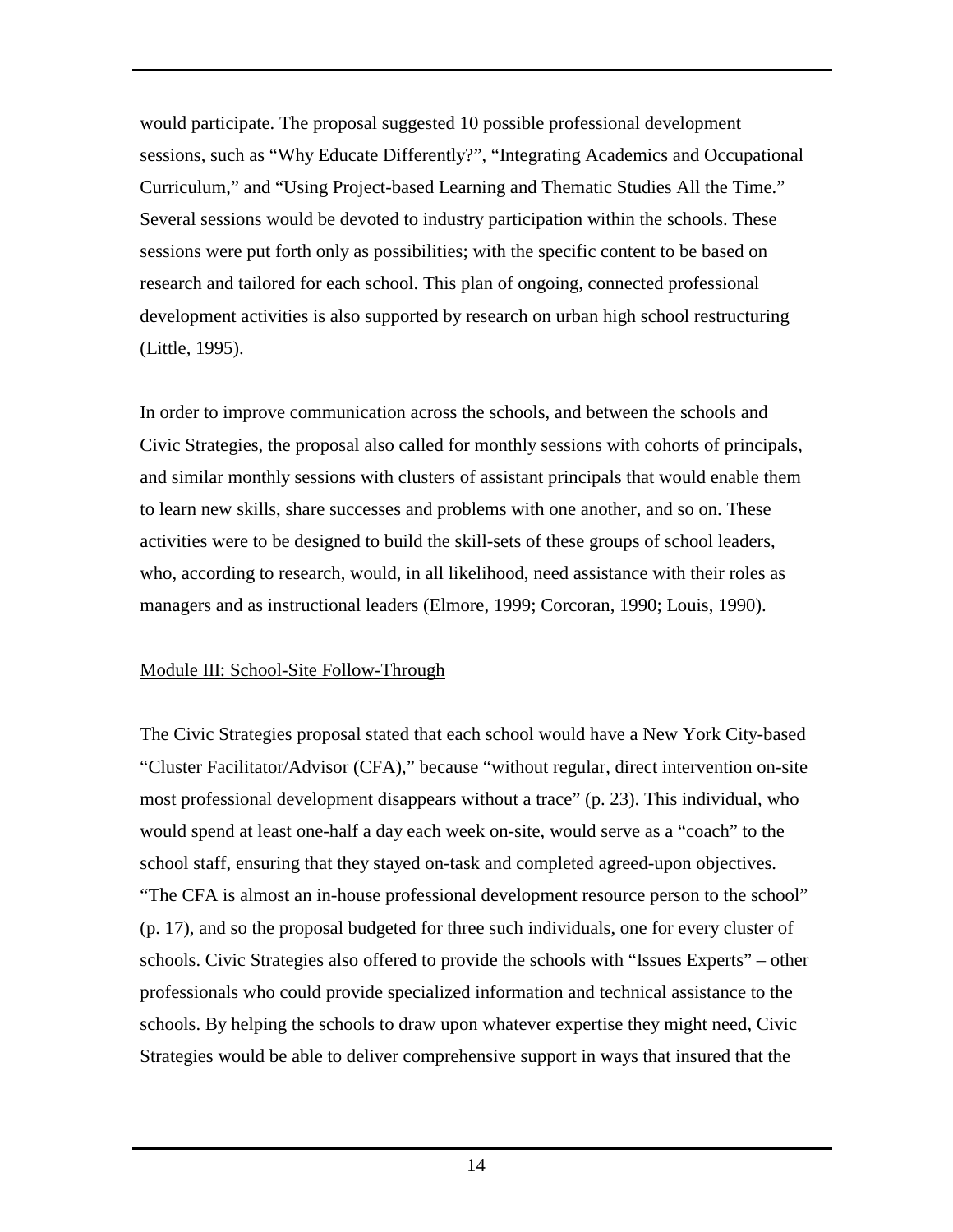would participate. The proposal suggested 10 possible professional development sessions, such as "Why Educate Differently?", "Integrating Academics and Occupational Curriculum," and "Using Project-based Learning and Thematic Studies All the Time." Several sessions would be devoted to industry participation within the schools. These sessions were put forth only as possibilities; with the specific content to be based on research and tailored for each school. This plan of ongoing, connected professional development activities is also supported by research on urban high school restructuring (Little, 1995).

In order to improve communication across the schools, and between the schools and Civic Strategies, the proposal also called for monthly sessions with cohorts of principals, and similar monthly sessions with clusters of assistant principals that would enable them to learn new skills, share successes and problems with one another, and so on. These activities were to be designed to build the skill-sets of these groups of school leaders, who, according to research, would, in all likelihood, need assistance with their roles as managers and as instructional leaders (Elmore, 1999; Corcoran, 1990; Louis, 1990).

<u>Module III: School-Site Follow-Through</u>

The Civic Strategies proposal stated that each school would have a New York City-based "Cluster Facilitator/Advisor (CFA)," because "without regular, direct intervention on-site most professional development disappears without a trace" (p. 23). This individual, who would spend at least one-half a day each week on-site, would serve as a "coach" to the school staff, ensuring that they stayed on-task and completed agreed-upon objectives. "The CFA is almost an in-house professional development resource person to the school" (p. 17), and so the proposal budgeted for three such individuals, one for every cluster of schools. Civic Strategies also offered to provide the schools with "Issues Experts" – other professionals who could provide specialized information and technical assistance to the schools. By helping the schools to draw upon whatever expertise they might need, Civic Strategies would be able to deliver comprehensive support in ways that insured that the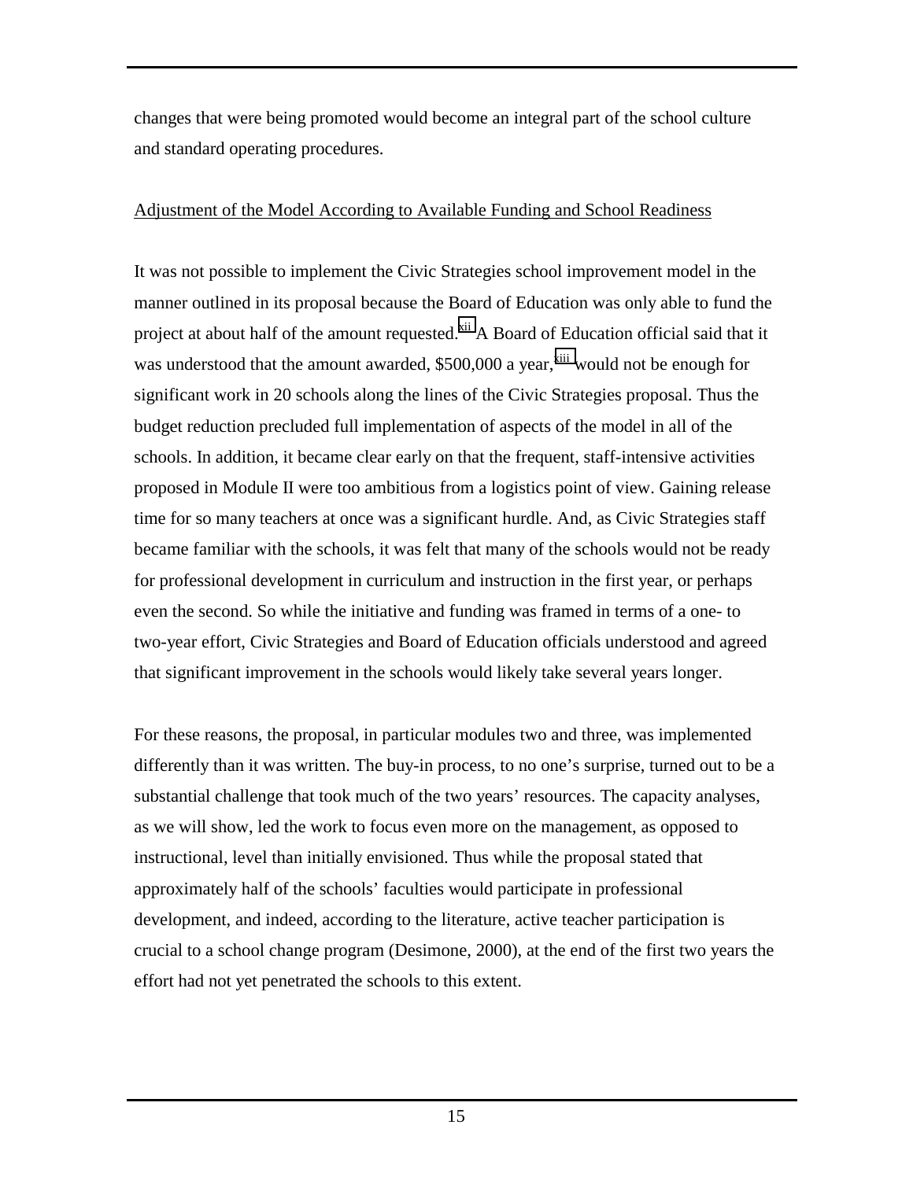changes that were being promoted would become an integral part of the school culture and standard operating procedures.

Adjustment of the Model According to Available Funding and School Readiness

It was not possible to implement the Civic Strategies school improvement model in the manner outlined in its proposal because the Board of Education was only able to fund the project at about half of the amount requested.[xii] A Board of Education official said that it was understood that the amount awarded, $500,000 a year,[xiii] would not be enough for significant work in 20 schools along the lines of the Civic Strategies proposal. Thus the budget reduction precluded full implementation of aspects of the model in all of the schools. In addition, it became clear early on that the frequent, staff-intensive activities proposed in Module II were too ambitious from a logistics point of view. Gaining release time for so many teachers at once was a significant hurdle. And, as Civic Strategies staff became familiar with the schools, it was felt that many of the schools would not be ready for professional development in curriculum and instruction in the first year, or perhaps even the second. So while the initiative and funding was framed in terms of a one- to two-year effort, Civic Strategies and Board of Education officials understood and agreed that significant improvement in the schools would likely take several years longer.

For these reasons, the proposal, in particular modules two and three, was implemented differently than it was written. The buy-in process, to no one's surprise, turned out to be a substantial challenge that took much of the two years' resources. The capacity analyses, as we will show, led the work to focus even more on the management, as opposed to instructional, level than initially envisioned. Thus while the proposal stated that approximately half of the schools' faculties would participate in professional development, and indeed, according to the literature, active teacher participation is crucial to a school change program (Desimone, 2000), at the end of the first two years the effort had not yet penetrated the schools to this extent.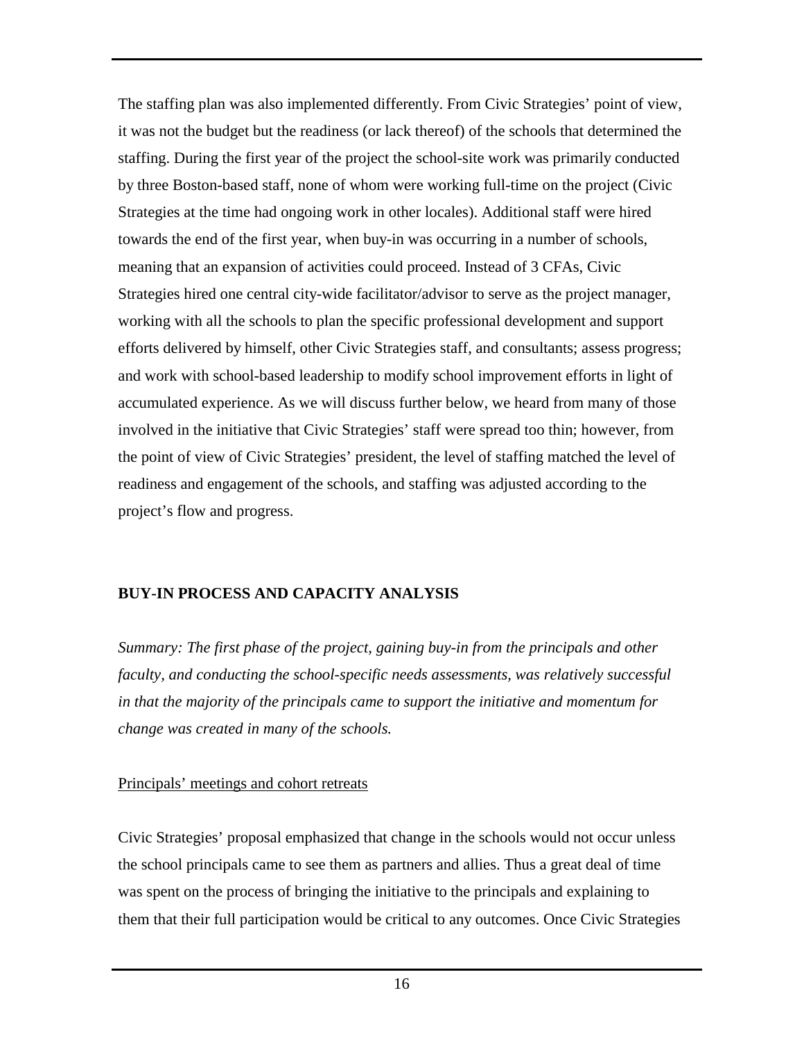The staffing plan was also implemented differently. From Civic Strategies' point of view, it was not the budget but the readiness (or lack thereof) of the schools that determined the staffing. During the first year of the project the school-site work was primarily conducted by three Boston-based staff, none of whom were working full-time on the project (Civic Strategies at the time had ongoing work in other locales). Additional staff were hired towards the end of the first year, when buy-in was occurring in a number of schools, meaning that an expansion of activities could proceed. Instead of 3 CFAs, Civic Strategies hired one central city-wide facilitator/advisor to serve as the project manager, working with all the schools to plan the specific professional development and support efforts delivered by himself, other Civic Strategies staff, and consultants; assess progress; and work with school-based leadership to modify school improvement efforts in light of accumulated experience. As we will discuss further below, we heard from many of those involved in the initiative that Civic Strategies' staff were spread too thin; however, from the point of view of Civic Strategies' president, the level of staffing matched the level of readiness and engagement of the schools, and staffing was adjusted according to the project's flow and progress.

## BUY-IN PROCESS AND CAPACITY ANALYSIS

*Summary: The first phase of the project, gaining buy-in from the principals and other faculty, and conducting the school-specific needs assessments, was relatively successful in that the majority of the principals came to support the initiative and momentum for change was created in many of the schools.*

### Principals' meetings and cohort retreats

Civic Strategies' proposal emphasized that change in the schools would not occur unless the school principals came to see them as partners and allies. Thus a great deal of time was spent on the process of bringing the initiative to the principals and explaining to them that their full participation would be critical to any outcomes. Once Civic Strategies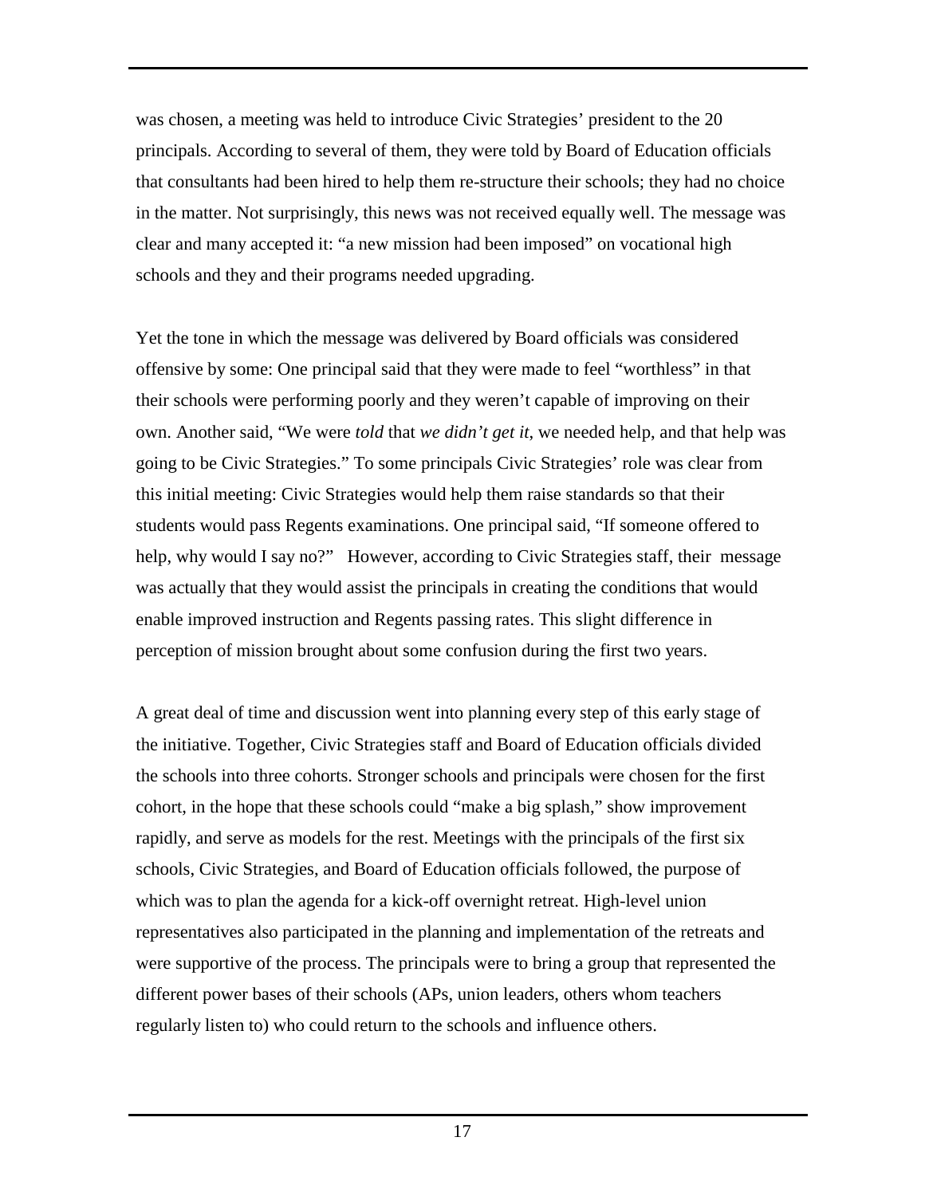was chosen, a meeting was held to introduce Civic Strategies' president to the 20 principals. According to several of them, they were told by Board of Education officials that consultants had been hired to help them re-structure their schools; they had no choice in the matter. Not surprisingly, this news was not received equally well. The message was clear and many accepted it: "a new mission had been imposed" on vocational high schools and they and their programs needed upgrading.

Yet the tone in which the message was delivered by Board officials was considered offensive by some: One principal said that they were made to feel "worthless" in that their schools were performing poorly and they weren't capable of improving on their own. Another said, "We were *told* that *we didn't get it*, we needed help, and that help was going to be Civic Strategies." To some principals Civic Strategies' role was clear from this initial meeting: Civic Strategies would help them raise standards so that their students would pass Regents examinations. One principal said, "If someone offered to help, why would I say no?" However, according to Civic Strategies staff, their message was actually that they would assist the principals in creating the conditions that would enable improved instruction and Regents passing rates. This slight difference in perception of mission brought about some confusion during the first two years.

A great deal of time and discussion went into planning every step of this early stage of the initiative. Together, Civic Strategies staff and Board of Education officials divided the schools into three cohorts. Stronger schools and principals were chosen for the first cohort, in the hope that these schools could "make a big splash," show improvement rapidly, and serve as models for the rest. Meetings with the principals of the first six schools, Civic Strategies, and Board of Education officials followed, the purpose of which was to plan the agenda for a kick-off overnight retreat. High-level union representatives also participated in the planning and implementation of the retreats and were supportive of the process. The principals were to bring a group that represented the different power bases of their schools (APs, union leaders, others whom teachers regularly listen to) who could return to the schools and influence others.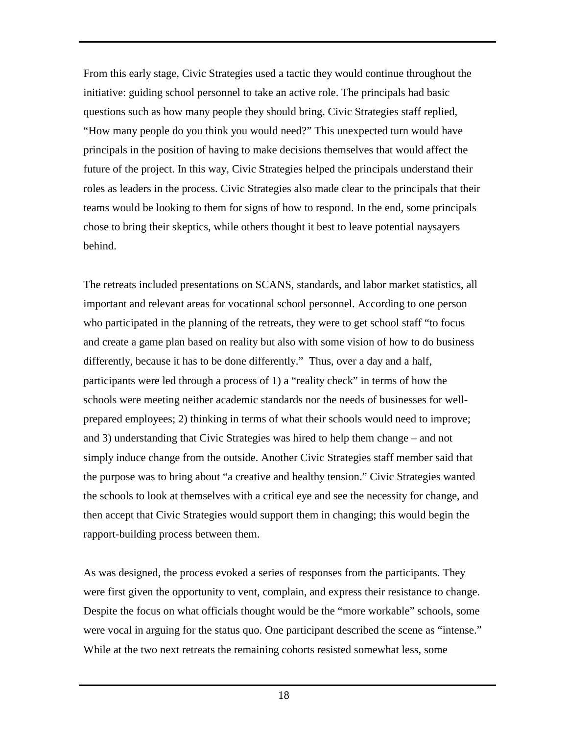From this early stage, Civic Strategies used a tactic they would continue throughout the initiative: guiding school personnel to take an active role. The principals had basic questions such as how many people they should bring. Civic Strategies staff replied, "How many people do you think you would need?" This unexpected turn would have principals in the position of having to make decisions themselves that would affect the future of the project. In this way, Civic Strategies helped the principals understand their roles as leaders in the process. Civic Strategies also made clear to the principals that their teams would be looking to them for signs of how to respond. In the end, some principals chose to bring their skeptics, while others thought it best to leave potential naysayers behind.

The retreats included presentations on SCANS, standards, and labor market statistics, all important and relevant areas for vocational school personnel. According to one person who participated in the planning of the retreats, they were to get school staff "to focus and create a game plan based on reality but also with some vision of how to do business differently, because it has to be done differently." Thus, over a day and a half, participants were led through a process of 1) a "reality check" in terms of how the schools were meeting neither academic standards nor the needs of businesses for well-prepared employees; 2) thinking in terms of what their schools would need to improve; and 3) understanding that Civic Strategies was hired to help them change – and not simply induce change from the outside. Another Civic Strategies staff member said that the purpose was to bring about "a creative and healthy tension." Civic Strategies wanted the schools to look at themselves with a critical eye and see the necessity for change, and then accept that Civic Strategies would support them in changing; this would begin the rapport-building process between them.

As was designed, the process evoked a series of responses from the participants. They were first given the opportunity to vent, complain, and express their resistance to change. Despite the focus on what officials thought would be the "more workable" schools, some were vocal in arguing for the status quo. One participant described the scene as "intense." While at the two next retreats the remaining cohorts resisted somewhat less, some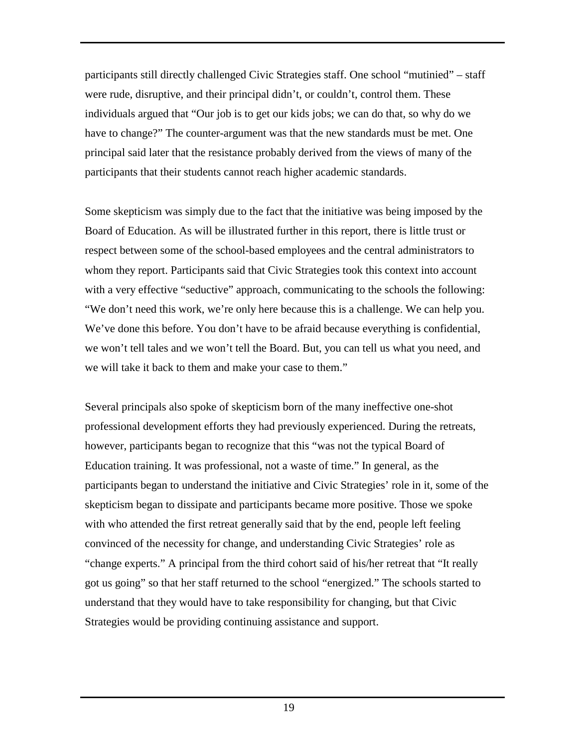participants still directly challenged Civic Strategies staff. One school "mutinied" – staff were rude, disruptive, and their principal didn't, or couldn't, control them. These individuals argued that "Our job is to get our kids jobs; we can do that, so why do we have to change?" The counter-argument was that the new standards must be met. One principal said later that the resistance probably derived from the views of many of the participants that their students cannot reach higher academic standards.

Some skepticism was simply due to the fact that the initiative was being imposed by the Board of Education. As will be illustrated further in this report, there is little trust or respect between some of the school-based employees and the central administrators to whom they report. Participants said that Civic Strategies took this context into account with a very effective "seductive" approach, communicating to the schools the following: "We don't need this work, we're only here because this is a challenge. We can help you. We've done this before. You don't have to be afraid because everything is confidential, we won't tell tales and we won't tell the Board. But, you can tell us what you need, and we will take it back to them and make your case to them."

Several principals also spoke of skepticism born of the many ineffective one-shot professional development efforts they had previously experienced. During the retreats, however, participants began to recognize that this "was not the typical Board of Education training. It was professional, not a waste of time." In general, as the participants began to understand the initiative and Civic Strategies' role in it, some of the skepticism began to dissipate and participants became more positive. Those we spoke with who attended the first retreat generally said that by the end, people left feeling convinced of the necessity for change, and understanding Civic Strategies' role as "change experts." A principal from the third cohort said of his/her retreat that "It really got us going" so that her staff returned to the school "energized." The schools started to understand that they would have to take responsibility for changing, but that Civic Strategies would be providing continuing assistance and support.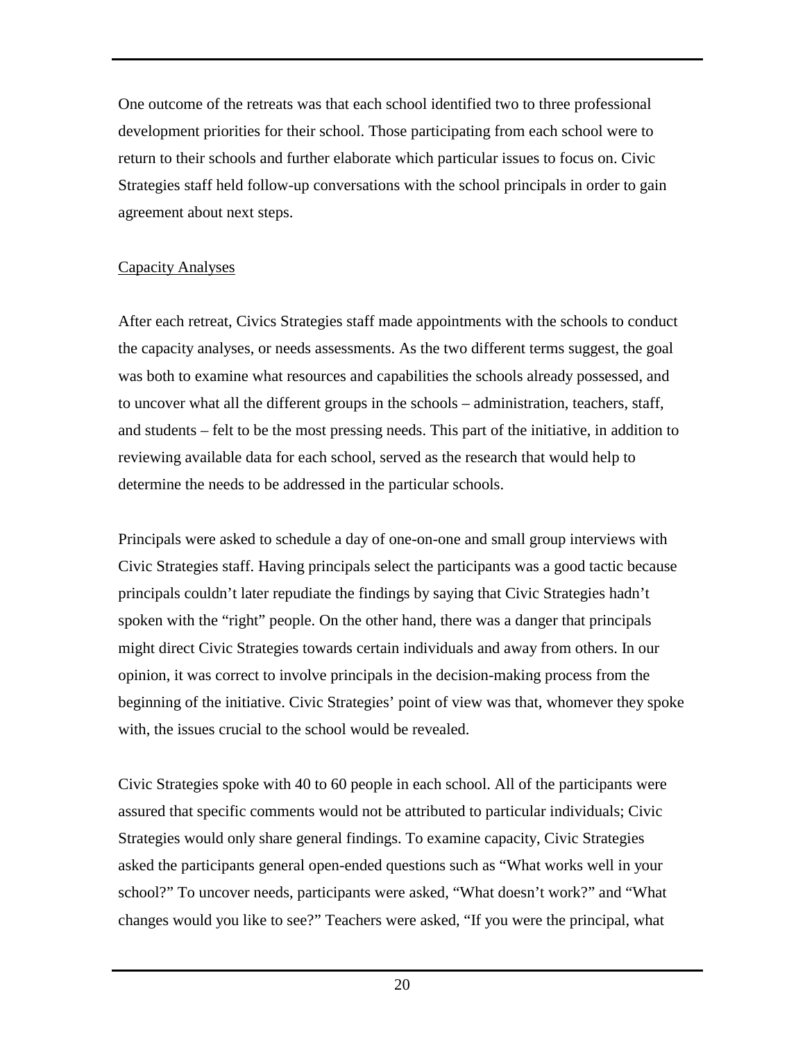One outcome of the retreats was that each school identified two to three professional development priorities for their school. Those participating from each school were to return to their schools and further elaborate which particular issues to focus on. Civic Strategies staff held follow-up conversations with the school principals in order to gain agreement about next steps.

### Capacity Analyses

After each retreat, Civics Strategies staff made appointments with the schools to conduct the capacity analyses, or needs assessments. As the two different terms suggest, the goal was both to examine what resources and capabilities the schools already possessed, and to uncover what all the different groups in the schools – administration, teachers, staff, and students – felt to be the most pressing needs. This part of the initiative, in addition to reviewing available data for each school, served as the research that would help to determine the needs to be addressed in the particular schools.

Principals were asked to schedule a day of one-on-one and small group interviews with Civic Strategies staff. Having principals select the participants was a good tactic because principals couldn't later repudiate the findings by saying that Civic Strategies hadn't spoken with the "right" people. On the other hand, there was a danger that principals might direct Civic Strategies towards certain individuals and away from others. In our opinion, it was correct to involve principals in the decision-making process from the beginning of the initiative. Civic Strategies' point of view was that, whomever they spoke with, the issues crucial to the school would be revealed.

Civic Strategies spoke with 40 to 60 people in each school. All of the participants were assured that specific comments would not be attributed to particular individuals; Civic Strategies would only share general findings. To examine capacity, Civic Strategies asked the participants general open-ended questions such as "What works well in your school?" To uncover needs, participants were asked, "What doesn't work?" and "What changes would you like to see?" Teachers were asked, "If you were the principal, what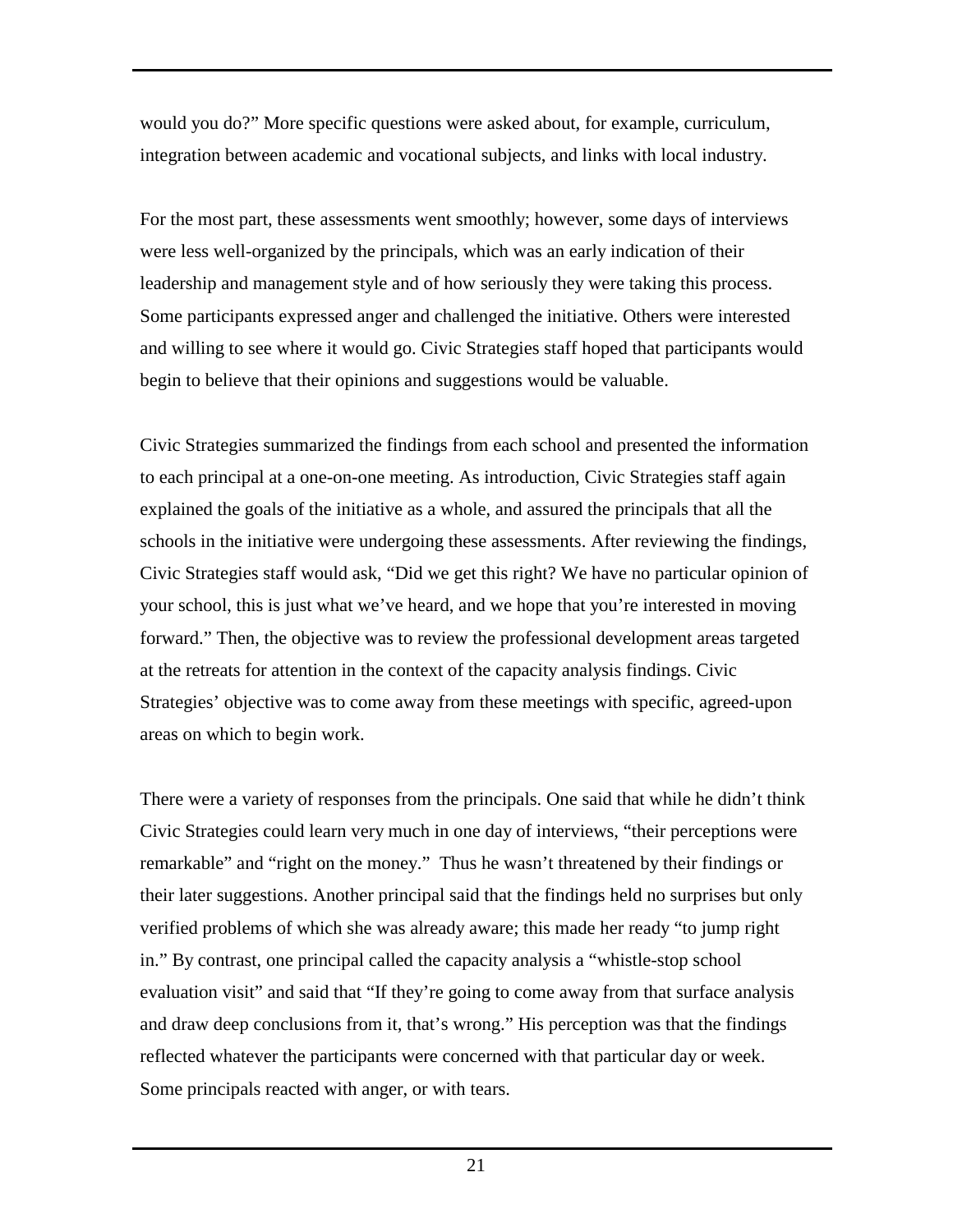would you do?" More specific questions were asked about, for example, curriculum, integration between academic and vocational subjects, and links with local industry.

For the most part, these assessments went smoothly; however, some days of interviews were less well-organized by the principals, which was an early indication of their leadership and management style and of how seriously they were taking this process. Some participants expressed anger and challenged the initiative. Others were interested and willing to see where it would go. Civic Strategies staff hoped that participants would begin to believe that their opinions and suggestions would be valuable.

Civic Strategies summarized the findings from each school and presented the information to each principal at a one-on-one meeting. As introduction, Civic Strategies staff again explained the goals of the initiative as a whole, and assured the principals that all the schools in the initiative were undergoing these assessments. After reviewing the findings, Civic Strategies staff would ask, "Did we get this right? We have no particular opinion of your school, this is just what we've heard, and we hope that you're interested in moving forward." Then, the objective was to review the professional development areas targeted at the retreats for attention in the context of the capacity analysis findings. Civic Strategies' objective was to come away from these meetings with specific, agreed-upon areas on which to begin work.

There were a variety of responses from the principals. One said that while he didn't think Civic Strategies could learn very much in one day of interviews, "their perceptions were remarkable" and "right on the money." Thus he wasn't threatened by their findings or their later suggestions. Another principal said that the findings held no surprises but only verified problems of which she was already aware; this made her ready "to jump right in." By contrast, one principal called the capacity analysis a "whistle-stop school evaluation visit" and said that "If they're going to come away from that surface analysis and draw deep conclusions from it, that's wrong." His perception was that the findings reflected whatever the participants were concerned with that particular day or week. Some principals reacted with anger, or with tears.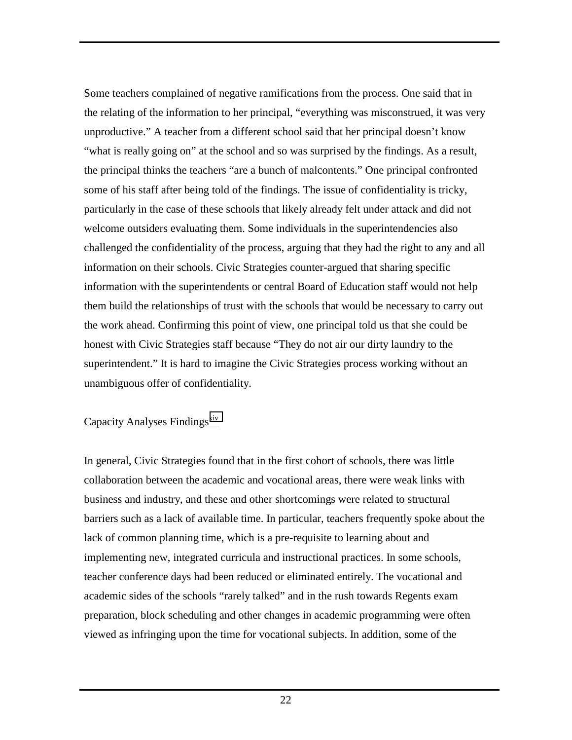Some teachers complained of negative ramifications from the process. One said that in the relating of the information to her principal, "everything was misconstrued, it was very unproductive." A teacher from a different school said that her principal doesn't know "what is really going on" at the school and so was surprised by the findings. As a result, the principal thinks the teachers "are a bunch of malcontents." One principal confronted some of his staff after being told of the findings. The issue of confidentiality is tricky, particularly in the case of these schools that likely already felt under attack and did not welcome outsiders evaluating them. Some individuals in the superintendencies also challenged the confidentiality of the process, arguing that they had the right to any and all information on their schools. Civic Strategies counter-argued that sharing specific information with the superintendents or central Board of Education staff would not help them build the relationships of trust with the schools that would be necessary to carry out the work ahead. Confirming this point of view, one principal told us that she could be honest with Civic Strategies staff because "They do not air our dirty laundry to the superintendent." It is hard to imagine the Civic Strategies process working without an unambiguous offer of confidentiality.

Capacity Analyses Findings[xiv]

In general, Civic Strategies found that in the first cohort of schools, there was little collaboration between the academic and vocational areas, there were weak links with business and industry, and these and other shortcomings were related to structural barriers such as a lack of available time. In particular, teachers frequently spoke about the lack of common planning time, which is a pre-requisite to learning about and implementing new, integrated curricula and instructional practices. In some schools, teacher conference days had been reduced or eliminated entirely. The vocational and academic sides of the schools "rarely talked" and in the rush towards Regents exam preparation, block scheduling and other changes in academic programming were often viewed as infringing upon the time for vocational subjects. In addition, some of the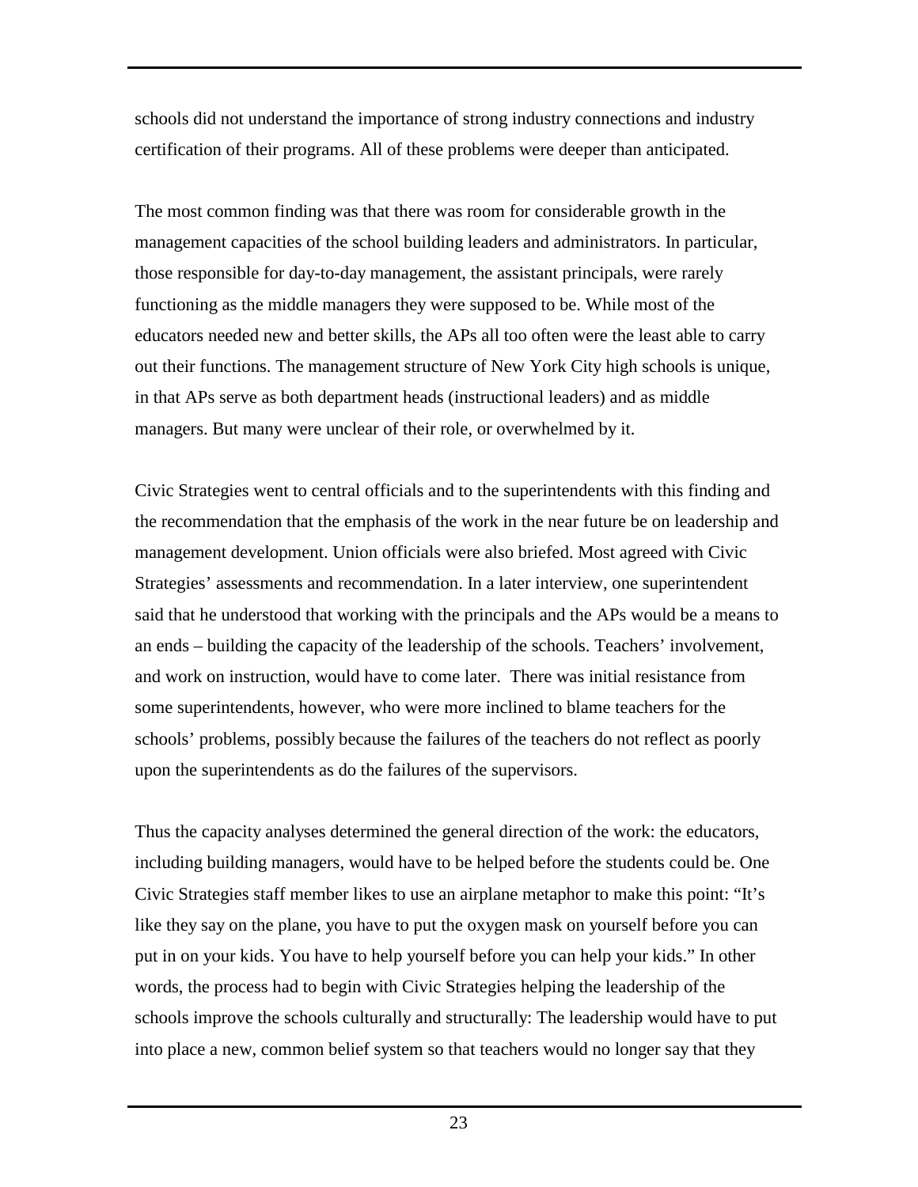schools did not understand the importance of strong industry connections and industry certification of their programs. All of these problems were deeper than anticipated.

The most common finding was that there was room for considerable growth in the management capacities of the school building leaders and administrators. In particular, those responsible for day-to-day management, the assistant principals, were rarely functioning as the middle managers they were supposed to be. While most of the educators needed new and better skills, the APs all too often were the least able to carry out their functions. The management structure of New York City high schools is unique, in that APs serve as both department heads (instructional leaders) and as middle managers. But many were unclear of their role, or overwhelmed by it.

Civic Strategies went to central officials and to the superintendents with this finding and the recommendation that the emphasis of the work in the near future be on leadership and management development. Union officials were also briefed. Most agreed with Civic Strategies' assessments and recommendation. In a later interview, one superintendent said that he understood that working with the principals and the APs would be a means to an ends – building the capacity of the leadership of the schools. Teachers' involvement, and work on instruction, would have to come later. There was initial resistance from some superintendents, however, who were more inclined to blame teachers for the schools' problems, possibly because the failures of the teachers do not reflect as poorly upon the superintendents as do the failures of the supervisors.

Thus the capacity analyses determined the general direction of the work: the educators, including building managers, would have to be helped before the students could be. One Civic Strategies staff member likes to use an airplane metaphor to make this point: "It's like they say on the plane, you have to put the oxygen mask on yourself before you can put in on your kids. You have to help yourself before you can help your kids." In other words, the process had to begin with Civic Strategies helping the leadership of the schools improve the schools culturally and structurally: The leadership would have to put into place a new, common belief system so that teachers would no longer say that they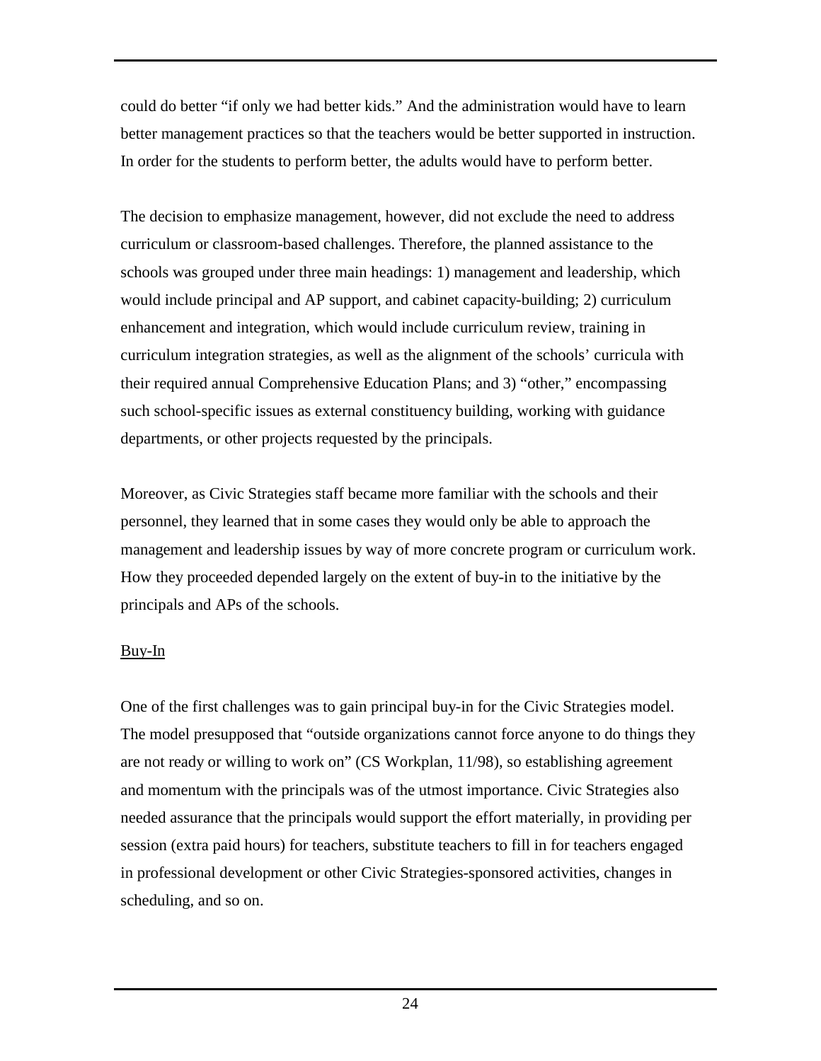could do better "if only we had better kids." And the administration would have to learn better management practices so that the teachers would be better supported in instruction. In order for the students to perform better, the adults would have to perform better.

The decision to emphasize management, however, did not exclude the need to address curriculum or classroom-based challenges. Therefore, the planned assistance to the schools was grouped under three main headings: 1) management and leadership, which would include principal and AP support, and cabinet capacity-building; 2) curriculum enhancement and integration, which would include curriculum review, training in curriculum integration strategies, as well as the alignment of the schools' curricula with their required annual Comprehensive Education Plans; and 3) "other," encompassing such school-specific issues as external constituency building, working with guidance departments, or other projects requested by the principals.

Moreover, as Civic Strategies staff became more familiar with the schools and their personnel, they learned that in some cases they would only be able to approach the management and leadership issues by way of more concrete program or curriculum work. How they proceeded depended largely on the extent of buy-in to the initiative by the principals and APs of the schools.

<u>Buy-In</u>

One of the first challenges was to gain principal buy-in for the Civic Strategies model. The model presupposed that "outside organizations cannot force anyone to do things they are not ready or willing to work on" (CS Workplan, 11/98), so establishing agreement and momentum with the principals was of the utmost importance. Civic Strategies also needed assurance that the principals would support the effort materially, in providing per session (extra paid hours) for teachers, substitute teachers to fill in for teachers engaged in professional development or other Civic Strategies-sponsored activities, changes in scheduling, and so on.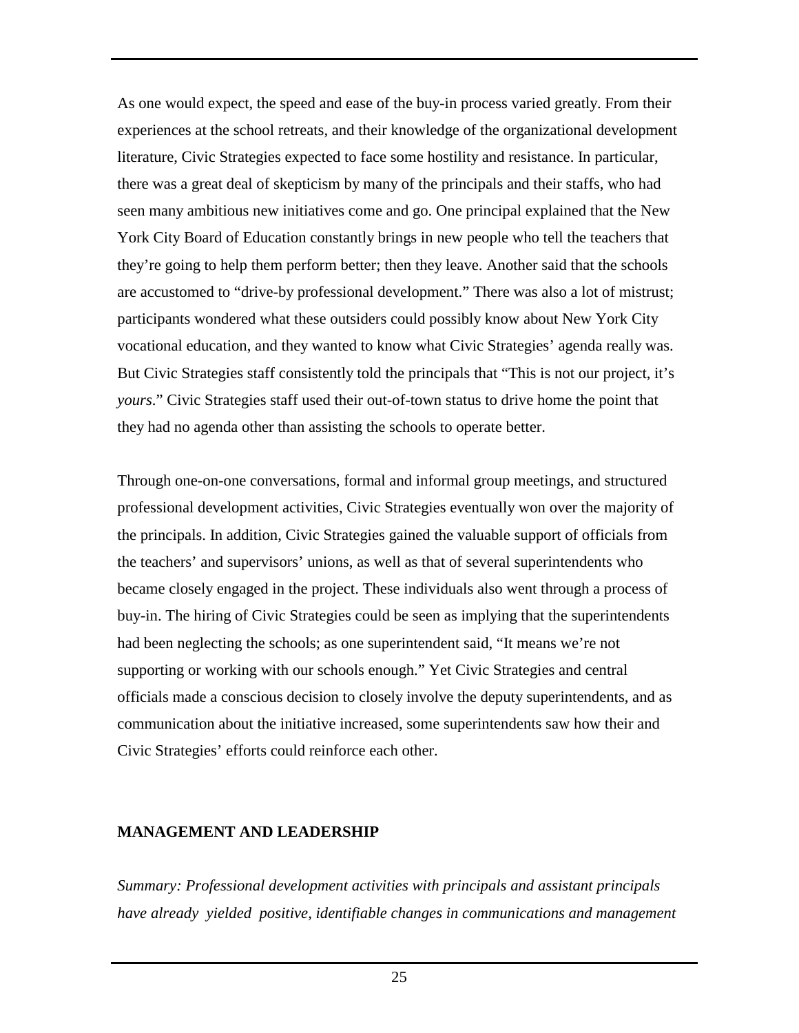As one would expect, the speed and ease of the buy-in process varied greatly. From their experiences at the school retreats, and their knowledge of the organizational development literature, Civic Strategies expected to face some hostility and resistance. In particular, there was a great deal of skepticism by many of the principals and their staffs, who had seen many ambitious new initiatives come and go. One principal explained that the New York City Board of Education constantly brings in new people who tell the teachers that they're going to help them perform better; then they leave. Another said that the schools are accustomed to "drive-by professional development." There was also a lot of mistrust; participants wondered what these outsiders could possibly know about New York City vocational education, and they wanted to know what Civic Strategies' agenda really was. But Civic Strategies staff consistently told the principals that "This is not our project, it's *yours*." Civic Strategies staff used their out-of-town status to drive home the point that they had no agenda other than assisting the schools to operate better.

Through one-on-one conversations, formal and informal group meetings, and structured professional development activities, Civic Strategies eventually won over the majority of the principals. In addition, Civic Strategies gained the valuable support of officials from the teachers' and supervisors' unions, as well as that of several superintendents who became closely engaged in the project. These individuals also went through a process of buy-in. The hiring of Civic Strategies could be seen as implying that the superintendents had been neglecting the schools; as one superintendent said, "It means we're not supporting or working with our schools enough." Yet Civic Strategies and central officials made a conscious decision to closely involve the deputy superintendents, and as communication about the initiative increased, some superintendents saw how their and Civic Strategies' efforts could reinforce each other.

## MANAGEMENT AND LEADERSHIP

*Summary: Professional development activities with principals and assistant principals have already yielded positive, identifiable changes in communications and management*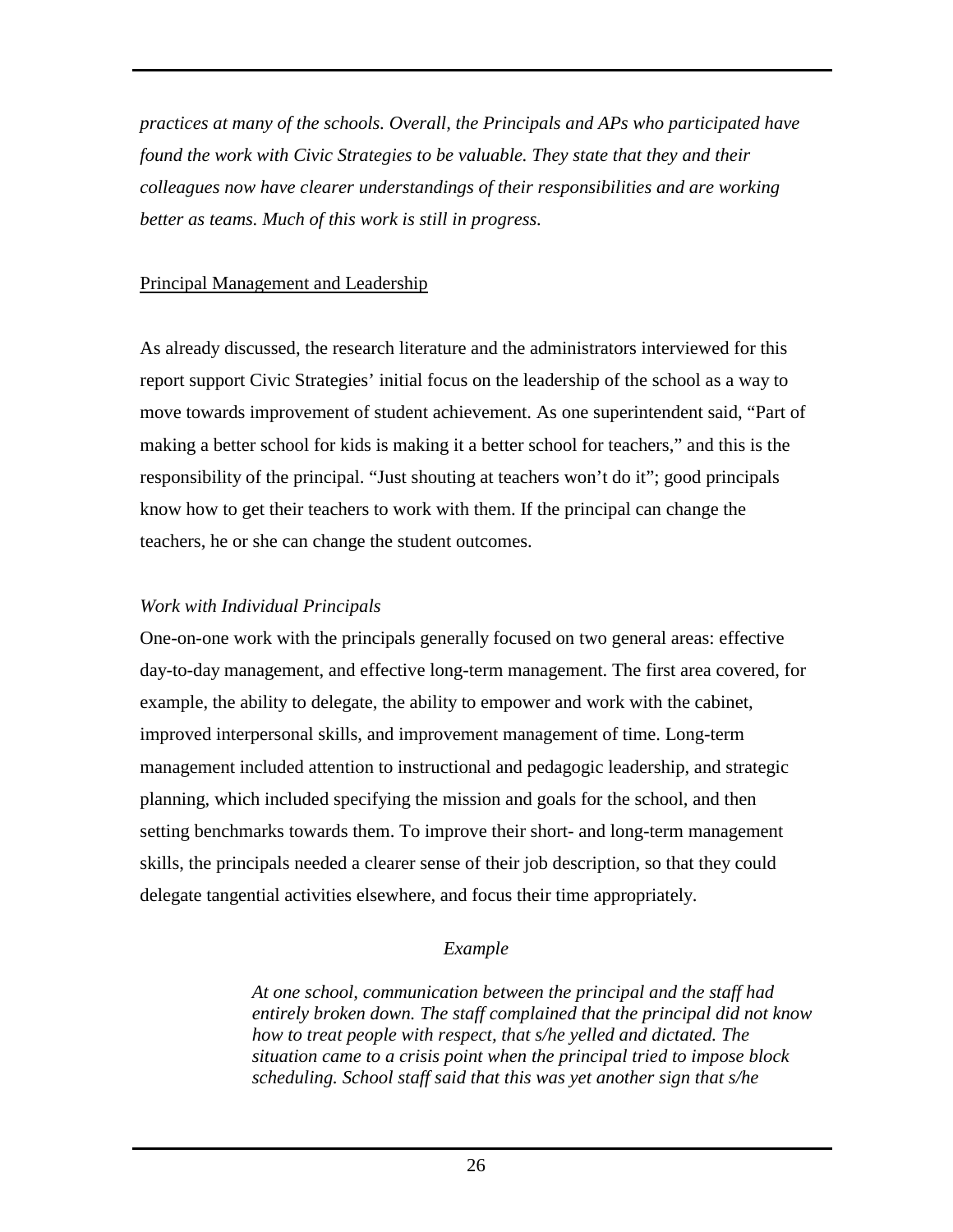*practices at many of the schools. Overall, the Principals and APs who participated have found the work with Civic Strategies to be valuable. They state that they and their colleagues now have clearer understandings of their responsibilities and are working better as teams. Much of this work is still in progress.*

<u>Principal Management and Leadership</u>

As already discussed, the research literature and the administrators interviewed for this report support Civic Strategies' initial focus on the leadership of the school as a way to move towards improvement of student achievement. As one superintendent said, "Part of making a better school for kids is making it a better school for teachers," and this is the responsibility of the principal. "Just shouting at teachers won't do it"; good principals know how to get their teachers to work with them. If the principal can change the teachers, he or she can change the student outcomes.

*Work with Individual Principals*

One-on-one work with the principals generally focused on two general areas: effective day-to-day management, and effective long-term management. The first area covered, for example, the ability to delegate, the ability to empower and work with the cabinet, improved interpersonal skills, and improvement management of time. Long-term management included attention to instructional and pedagogic leadership, and strategic planning, which included specifying the mission and goals for the school, and then setting benchmarks towards them. To improve their short- and long-term management skills, the principals needed a clearer sense of their job description, so that they could delegate tangential activities elsewhere, and focus their time appropriately.

*Example*

> *At one school, communication between the principal and the staff had entirely broken down. The staff complained that the principal did not know how to treat people with respect, that s/he yelled and dictated. The situation came to a crisis point when the principal tried to impose block scheduling. School staff said that this was yet another sign that s/he*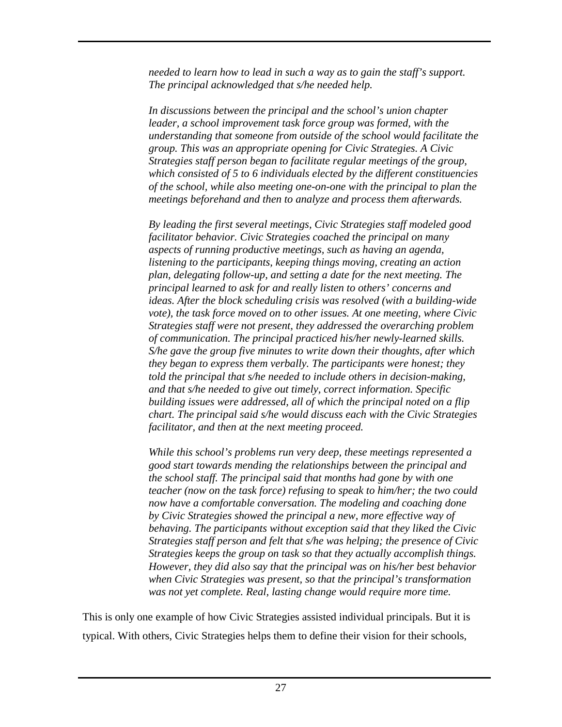*needed to learn how to lead in such a way as to gain the staff's support. The principal acknowledged that s/he needed help.*

*In discussions between the principal and the school's union chapter leader, a school improvement task force group was formed, with the understanding that someone from outside of the school would facilitate the group. This was an appropriate opening for Civic Strategies. A Civic Strategies staff person began to facilitate regular meetings of the group, which consisted of 5 to 6 individuals elected by the different constituencies of the school, while also meeting one-on-one with the principal to plan the meetings beforehand and then to analyze and process them afterwards.*

*By leading the first several meetings, Civic Strategies staff modeled good facilitator behavior. Civic Strategies coached the principal on many aspects of running productive meetings, such as having an agenda, listening to the participants, keeping things moving, creating an action plan, delegating follow-up, and setting a date for the next meeting. The principal learned to ask for and really listen to others' concerns and ideas. After the block scheduling crisis was resolved (with a building-wide vote), the task force moved on to other issues. At one meeting, where Civic Strategies staff were not present, they addressed the overarching problem of communication. The principal practiced his/her newly-learned skills. S/he gave the group five minutes to write down their thoughts, after which they began to express them verbally. The participants were honest; they told the principal that s/he needed to include others in decision-making, and that s/he needed to give out timely, correct information. Specific building issues were addressed, all of which the principal noted on a flip chart. The principal said s/he would discuss each with the Civic Strategies facilitator, and then at the next meeting proceed.*

*While this school's problems run very deep, these meetings represented a good start towards mending the relationships between the principal and the school staff. The principal said that months had gone by with one teacher (now on the task force) refusing to speak to him/her; the two could now have a comfortable conversation. The modeling and coaching done by Civic Strategies showed the principal a new, more effective way of behaving. The participants without exception said that they liked the Civic Strategies staff person and felt that s/he was helping; the presence of Civic Strategies keeps the group on task so that they actually accomplish things. However, they did also say that the principal was on his/her best behavior when Civic Strategies was present, so that the principal's transformation was not yet complete. Real, lasting change would require more time.*

This is only one example of how Civic Strategies assisted individual principals. But it is typical. With others, Civic Strategies helps them to define their vision for their schools,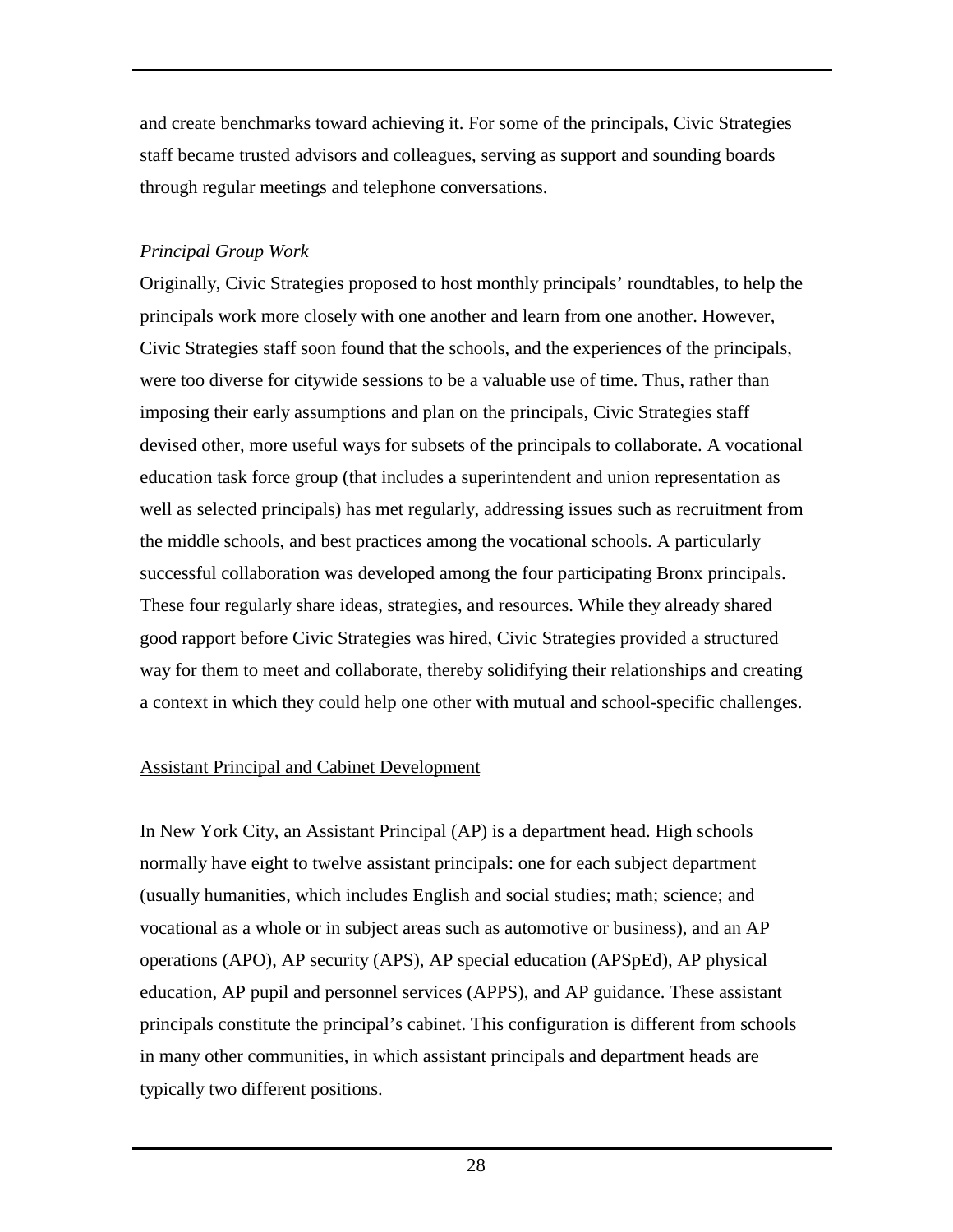and create benchmarks toward achieving it. For some of the principals, Civic Strategies staff became trusted advisors and colleagues, serving as support and sounding boards through regular meetings and telephone conversations.

*Principal Group Work*

Originally, Civic Strategies proposed to host monthly principals' roundtables, to help the principals work more closely with one another and learn from one another. However, Civic Strategies staff soon found that the schools, and the experiences of the principals, were too diverse for citywide sessions to be a valuable use of time. Thus, rather than imposing their early assumptions and plan on the principals, Civic Strategies staff devised other, more useful ways for subsets of the principals to collaborate. A vocational education task force group (that includes a superintendent and union representation as well as selected principals) has met regularly, addressing issues such as recruitment from the middle schools, and best practices among the vocational schools. A particularly successful collaboration was developed among the four participating Bronx principals. These four regularly share ideas, strategies, and resources. While they already shared good rapport before Civic Strategies was hired, Civic Strategies provided a structured way for them to meet and collaborate, thereby solidifying their relationships and creating a context in which they could help one other with mutual and school-specific challenges.

<u>Assistant Principal and Cabinet Development</u>

In New York City, an Assistant Principal (AP) is a department head. High schools normally have eight to twelve assistant principals: one for each subject department (usually humanities, which includes English and social studies; math; science; and vocational as a whole or in subject areas such as automotive or business), and an AP operations (APO), AP security (APS), AP special education (APSpEd), AP physical education, AP pupil and personnel services (APPS), and AP guidance. These assistant principals constitute the principal's cabinet. This configuration is different from schools in many other communities, in which assistant principals and department heads are typically two different positions.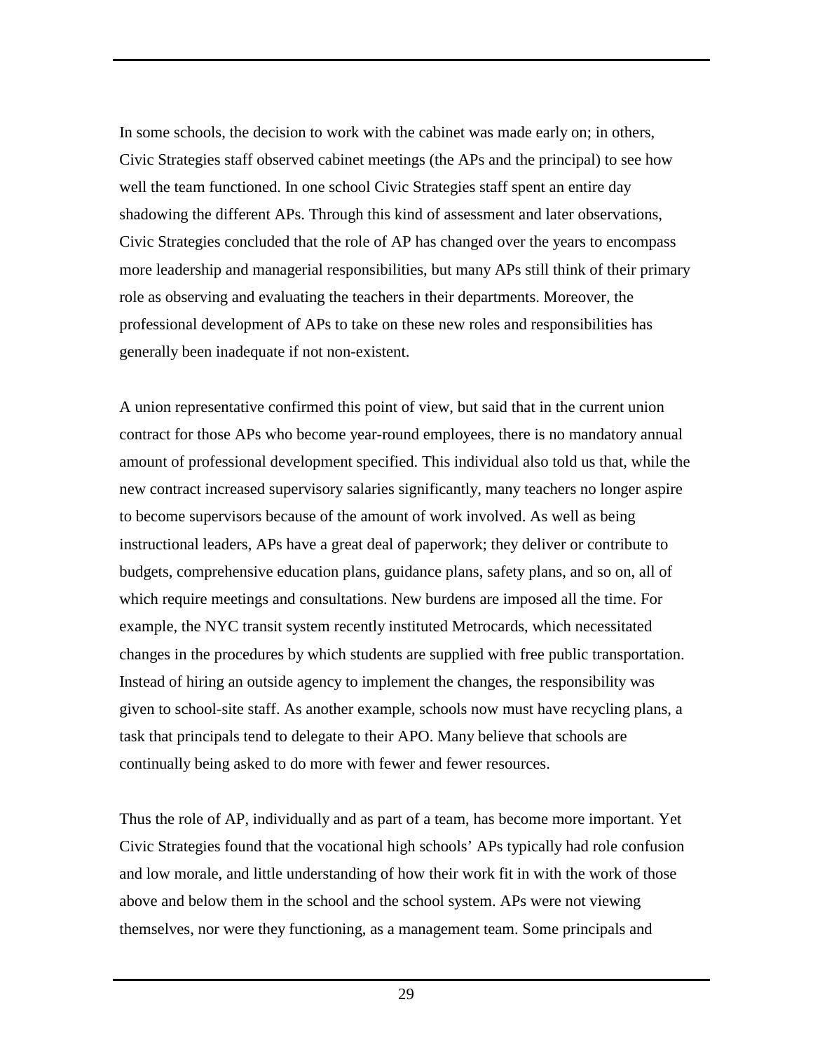In some schools, the decision to work with the cabinet was made early on; in others, Civic Strategies staff observed cabinet meetings (the APs and the principal) to see how well the team functioned. In one school Civic Strategies staff spent an entire day shadowing the different APs. Through this kind of assessment and later observations, Civic Strategies concluded that the role of AP has changed over the years to encompass more leadership and managerial responsibilities, but many APs still think of their primary role as observing and evaluating the teachers in their departments. Moreover, the professional development of APs to take on these new roles and responsibilities has generally been inadequate if not non-existent.

A union representative confirmed this point of view, but said that in the current union contract for those APs who become year-round employees, there is no mandatory annual amount of professional development specified. This individual also told us that, while the new contract increased supervisory salaries significantly, many teachers no longer aspire to become supervisors because of the amount of work involved. As well as being instructional leaders, APs have a great deal of paperwork; they deliver or contribute to budgets, comprehensive education plans, guidance plans, safety plans, and so on, all of which require meetings and consultations. New burdens are imposed all the time. For example, the NYC transit system recently instituted Metrocards, which necessitated changes in the procedures by which students are supplied with free public transportation. Instead of hiring an outside agency to implement the changes, the responsibility was given to school-site staff. As another example, schools now must have recycling plans, a task that principals tend to delegate to their APO. Many believe that schools are continually being asked to do more with fewer and fewer resources.

Thus the role of AP, individually and as part of a team, has become more important. Yet Civic Strategies found that the vocational high schools' APs typically had role confusion and low morale, and little understanding of how their work fit in with the work of those above and below them in the school and the school system. APs were not viewing themselves, nor were they functioning, as a management team. Some principals and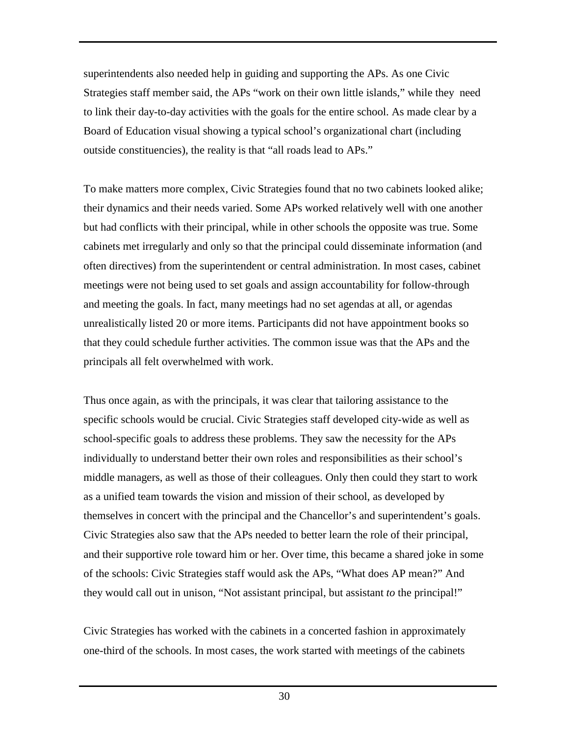superintendents also needed help in guiding and supporting the APs. As one Civic Strategies staff member said, the APs "work on their own little islands," while they need to link their day-to-day activities with the goals for the entire school. As made clear by a Board of Education visual showing a typical school's organizational chart (including outside constituencies), the reality is that "all roads lead to APs."

To make matters more complex, Civic Strategies found that no two cabinets looked alike; their dynamics and their needs varied. Some APs worked relatively well with one another but had conflicts with their principal, while in other schools the opposite was true. Some cabinets met irregularly and only so that the principal could disseminate information (and often directives) from the superintendent or central administration. In most cases, cabinet meetings were not being used to set goals and assign accountability for follow-through and meeting the goals. In fact, many meetings had no set agendas at all, or agendas unrealistically listed 20 or more items. Participants did not have appointment books so that they could schedule further activities. The common issue was that the APs and the principals all felt overwhelmed with work.

Thus once again, as with the principals, it was clear that tailoring assistance to the specific schools would be crucial. Civic Strategies staff developed city-wide as well as school-specific goals to address these problems. They saw the necessity for the APs individually to understand better their own roles and responsibilities as their school's middle managers, as well as those of their colleagues. Only then could they start to work as a unified team towards the vision and mission of their school, as developed by themselves in concert with the principal and the Chancellor's and superintendent's goals. Civic Strategies also saw that the APs needed to better learn the role of their principal, and their supportive role toward him or her. Over time, this became a shared joke in some of the schools: Civic Strategies staff would ask the APs, "What does AP mean?" And they would call out in unison, "Not assistant principal, but assistant *to* the principal!"

Civic Strategies has worked with the cabinets in a concerted fashion in approximately one-third of the schools. In most cases, the work started with meetings of the cabinets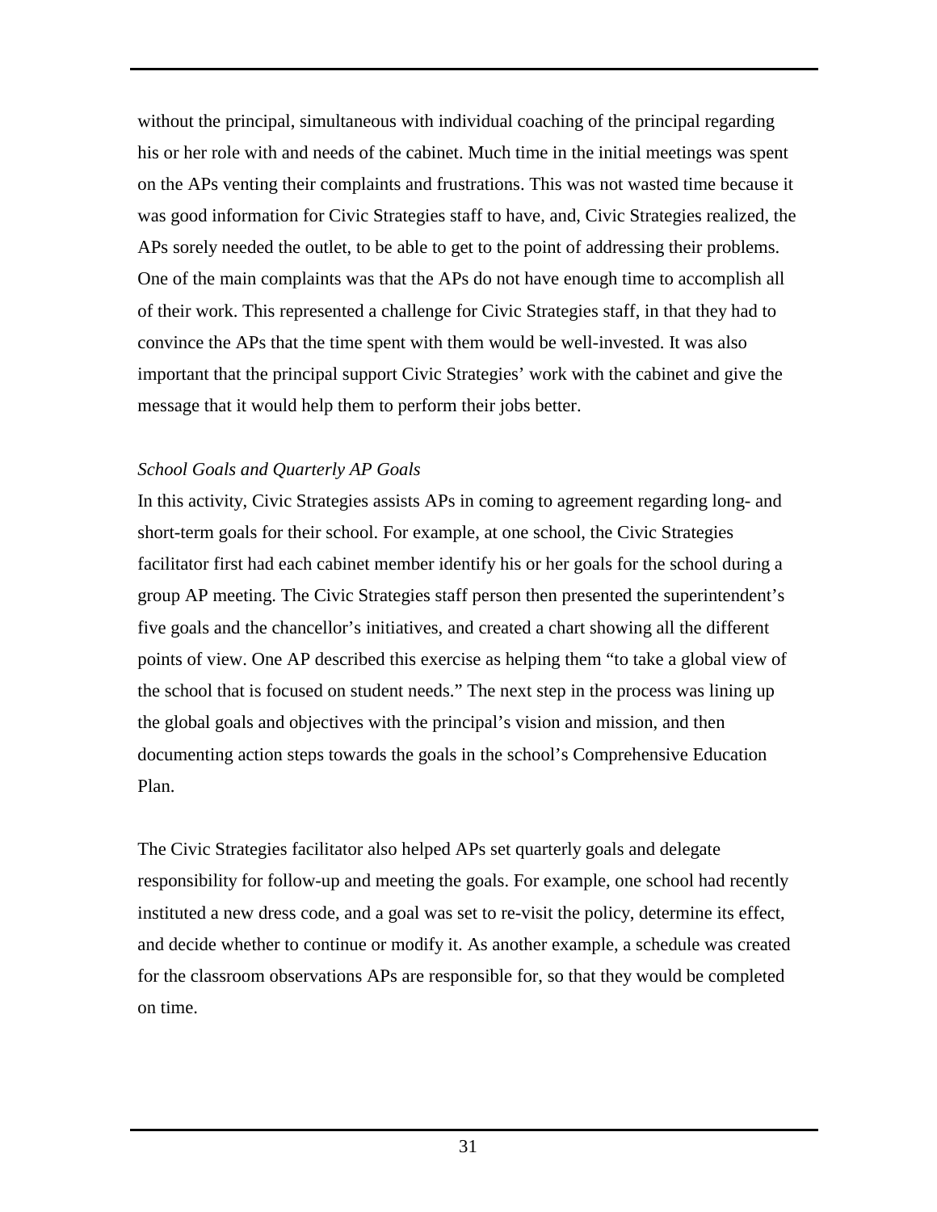without the principal, simultaneous with individual coaching of the principal regarding his or her role with and needs of the cabinet. Much time in the initial meetings was spent on the APs venting their complaints and frustrations. This was not wasted time because it was good information for Civic Strategies staff to have, and, Civic Strategies realized, the APs sorely needed the outlet, to be able to get to the point of addressing their problems. One of the main complaints was that the APs do not have enough time to accomplish all of their work. This represented a challenge for Civic Strategies staff, in that they had to convince the APs that the time spent with them would be well-invested. It was also important that the principal support Civic Strategies' work with the cabinet and give the message that it would help them to perform their jobs better.

*School Goals and Quarterly AP Goals*

In this activity, Civic Strategies assists APs in coming to agreement regarding long- and short-term goals for their school. For example, at one school, the Civic Strategies facilitator first had each cabinet member identify his or her goals for the school during a group AP meeting. The Civic Strategies staff person then presented the superintendent's five goals and the chancellor's initiatives, and created a chart showing all the different points of view. One AP described this exercise as helping them "to take a global view of the school that is focused on student needs." The next step in the process was lining up the global goals and objectives with the principal's vision and mission, and then documenting action steps towards the goals in the school's Comprehensive Education Plan.

The Civic Strategies facilitator also helped APs set quarterly goals and delegate responsibility for follow-up and meeting the goals. For example, one school had recently instituted a new dress code, and a goal was set to re-visit the policy, determine its effect, and decide whether to continue or modify it. As another example, a schedule was created for the classroom observations APs are responsible for, so that they would be completed on time.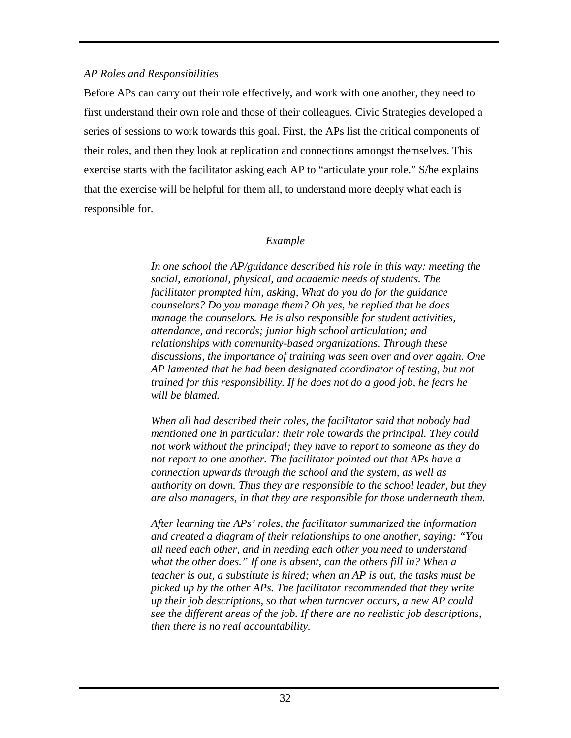*AP Roles and Responsibilities*

Before APs can carry out their role effectively, and work with one another, they need to first understand their own role and those of their colleagues. Civic Strategies developed a series of sessions to work towards this goal. First, the APs list the critical components of their roles, and then they look at replication and connections amongst themselves. This exercise starts with the facilitator asking each AP to "articulate your role." S/he explains that the exercise will be helpful for them all, to understand more deeply what each is responsible for.

*Example*

*In one school the AP/guidance described his role in this way: meeting the social, emotional, physical, and academic needs of students. The facilitator prompted him, asking, What do you do for the guidance counselors? Do you manage them? Oh yes, he replied that he does manage the counselors. He is also responsible for student activities, attendance, and records; junior high school articulation; and relationships with community-based organizations. Through these discussions, the importance of training was seen over and over again. One AP lamented that he had been designated coordinator of testing, but not trained for this responsibility. If he does not do a good job, he fears he will be blamed.*

*When all had described their roles, the facilitator said that nobody had mentioned one in particular: their role towards the principal. They could not work without the principal; they have to report to someone as they do not report to one another. The facilitator pointed out that APs have a connection upwards through the school and the system, as well as authority on down. Thus they are responsible to the school leader, but they are also managers, in that they are responsible for those underneath them.*

*After learning the APs' roles, the facilitator summarized the information and created a diagram of their relationships to one another, saying: "You all need each other, and in needing each other you need to understand what the other does." If one is absent, can the others fill in? When a teacher is out, a substitute is hired; when an AP is out, the tasks must be picked up by the other APs. The facilitator recommended that they write up their job descriptions, so that when turnover occurs, a new AP could see the different areas of the job. If there are no realistic job descriptions, then there is no real accountability.*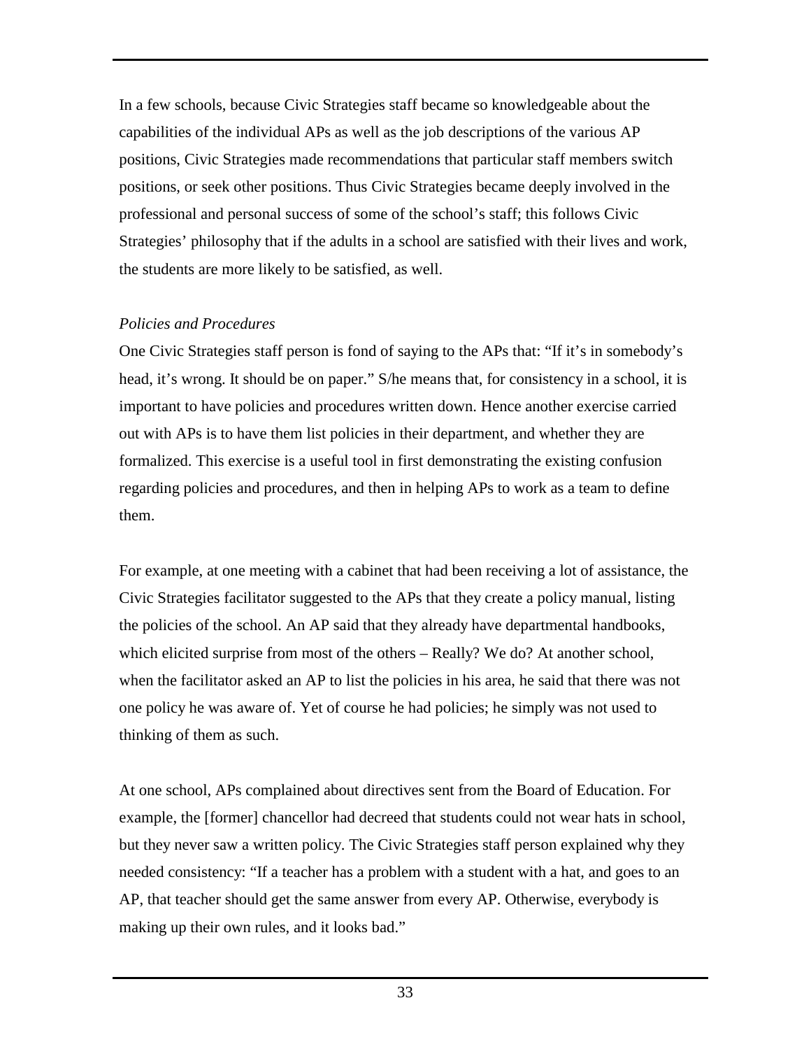In a few schools, because Civic Strategies staff became so knowledgeable about the capabilities of the individual APs as well as the job descriptions of the various AP positions, Civic Strategies made recommendations that particular staff members switch positions, or seek other positions. Thus Civic Strategies became deeply involved in the professional and personal success of some of the school's staff; this follows Civic Strategies' philosophy that if the adults in a school are satisfied with their lives and work, the students are more likely to be satisfied, as well.

*Policies and Procedures*

One Civic Strategies staff person is fond of saying to the APs that: "If it's in somebody's head, it's wrong. It should be on paper." S/he means that, for consistency in a school, it is important to have policies and procedures written down. Hence another exercise carried out with APs is to have them list policies in their department, and whether they are formalized. This exercise is a useful tool in first demonstrating the existing confusion regarding policies and procedures, and then in helping APs to work as a team to define them.

For example, at one meeting with a cabinet that had been receiving a lot of assistance, the Civic Strategies facilitator suggested to the APs that they create a policy manual, listing the policies of the school. An AP said that they already have departmental handbooks, which elicited surprise from most of the others – Really? We do? At another school, when the facilitator asked an AP to list the policies in his area, he said that there was not one policy he was aware of. Yet of course he had policies; he simply was not used to thinking of them as such.

At one school, APs complained about directives sent from the Board of Education. For example, the [former] chancellor had decreed that students could not wear hats in school, but they never saw a written policy. The Civic Strategies staff person explained why they needed consistency: "If a teacher has a problem with a student with a hat, and goes to an AP, that teacher should get the same answer from every AP. Otherwise, everybody is making up their own rules, and it looks bad."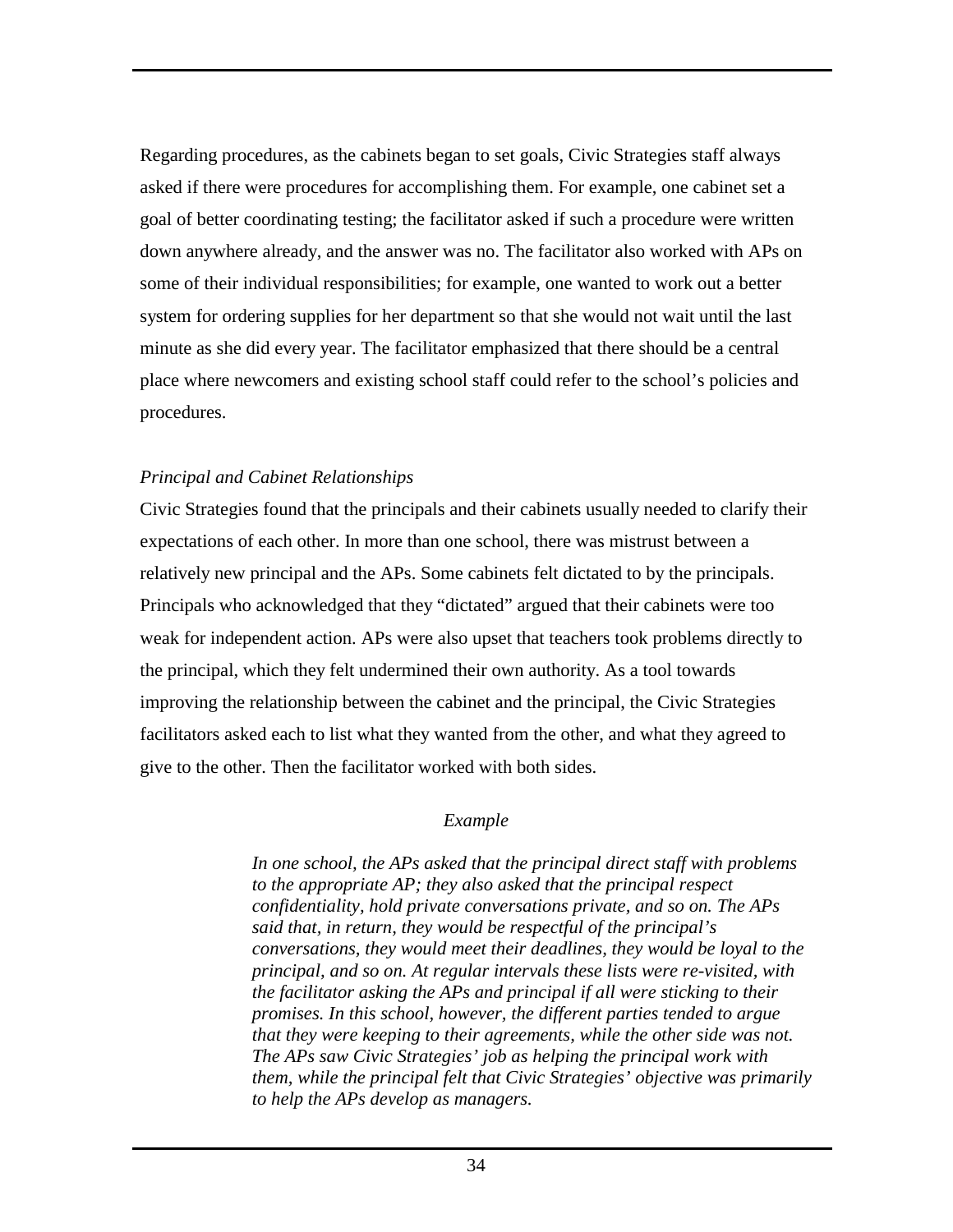Regarding procedures, as the cabinets began to set goals, Civic Strategies staff always asked if there were procedures for accomplishing them. For example, one cabinet set a goal of better coordinating testing; the facilitator asked if such a procedure were written down anywhere already, and the answer was no. The facilitator also worked with APs on some of their individual responsibilities; for example, one wanted to work out a better system for ordering supplies for her department so that she would not wait until the last minute as she did every year. The facilitator emphasized that there should be a central place where newcomers and existing school staff could refer to the school's policies and procedures.

*Principal and Cabinet Relationships*

Civic Strategies found that the principals and their cabinets usually needed to clarify their expectations of each other. In more than one school, there was mistrust between a relatively new principal and the APs. Some cabinets felt dictated to by the principals. Principals who acknowledged that they "dictated" argued that their cabinets were too weak for independent action. APs were also upset that teachers took problems directly to the principal, which they felt undermined their own authority. As a tool towards improving the relationship between the cabinet and the principal, the Civic Strategies facilitators asked each to list what they wanted from the other, and what they agreed to give to the other. Then the facilitator worked with both sides.

*Example*

> *In one school, the APs asked that the principal direct staff with problems to the appropriate AP; they also asked that the principal respect confidentiality, hold private conversations private, and so on. The APs said that, in return, they would be respectful of the principal's conversations, they would meet their deadlines, they would be loyal to the principal, and so on. At regular intervals these lists were re-visited, with the facilitator asking the APs and principal if all were sticking to their promises. In this school, however, the different parties tended to argue that they were keeping to their agreements, while the other side was not. The APs saw Civic Strategies' job as helping the principal work with them, while the principal felt that Civic Strategies' objective was primarily to help the APs develop as managers.*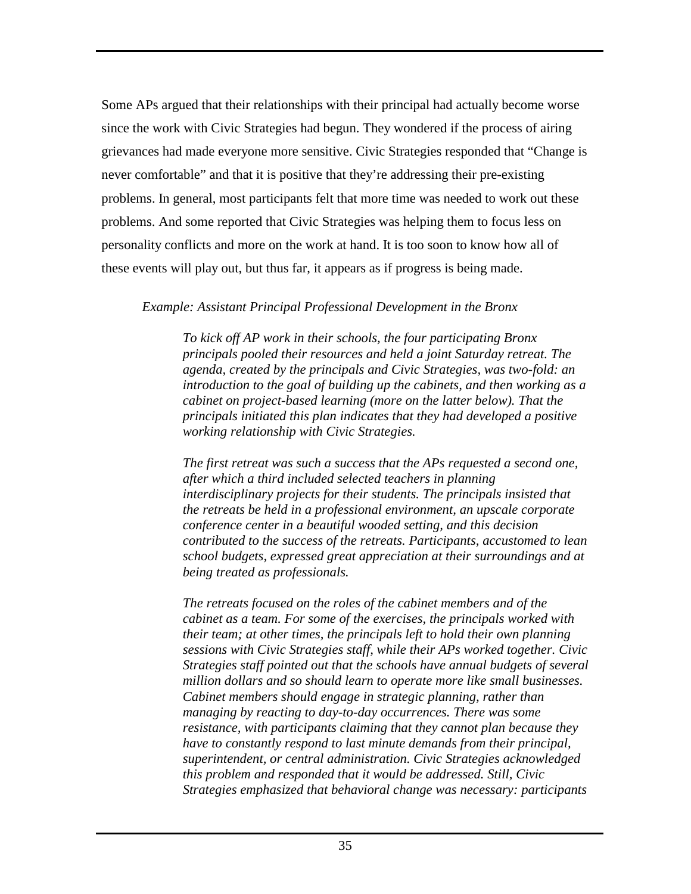Some APs argued that their relationships with their principal had actually become worse since the work with Civic Strategies had begun. They wondered if the process of airing grievances had made everyone more sensitive. Civic Strategies responded that "Change is never comfortable" and that it is positive that they're addressing their pre-existing problems. In general, most participants felt that more time was needed to work out these problems. And some reported that Civic Strategies was helping them to focus less on personality conflicts and more on the work at hand. It is too soon to know how all of these events will play out, but thus far, it appears as if progress is being made.

*Example: Assistant Principal Professional Development in the Bronx*

> *To kick off AP work in their schools, the four participating Bronx principals pooled their resources and held a joint Saturday retreat. The agenda, created by the principals and Civic Strategies, was two-fold: an introduction to the goal of building up the cabinets, and then working as a cabinet on project-based learning (more on the latter below). That the principals initiated this plan indicates that they had developed a positive working relationship with Civic Strategies.*
>
> *The first retreat was such a success that the APs requested a second one, after which a third included selected teachers in planning interdisciplinary projects for their students. The principals insisted that the retreats be held in a professional environment, an upscale corporate conference center in a beautiful wooded setting, and this decision contributed to the success of the retreats. Participants, accustomed to lean school budgets, expressed great appreciation at their surroundings and at being treated as professionals.*
>
> *The retreats focused on the roles of the cabinet members and of the cabinet as a team. For some of the exercises, the principals worked with their team; at other times, the principals left to hold their own planning sessions with Civic Strategies staff, while their APs worked together. Civic Strategies staff pointed out that the schools have annual budgets of several million dollars and so should learn to operate more like small businesses. Cabinet members should engage in strategic planning, rather than managing by reacting to day-to-day occurrences. There was some resistance, with participants claiming that they cannot plan because they have to constantly respond to last minute demands from their principal, superintendent, or central administration. Civic Strategies acknowledged this problem and responded that it would be addressed. Still, Civic Strategies emphasized that behavioral change was necessary: participants*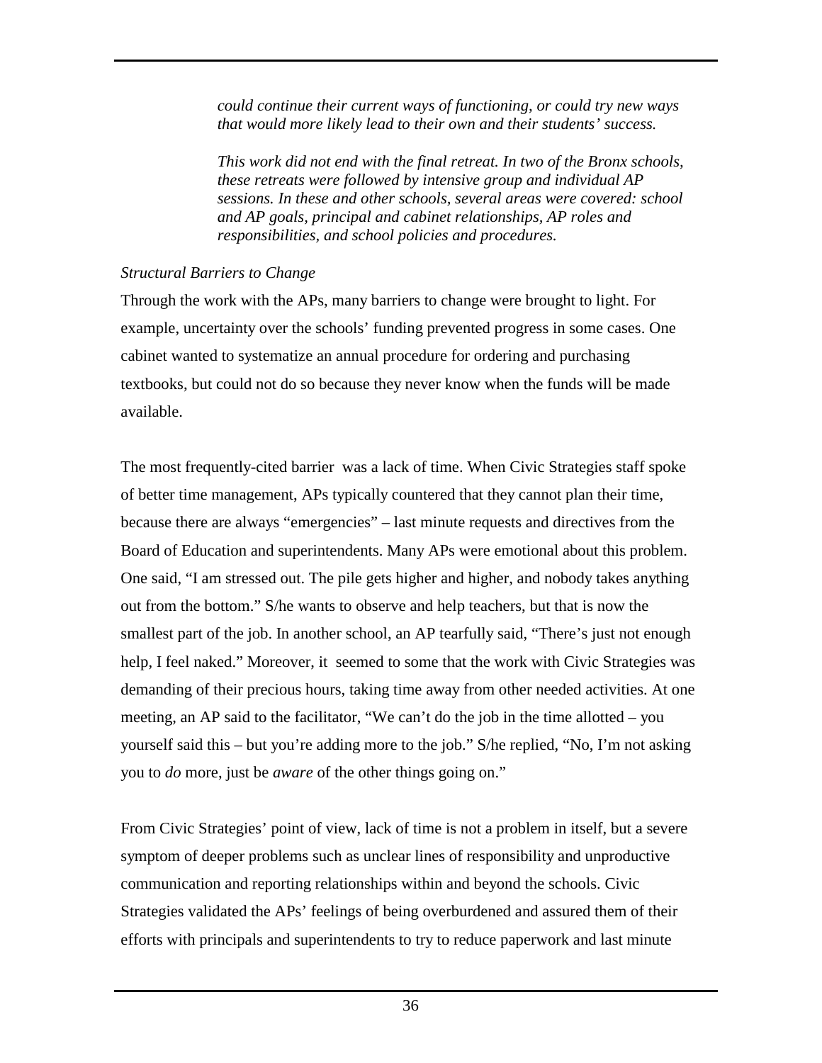*could continue their current ways of functioning, or could try new ways that would more likely lead to their own and their students' success.*

*This work did not end with the final retreat. In two of the Bronx schools, these retreats were followed by intensive group and individual AP sessions. In these and other schools, several areas were covered: school and AP goals, principal and cabinet relationships, AP roles and responsibilities, and school policies and procedures.*

*Structural Barriers to Change*

Through the work with the APs, many barriers to change were brought to light. For example, uncertainty over the schools' funding prevented progress in some cases. One cabinet wanted to systematize an annual procedure for ordering and purchasing textbooks, but could not do so because they never know when the funds will be made available.

The most frequently-cited barrier was a lack of time. When Civic Strategies staff spoke of better time management, APs typically countered that they cannot plan their time, because there are always "emergencies" – last minute requests and directives from the Board of Education and superintendents. Many APs were emotional about this problem. One said, "I am stressed out. The pile gets higher and higher, and nobody takes anything out from the bottom." S/he wants to observe and help teachers, but that is now the smallest part of the job. In another school, an AP tearfully said, "There's just not enough help, I feel naked." Moreover, it seemed to some that the work with Civic Strategies was demanding of their precious hours, taking time away from other needed activities. At one meeting, an AP said to the facilitator, "We can't do the job in the time allotted – you yourself said this – but you're adding more to the job." S/he replied, "No, I'm not asking you to *do* more, just be *aware* of the other things going on."

From Civic Strategies' point of view, lack of time is not a problem in itself, but a severe symptom of deeper problems such as unclear lines of responsibility and unproductive communication and reporting relationships within and beyond the schools. Civic Strategies validated the APs' feelings of being overburdened and assured them of their efforts with principals and superintendents to try to reduce paperwork and last minute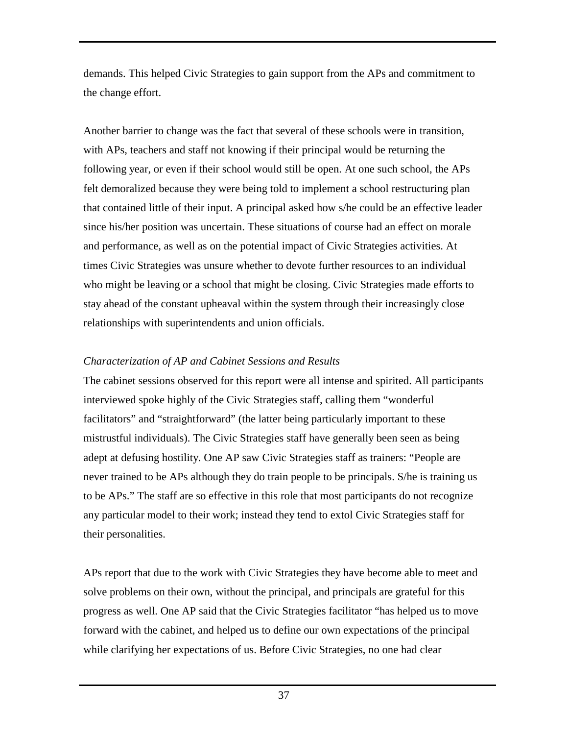demands. This helped Civic Strategies to gain support from the APs and commitment to the change effort.

Another barrier to change was the fact that several of these schools were in transition, with APs, teachers and staff not knowing if their principal would be returning the following year, or even if their school would still be open. At one such school, the APs felt demoralized because they were being told to implement a school restructuring plan that contained little of their input. A principal asked how s/he could be an effective leader since his/her position was uncertain. These situations of course had an effect on morale and performance, as well as on the potential impact of Civic Strategies activities. At times Civic Strategies was unsure whether to devote further resources to an individual who might be leaving or a school that might be closing. Civic Strategies made efforts to stay ahead of the constant upheaval within the system through their increasingly close relationships with superintendents and union officials.

*Characterization of AP and Cabinet Sessions and Results*

The cabinet sessions observed for this report were all intense and spirited. All participants interviewed spoke highly of the Civic Strategies staff, calling them "wonderful facilitators" and "straightforward" (the latter being particularly important to these mistrustful individuals). The Civic Strategies staff have generally been seen as being adept at defusing hostility. One AP saw Civic Strategies staff as trainers: "People are never trained to be APs although they do train people to be principals. S/he is training us to be APs." The staff are so effective in this role that most participants do not recognize any particular model to their work; instead they tend to extol Civic Strategies staff for their personalities.

APs report that due to the work with Civic Strategies they have become able to meet and solve problems on their own, without the principal, and principals are grateful for this progress as well. One AP said that the Civic Strategies facilitator "has helped us to move forward with the cabinet, and helped us to define our own expectations of the principal while clarifying her expectations of us. Before Civic Strategies, no one had clear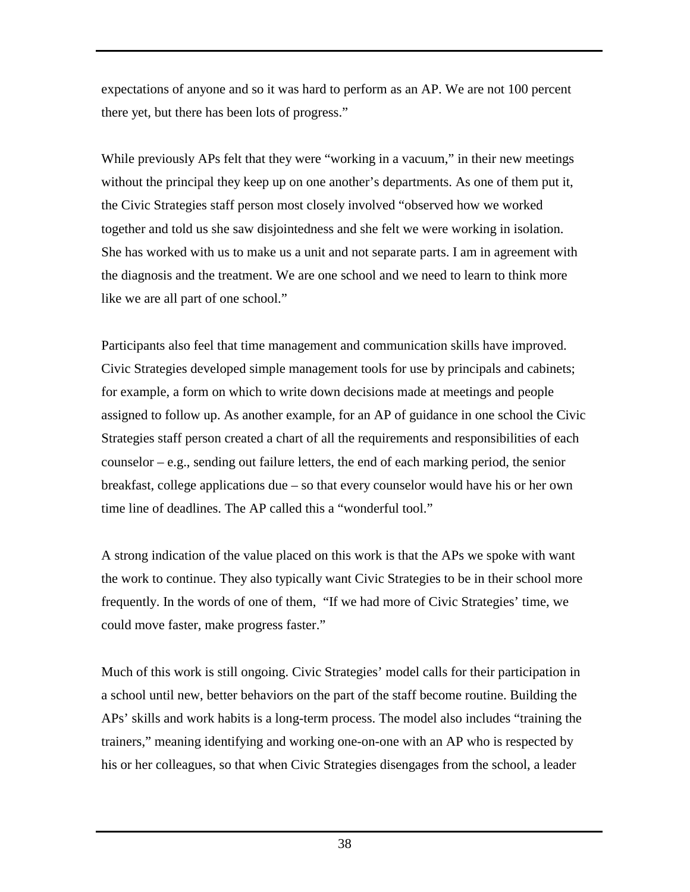expectations of anyone and so it was hard to perform as an AP. We are not 100 percent there yet, but there has been lots of progress."

While previously APs felt that they were "working in a vacuum," in their new meetings without the principal they keep up on one another's departments. As one of them put it, the Civic Strategies staff person most closely involved "observed how we worked together and told us she saw disjointedness and she felt we were working in isolation. She has worked with us to make us a unit and not separate parts. I am in agreement with the diagnosis and the treatment. We are one school and we need to learn to think more like we are all part of one school."

Participants also feel that time management and communication skills have improved. Civic Strategies developed simple management tools for use by principals and cabinets; for example, a form on which to write down decisions made at meetings and people assigned to follow up. As another example, for an AP of guidance in one school the Civic Strategies staff person created a chart of all the requirements and responsibilities of each counselor – e.g., sending out failure letters, the end of each marking period, the senior breakfast, college applications due – so that every counselor would have his or her own time line of deadlines. The AP called this a "wonderful tool."

A strong indication of the value placed on this work is that the APs we spoke with want the work to continue. They also typically want Civic Strategies to be in their school more frequently. In the words of one of them, "If we had more of Civic Strategies' time, we could move faster, make progress faster."

Much of this work is still ongoing. Civic Strategies' model calls for their participation in a school until new, better behaviors on the part of the staff become routine. Building the APs' skills and work habits is a long-term process. The model also includes "training the trainers," meaning identifying and working one-on-one with an AP who is respected by his or her colleagues, so that when Civic Strategies disengages from the school, a leader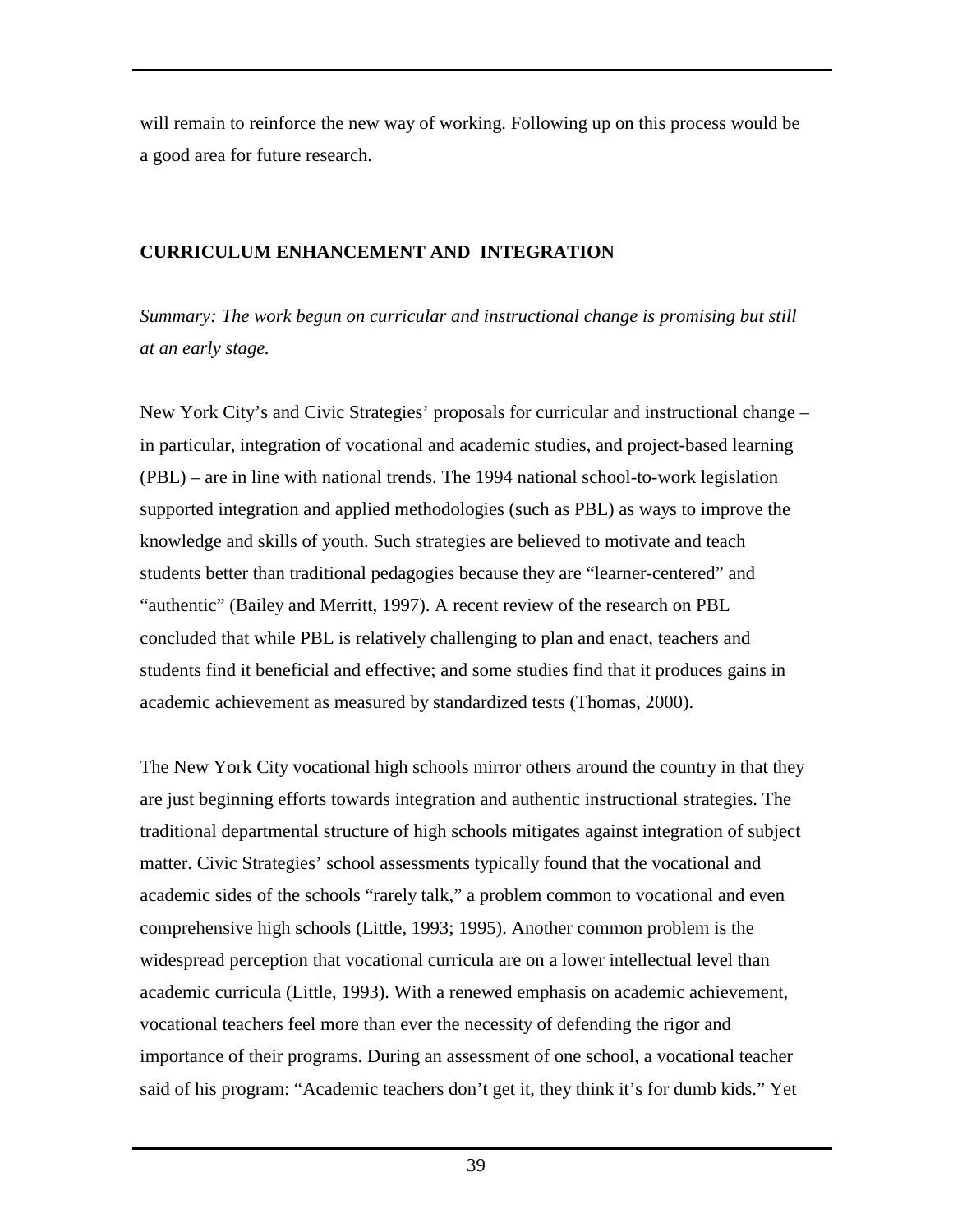will remain to reinforce the new way of working. Following up on this process would be a good area for future research.

## CURRICULUM ENHANCEMENT AND INTEGRATION

*Summary: The work begun on curricular and instructional change is promising but still at an early stage.*

New York City's and Civic Strategies' proposals for curricular and instructional change – in particular, integration of vocational and academic studies, and project-based learning (PBL) – are in line with national trends. The 1994 national school-to-work legislation supported integration and applied methodologies (such as PBL) as ways to improve the knowledge and skills of youth. Such strategies are believed to motivate and teach students better than traditional pedagogies because they are "learner-centered" and "authentic" (Bailey and Merritt, 1997). A recent review of the research on PBL concluded that while PBL is relatively challenging to plan and enact, teachers and students find it beneficial and effective; and some studies find that it produces gains in academic achievement as measured by standardized tests (Thomas, 2000).

The New York City vocational high schools mirror others around the country in that they are just beginning efforts towards integration and authentic instructional strategies. The traditional departmental structure of high schools mitigates against integration of subject matter. Civic Strategies' school assessments typically found that the vocational and academic sides of the schools "rarely talk," a problem common to vocational and even comprehensive high schools (Little, 1993; 1995). Another common problem is the widespread perception that vocational curricula are on a lower intellectual level than academic curricula (Little, 1993). With a renewed emphasis on academic achievement, vocational teachers feel more than ever the necessity of defending the rigor and importance of their programs. During an assessment of one school, a vocational teacher said of his program: "Academic teachers don't get it, they think it's for dumb kids." Yet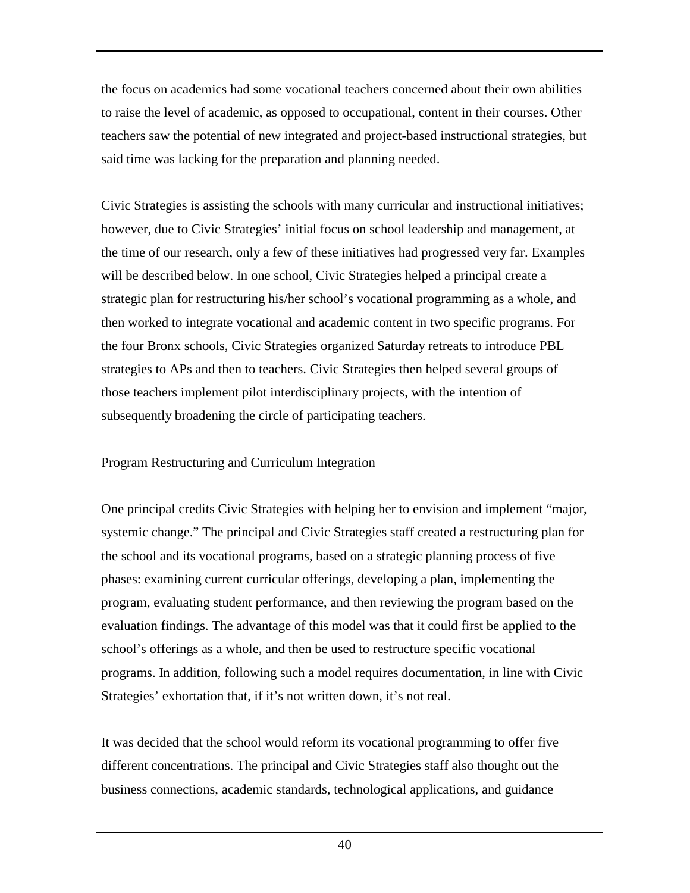the focus on academics had some vocational teachers concerned about their own abilities to raise the level of academic, as opposed to occupational, content in their courses. Other teachers saw the potential of new integrated and project-based instructional strategies, but said time was lacking for the preparation and planning needed.

Civic Strategies is assisting the schools with many curricular and instructional initiatives; however, due to Civic Strategies' initial focus on school leadership and management, at the time of our research, only a few of these initiatives had progressed very far. Examples will be described below. In one school, Civic Strategies helped a principal create a strategic plan for restructuring his/her school's vocational programming as a whole, and then worked to integrate vocational and academic content in two specific programs. For the four Bronx schools, Civic Strategies organized Saturday retreats to introduce PBL strategies to APs and then to teachers. Civic Strategies then helped several groups of those teachers implement pilot interdisciplinary projects, with the intention of subsequently broadening the circle of participating teachers.

<u>Program Restructuring and Curriculum Integration</u>

One principal credits Civic Strategies with helping her to envision and implement "major, systemic change." The principal and Civic Strategies staff created a restructuring plan for the school and its vocational programs, based on a strategic planning process of five phases: examining current curricular offerings, developing a plan, implementing the program, evaluating student performance, and then reviewing the program based on the evaluation findings. The advantage of this model was that it could first be applied to the school's offerings as a whole, and then be used to restructure specific vocational programs. In addition, following such a model requires documentation, in line with Civic Strategies' exhortation that, if it's not written down, it's not real.

It was decided that the school would reform its vocational programming to offer five different concentrations. The principal and Civic Strategies staff also thought out the business connections, academic standards, technological applications, and guidance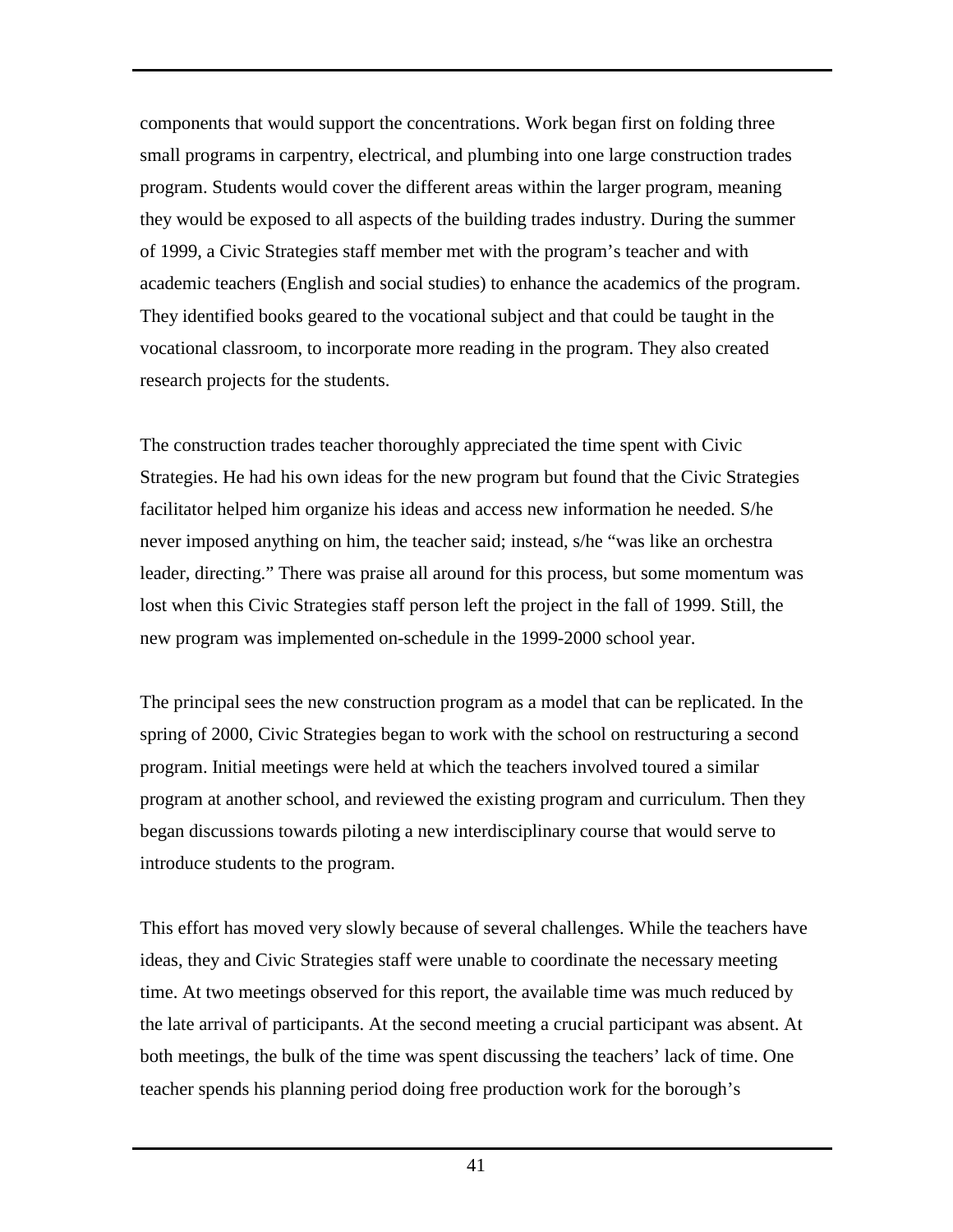components that would support the concentrations. Work began first on folding three small programs in carpentry, electrical, and plumbing into one large construction trades program. Students would cover the different areas within the larger program, meaning they would be exposed to all aspects of the building trades industry. During the summer of 1999, a Civic Strategies staff member met with the program's teacher and with academic teachers (English and social studies) to enhance the academics of the program. They identified books geared to the vocational subject and that could be taught in the vocational classroom, to incorporate more reading in the program. They also created research projects for the students.

The construction trades teacher thoroughly appreciated the time spent with Civic Strategies. He had his own ideas for the new program but found that the Civic Strategies facilitator helped him organize his ideas and access new information he needed. S/he never imposed anything on him, the teacher said; instead, s/he "was like an orchestra leader, directing." There was praise all around for this process, but some momentum was lost when this Civic Strategies staff person left the project in the fall of 1999. Still, the new program was implemented on-schedule in the 1999-2000 school year.

The principal sees the new construction program as a model that can be replicated. In the spring of 2000, Civic Strategies began to work with the school on restructuring a second program. Initial meetings were held at which the teachers involved toured a similar program at another school, and reviewed the existing program and curriculum. Then they began discussions towards piloting a new interdisciplinary course that would serve to introduce students to the program.

This effort has moved very slowly because of several challenges. While the teachers have ideas, they and Civic Strategies staff were unable to coordinate the necessary meeting time. At two meetings observed for this report, the available time was much reduced by the late arrival of participants. At the second meeting a crucial participant was absent. At both meetings, the bulk of the time was spent discussing the teachers' lack of time. One teacher spends his planning period doing free production work for the borough's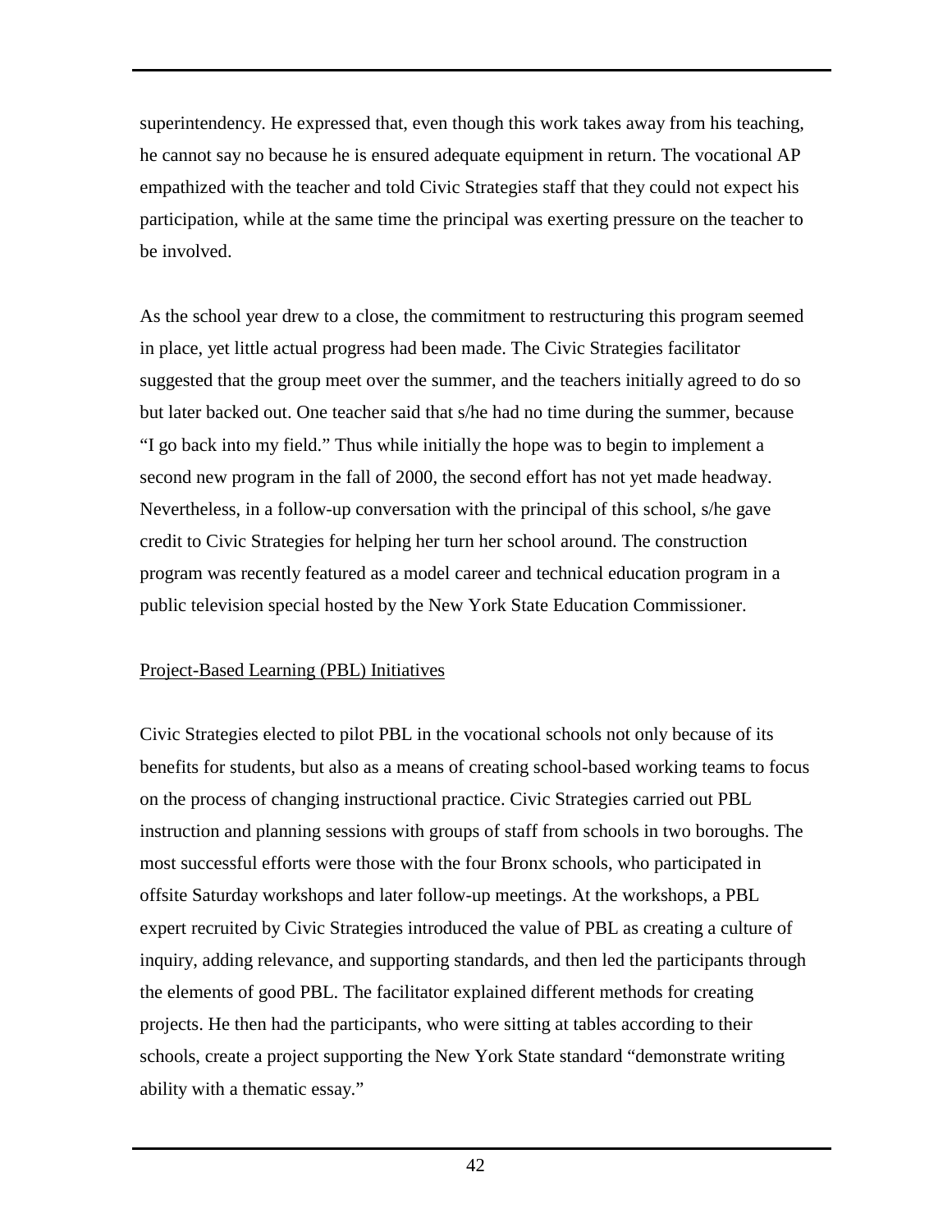superintendency. He expressed that, even though this work takes away from his teaching, he cannot say no because he is ensured adequate equipment in return. The vocational AP empathized with the teacher and told Civic Strategies staff that they could not expect his participation, while at the same time the principal was exerting pressure on the teacher to be involved.

As the school year drew to a close, the commitment to restructuring this program seemed in place, yet little actual progress had been made. The Civic Strategies facilitator suggested that the group meet over the summer, and the teachers initially agreed to do so but later backed out. One teacher said that s/he had no time during the summer, because "I go back into my field." Thus while initially the hope was to begin to implement a second new program in the fall of 2000, the second effort has not yet made headway. Nevertheless, in a follow-up conversation with the principal of this school, s/he gave credit to Civic Strategies for helping her turn her school around. The construction program was recently featured as a model career and technical education program in a public television special hosted by the New York State Education Commissioner.

### Project-Based Learning (PBL) Initiatives

Civic Strategies elected to pilot PBL in the vocational schools not only because of its benefits for students, but also as a means of creating school-based working teams to focus on the process of changing instructional practice. Civic Strategies carried out PBL instruction and planning sessions with groups of staff from schools in two boroughs. The most successful efforts were those with the four Bronx schools, who participated in offsite Saturday workshops and later follow-up meetings. At the workshops, a PBL expert recruited by Civic Strategies introduced the value of PBL as creating a culture of inquiry, adding relevance, and supporting standards, and then led the participants through the elements of good PBL. The facilitator explained different methods for creating projects. He then had the participants, who were sitting at tables according to their schools, create a project supporting the New York State standard "demonstrate writing ability with a thematic essay."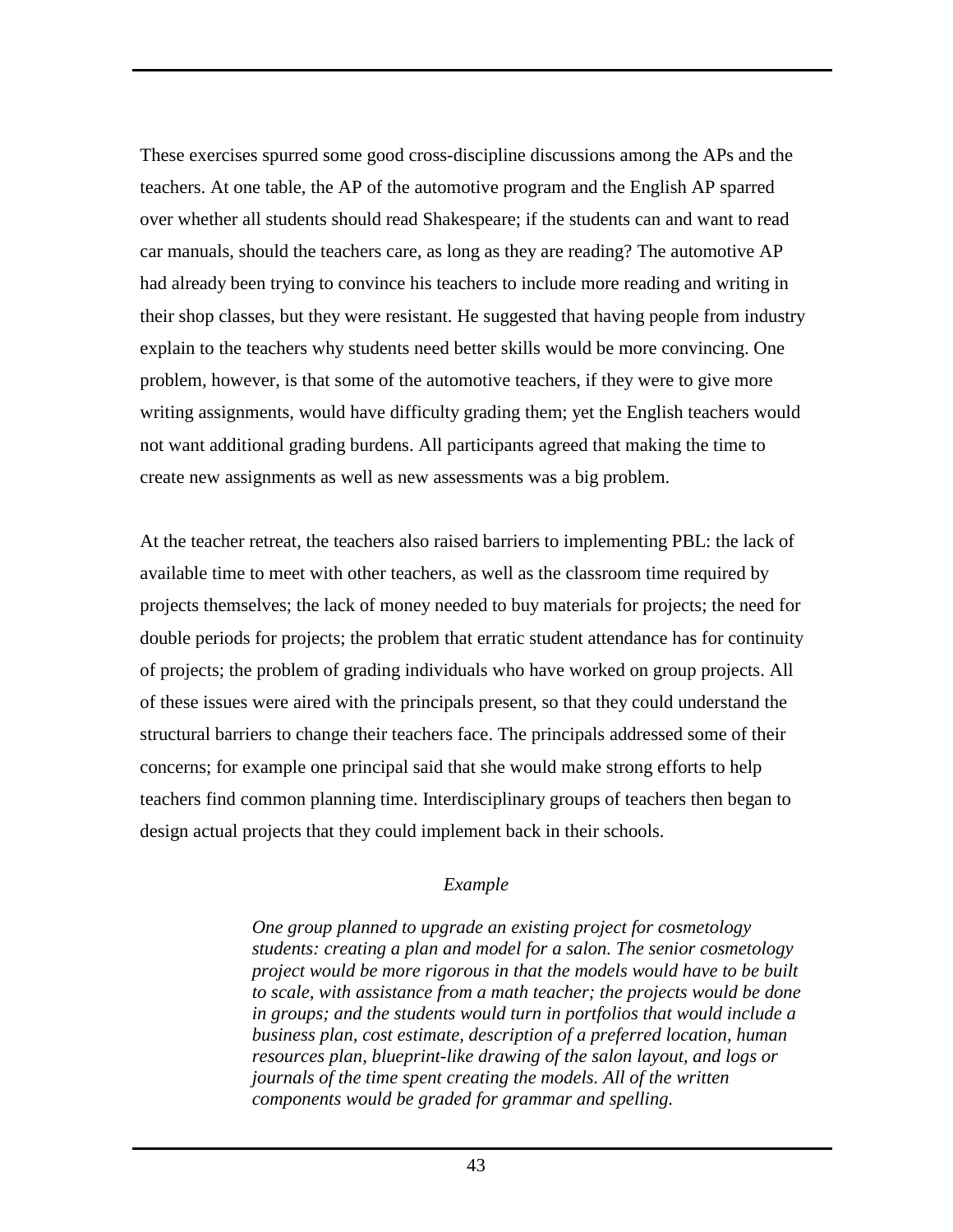These exercises spurred some good cross-discipline discussions among the APs and the teachers. At one table, the AP of the automotive program and the English AP sparred over whether all students should read Shakespeare; if the students can and want to read car manuals, should the teachers care, as long as they are reading? The automotive AP had already been trying to convince his teachers to include more reading and writing in their shop classes, but they were resistant. He suggested that having people from industry explain to the teachers why students need better skills would be more convincing. One problem, however, is that some of the automotive teachers, if they were to give more writing assignments, would have difficulty grading them; yet the English teachers would not want additional grading burdens. All participants agreed that making the time to create new assignments as well as new assessments was a big problem.

At the teacher retreat, the teachers also raised barriers to implementing PBL: the lack of available time to meet with other teachers, as well as the classroom time required by projects themselves; the lack of money needed to buy materials for projects; the need for double periods for projects; the problem that erratic student attendance has for continuity of projects; the problem of grading individuals who have worked on group projects. All of these issues were aired with the principals present, so that they could understand the structural barriers to change their teachers face. The principals addressed some of their concerns; for example one principal said that she would make strong efforts to help teachers find common planning time. Interdisciplinary groups of teachers then began to design actual projects that they could implement back in their schools.

*Example*

> *One group planned to upgrade an existing project for cosmetology students: creating a plan and model for a salon. The senior cosmetology project would be more rigorous in that the models would have to be built to scale, with assistance from a math teacher; the projects would be done in groups; and the students would turn in portfolios that would include a business plan, cost estimate, description of a preferred location, human resources plan, blueprint-like drawing of the salon layout, and logs or journals of the time spent creating the models. All of the written components would be graded for grammar and spelling.*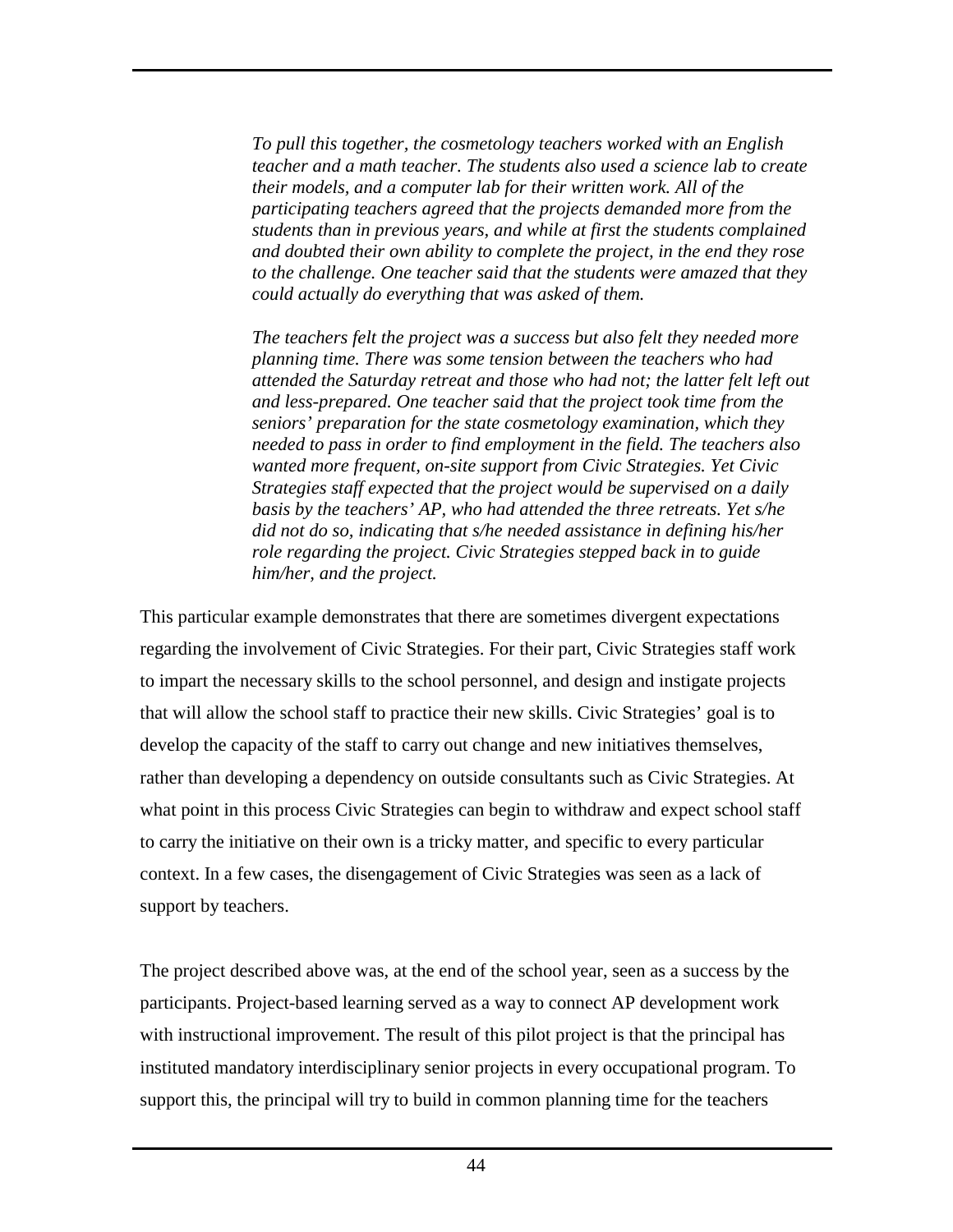> *To pull this together, the cosmetology teachers worked with an English teacher and a math teacher. The students also used a science lab to create their models, and a computer lab for their written work. All of the participating teachers agreed that the projects demanded more from the students than in previous years, and while at first the students complained and doubted their own ability to complete the project, in the end they rose to the challenge. One teacher said that the students were amazed that they could actually do everything that was asked of them.*
>
> *The teachers felt the project was a success but also felt they needed more planning time. There was some tension between the teachers who had attended the Saturday retreat and those who had not; the latter felt left out and less-prepared. One teacher said that the project took time from the seniors' preparation for the state cosmetology examination, which they needed to pass in order to find employment in the field. The teachers also wanted more frequent, on-site support from Civic Strategies. Yet Civic Strategies staff expected that the project would be supervised on a daily basis by the teachers' AP, who had attended the three retreats. Yet s/he did not do so, indicating that s/he needed assistance in defining his/her role regarding the project. Civic Strategies stepped back in to guide him/her, and the project.*

This particular example demonstrates that there are sometimes divergent expectations regarding the involvement of Civic Strategies. For their part, Civic Strategies staff work to impart the necessary skills to the school personnel, and design and instigate projects that will allow the school staff to practice their new skills. Civic Strategies' goal is to develop the capacity of the staff to carry out change and new initiatives themselves, rather than developing a dependency on outside consultants such as Civic Strategies. At what point in this process Civic Strategies can begin to withdraw and expect school staff to carry the initiative on their own is a tricky matter, and specific to every particular context. In a few cases, the disengagement of Civic Strategies was seen as a lack of support by teachers.

The project described above was, at the end of the school year, seen as a success by the participants. Project-based learning served as a way to connect AP development work with instructional improvement. The result of this pilot project is that the principal has instituted mandatory interdisciplinary senior projects in every occupational program. To support this, the principal will try to build in common planning time for the teachers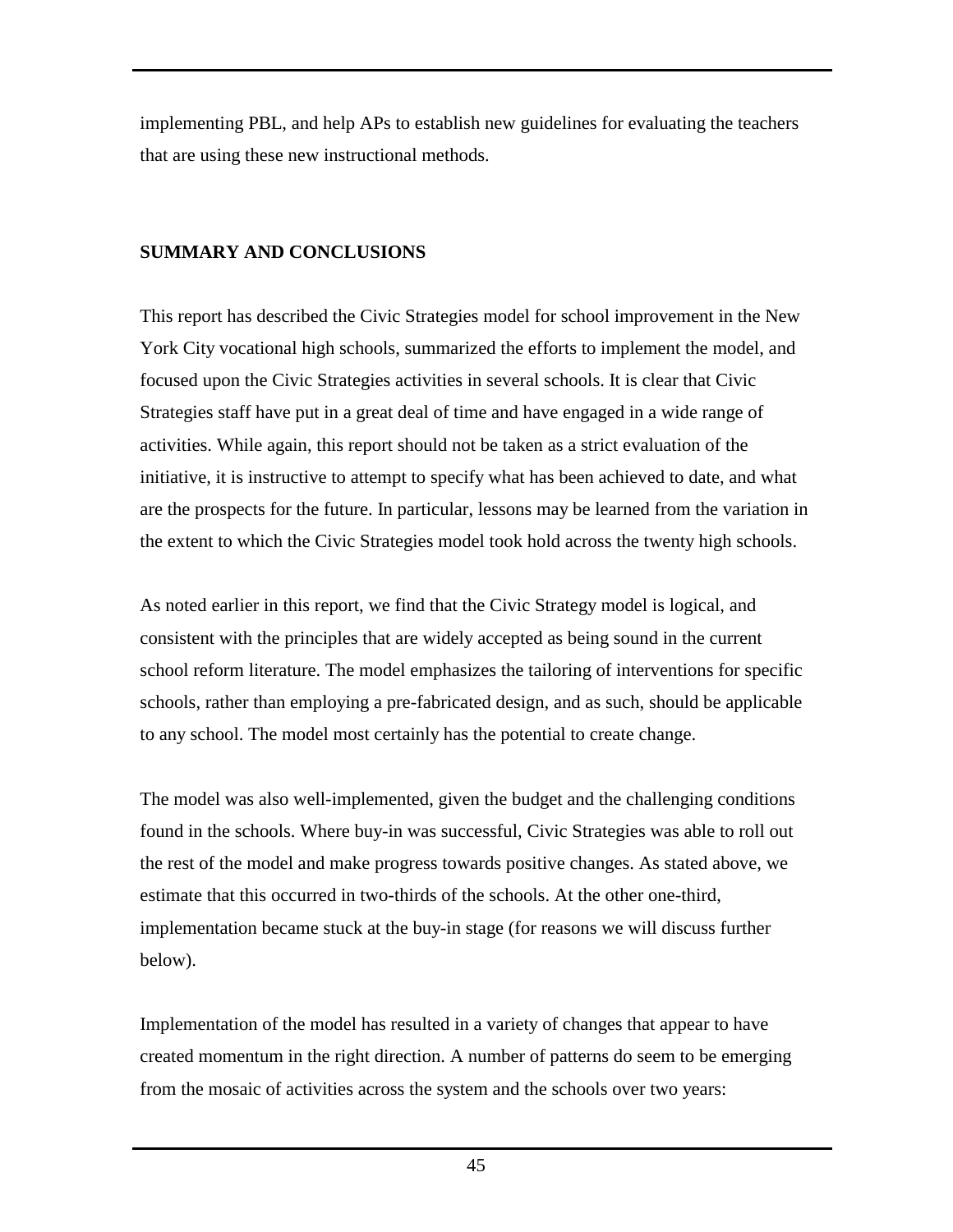implementing PBL, and help APs to establish new guidelines for evaluating the teachers that are using these new instructional methods.

## SUMMARY AND CONCLUSIONS

This report has described the Civic Strategies model for school improvement in the New York City vocational high schools, summarized the efforts to implement the model, and focused upon the Civic Strategies activities in several schools. It is clear that Civic Strategies staff have put in a great deal of time and have engaged in a wide range of activities. While again, this report should not be taken as a strict evaluation of the initiative, it is instructive to attempt to specify what has been achieved to date, and what are the prospects for the future. In particular, lessons may be learned from the variation in the extent to which the Civic Strategies model took hold across the twenty high schools.

As noted earlier in this report, we find that the Civic Strategy model is logical, and consistent with the principles that are widely accepted as being sound in the current school reform literature. The model emphasizes the tailoring of interventions for specific schools, rather than employing a pre-fabricated design, and as such, should be applicable to any school. The model most certainly has the potential to create change.

The model was also well-implemented, given the budget and the challenging conditions found in the schools. Where buy-in was successful, Civic Strategies was able to roll out the rest of the model and make progress towards positive changes. As stated above, we estimate that this occurred in two-thirds of the schools. At the other one-third, implementation became stuck at the buy-in stage (for reasons we will discuss further below).

Implementation of the model has resulted in a variety of changes that appear to have created momentum in the right direction. A number of patterns do seem to be emerging from the mosaic of activities across the system and the schools over two years: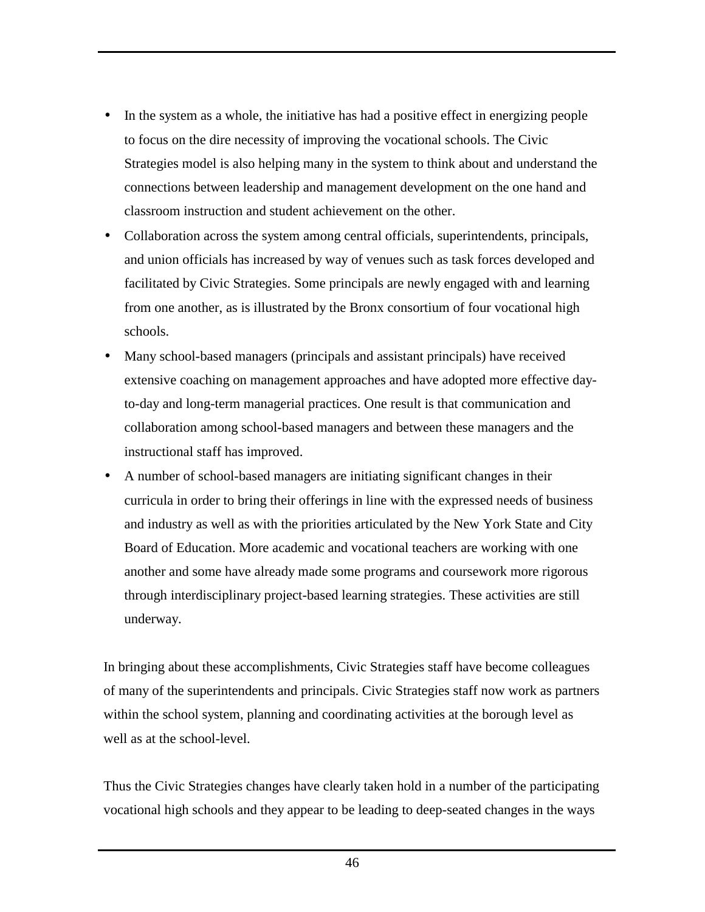- In the system as a whole, the initiative has had a positive effect in energizing people to focus on the dire necessity of improving the vocational schools. The Civic Strategies model is also helping many in the system to think about and understand the connections between leadership and management development on the one hand and classroom instruction and student achievement on the other.
- Collaboration across the system among central officials, superintendents, principals, and union officials has increased by way of venues such as task forces developed and facilitated by Civic Strategies. Some principals are newly engaged with and learning from one another, as is illustrated by the Bronx consortium of four vocational high schools.
- Many school-based managers (principals and assistant principals) have received extensive coaching on management approaches and have adopted more effective day-to-day and long-term managerial practices. One result is that communication and collaboration among school-based managers and between these managers and the instructional staff has improved.
- A number of school-based managers are initiating significant changes in their curricula in order to bring their offerings in line with the expressed needs of business and industry as well as with the priorities articulated by the New York State and City Board of Education. More academic and vocational teachers are working with one another and some have already made some programs and coursework more rigorous through interdisciplinary project-based learning strategies. These activities are still underway.

In bringing about these accomplishments, Civic Strategies staff have become colleagues of many of the superintendents and principals. Civic Strategies staff now work as partners within the school system, planning and coordinating activities at the borough level as well as at the school-level.

Thus the Civic Strategies changes have clearly taken hold in a number of the participating vocational high schools and they appear to be leading to deep-seated changes in the ways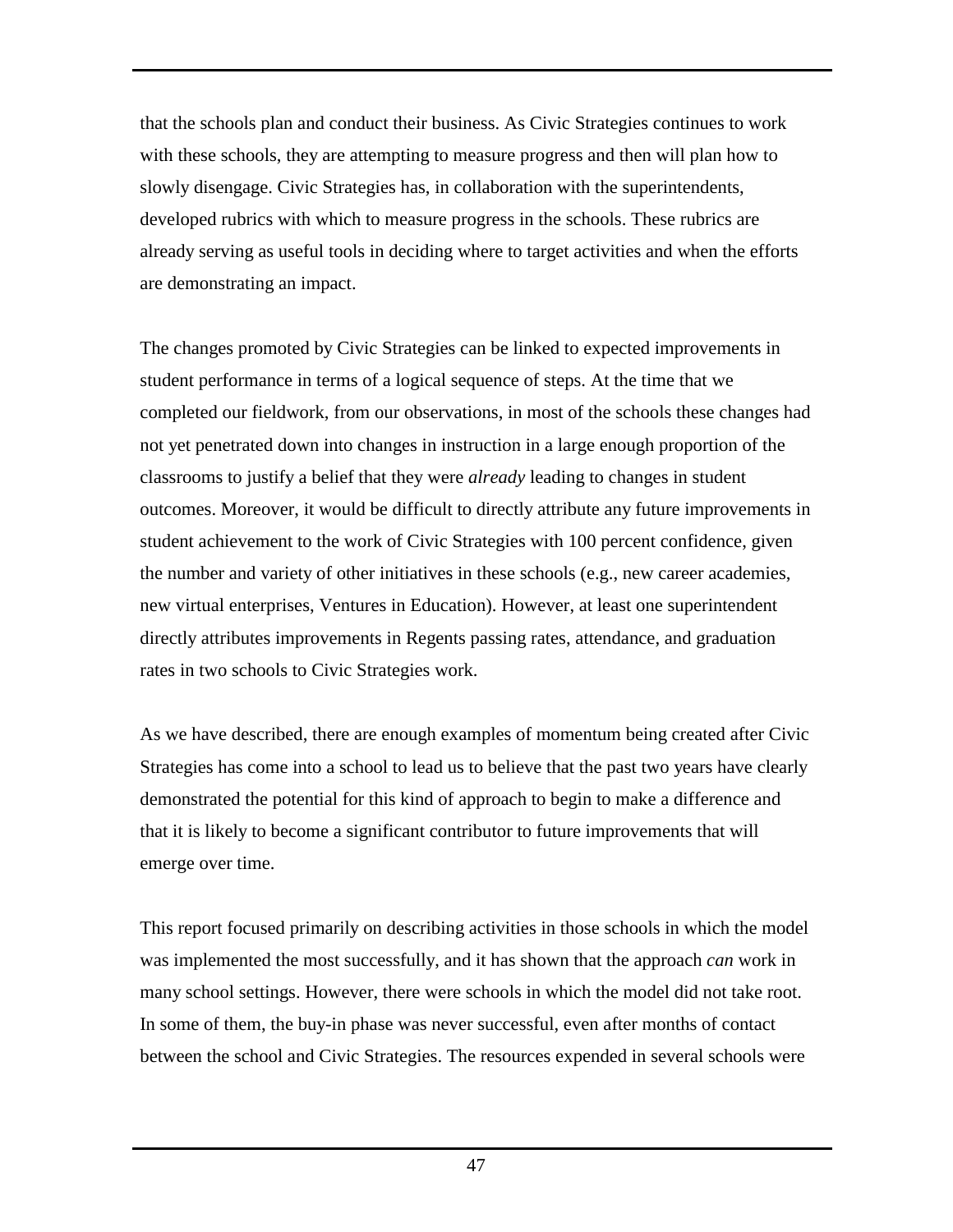that the schools plan and conduct their business. As Civic Strategies continues to work with these schools, they are attempting to measure progress and then will plan how to slowly disengage. Civic Strategies has, in collaboration with the superintendents, developed rubrics with which to measure progress in the schools. These rubrics are already serving as useful tools in deciding where to target activities and when the efforts are demonstrating an impact.

The changes promoted by Civic Strategies can be linked to expected improvements in student performance in terms of a logical sequence of steps. At the time that we completed our fieldwork, from our observations, in most of the schools these changes had not yet penetrated down into changes in instruction in a large enough proportion of the classrooms to justify a belief that they were *already* leading to changes in student outcomes. Moreover, it would be difficult to directly attribute any future improvements in student achievement to the work of Civic Strategies with 100 percent confidence, given the number and variety of other initiatives in these schools (e.g., new career academies, new virtual enterprises, Ventures in Education). However, at least one superintendent directly attributes improvements in Regents passing rates, attendance, and graduation rates in two schools to Civic Strategies work.

As we have described, there are enough examples of momentum being created after Civic Strategies has come into a school to lead us to believe that the past two years have clearly demonstrated the potential for this kind of approach to begin to make a difference and that it is likely to become a significant contributor to future improvements that will emerge over time.

This report focused primarily on describing activities in those schools in which the model was implemented the most successfully, and it has shown that the approach *can* work in many school settings. However, there were schools in which the model did not take root. In some of them, the buy-in phase was never successful, even after months of contact between the school and Civic Strategies. The resources expended in several schools were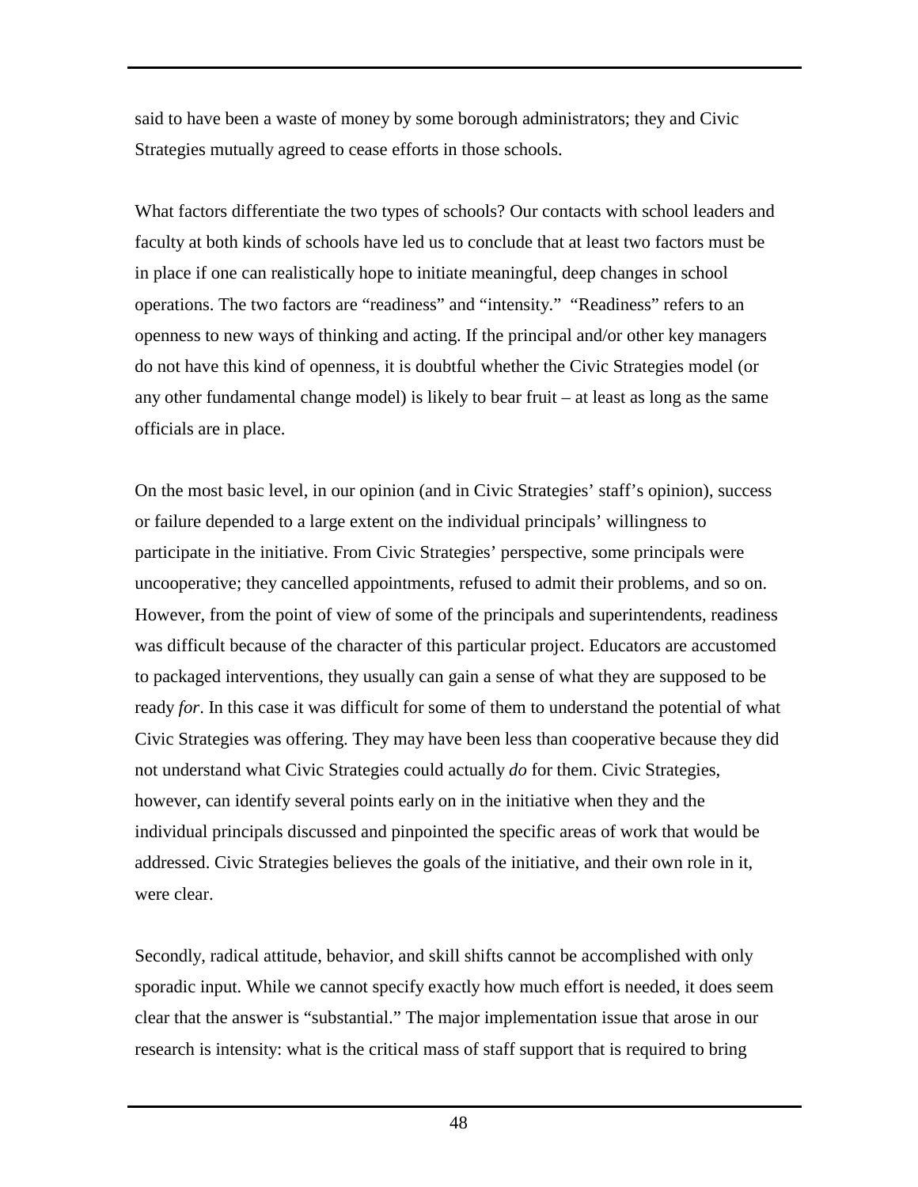said to have been a waste of money by some borough administrators; they and Civic Strategies mutually agreed to cease efforts in those schools.

What factors differentiate the two types of schools? Our contacts with school leaders and faculty at both kinds of schools have led us to conclude that at least two factors must be in place if one can realistically hope to initiate meaningful, deep changes in school operations. The two factors are "readiness" and "intensity." "Readiness" refers to an openness to new ways of thinking and acting. If the principal and/or other key managers do not have this kind of openness, it is doubtful whether the Civic Strategies model (or any other fundamental change model) is likely to bear fruit – at least as long as the same officials are in place.

On the most basic level, in our opinion (and in Civic Strategies' staff's opinion), success or failure depended to a large extent on the individual principals' willingness to participate in the initiative. From Civic Strategies' perspective, some principals were uncooperative; they cancelled appointments, refused to admit their problems, and so on. However, from the point of view of some of the principals and superintendents, readiness was difficult because of the character of this particular project. Educators are accustomed to packaged interventions, they usually can gain a sense of what they are supposed to be ready *for*. In this case it was difficult for some of them to understand the potential of what Civic Strategies was offering. They may have been less than cooperative because they did not understand what Civic Strategies could actually *do* for them. Civic Strategies, however, can identify several points early on in the initiative when they and the individual principals discussed and pinpointed the specific areas of work that would be addressed. Civic Strategies believes the goals of the initiative, and their own role in it, were clear.

Secondly, radical attitude, behavior, and skill shifts cannot be accomplished with only sporadic input. While we cannot specify exactly how much effort is needed, it does seem clear that the answer is "substantial." The major implementation issue that arose in our research is intensity: what is the critical mass of staff support that is required to bring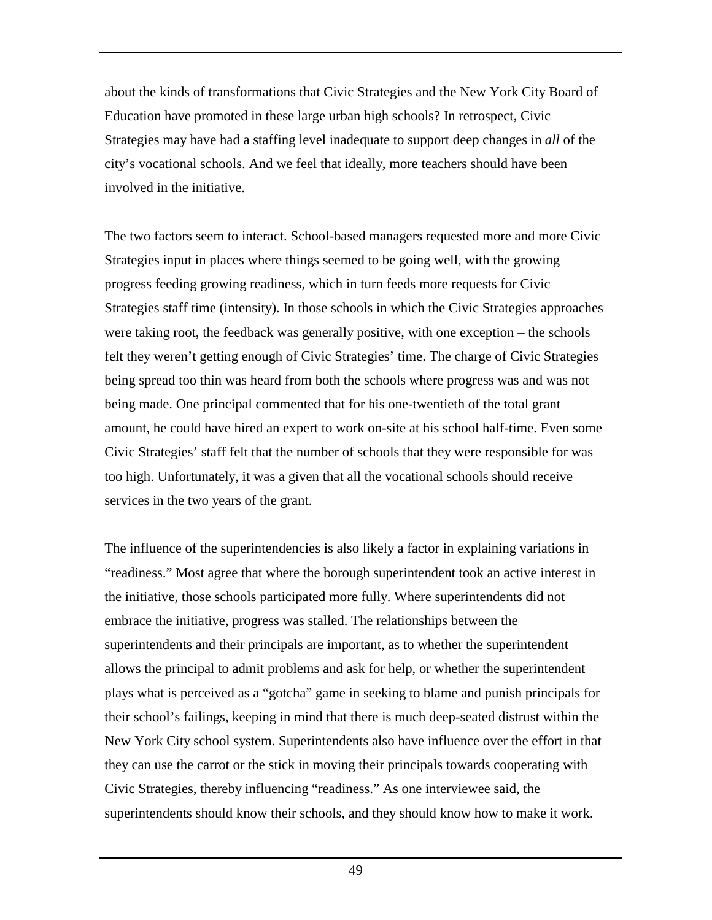about the kinds of transformations that Civic Strategies and the New York City Board of Education have promoted in these large urban high schools? In retrospect, Civic Strategies may have had a staffing level inadequate to support deep changes in *all* of the city's vocational schools. And we feel that ideally, more teachers should have been involved in the initiative.

The two factors seem to interact. School-based managers requested more and more Civic Strategies input in places where things seemed to be going well, with the growing progress feeding growing readiness, which in turn feeds more requests for Civic Strategies staff time (intensity). In those schools in which the Civic Strategies approaches were taking root, the feedback was generally positive, with one exception – the schools felt they weren't getting enough of Civic Strategies' time. The charge of Civic Strategies being spread too thin was heard from both the schools where progress was and was not being made. One principal commented that for his one-twentieth of the total grant amount, he could have hired an expert to work on-site at his school half-time. Even some Civic Strategies' staff felt that the number of schools that they were responsible for was too high. Unfortunately, it was a given that all the vocational schools should receive services in the two years of the grant.

The influence of the superintendencies is also likely a factor in explaining variations in "readiness." Most agree that where the borough superintendent took an active interest in the initiative, those schools participated more fully. Where superintendents did not embrace the initiative, progress was stalled. The relationships between the superintendents and their principals are important, as to whether the superintendent allows the principal to admit problems and ask for help, or whether the superintendent plays what is perceived as a "gotcha" game in seeking to blame and punish principals for their school's failings, keeping in mind that there is much deep-seated distrust within the New York City school system. Superintendents also have influence over the effort in that they can use the carrot or the stick in moving their principals towards cooperating with Civic Strategies, thereby influencing "readiness." As one interviewee said, the superintendents should know their schools, and they should know how to make it work.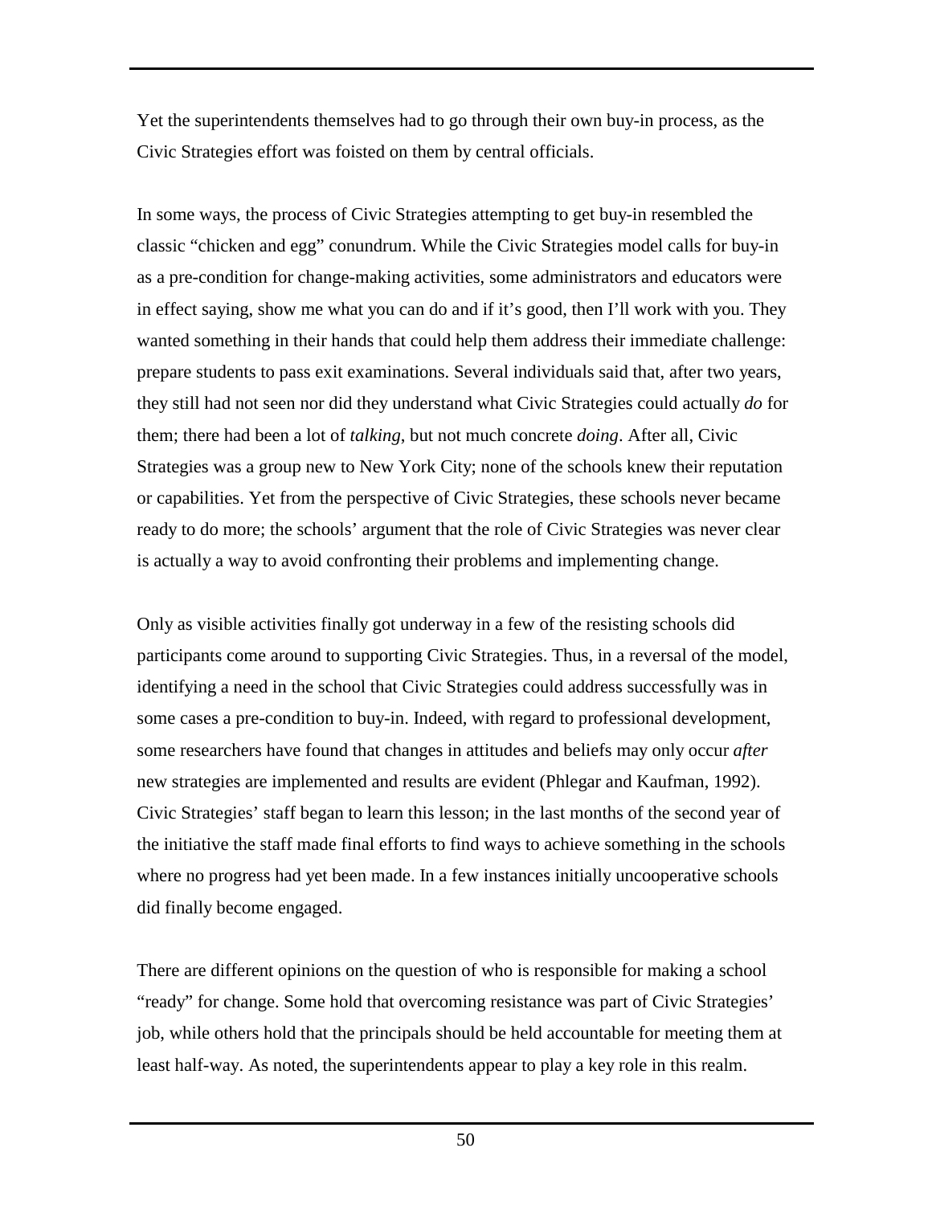Yet the superintendents themselves had to go through their own buy-in process, as the Civic Strategies effort was foisted on them by central officials.

In some ways, the process of Civic Strategies attempting to get buy-in resembled the classic "chicken and egg" conundrum. While the Civic Strategies model calls for buy-in as a pre-condition for change-making activities, some administrators and educators were in effect saying, show me what you can do and if it's good, then I'll work with you. They wanted something in their hands that could help them address their immediate challenge: prepare students to pass exit examinations. Several individuals said that, after two years, they still had not seen nor did they understand what Civic Strategies could actually *do* for them; there had been a lot of *talking*, but not much concrete *doing*. After all, Civic Strategies was a group new to New York City; none of the schools knew their reputation or capabilities. Yet from the perspective of Civic Strategies, these schools never became ready to do more; the schools' argument that the role of Civic Strategies was never clear is actually a way to avoid confronting their problems and implementing change.

Only as visible activities finally got underway in a few of the resisting schools did participants come around to supporting Civic Strategies. Thus, in a reversal of the model, identifying a need in the school that Civic Strategies could address successfully was in some cases a pre-condition to buy-in. Indeed, with regard to professional development, some researchers have found that changes in attitudes and beliefs may only occur *after* new strategies are implemented and results are evident (Phlegar and Kaufman, 1992). Civic Strategies' staff began to learn this lesson; in the last months of the second year of the initiative the staff made final efforts to find ways to achieve something in the schools where no progress had yet been made. In a few instances initially uncooperative schools did finally become engaged.

There are different opinions on the question of who is responsible for making a school "ready" for change. Some hold that overcoming resistance was part of Civic Strategies' job, while others hold that the principals should be held accountable for meeting them at least half-way. As noted, the superintendents appear to play a key role in this realm.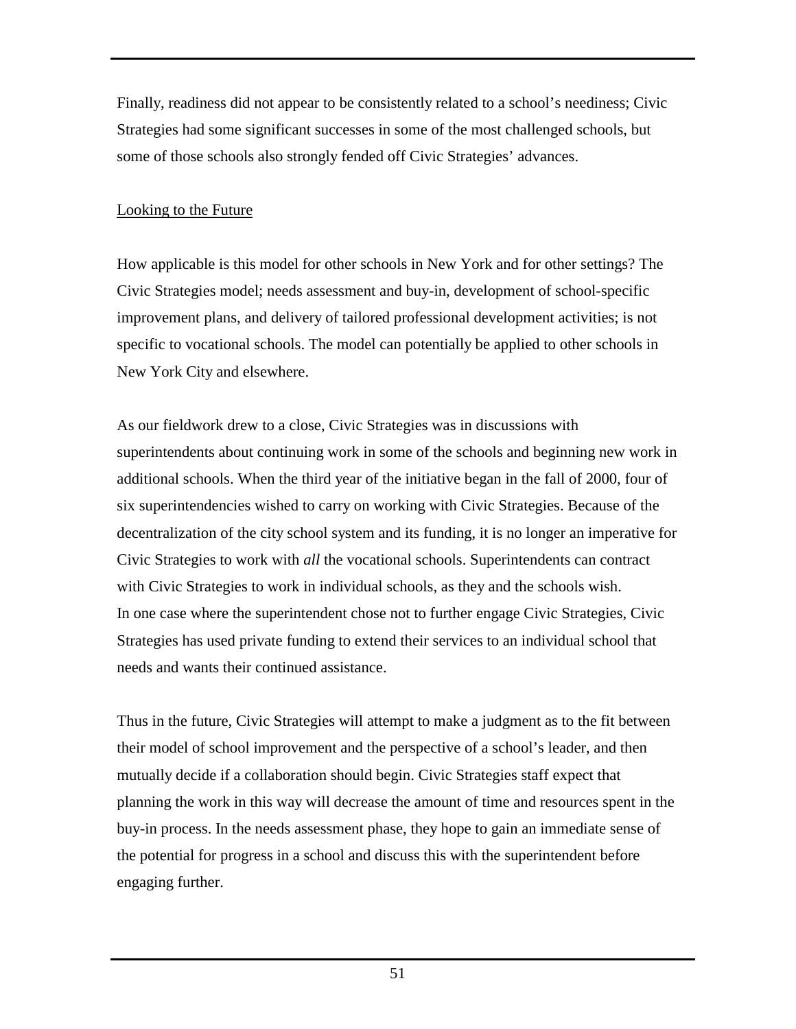Finally, readiness did not appear to be consistently related to a school's neediness; Civic Strategies had some significant successes in some of the most challenged schools, but some of those schools also strongly fended off Civic Strategies' advances.

<u>Looking to the Future</u>

How applicable is this model for other schools in New York and for other settings? The Civic Strategies model; needs assessment and buy-in, development of school-specific improvement plans, and delivery of tailored professional development activities; is not specific to vocational schools. The model can potentially be applied to other schools in New York City and elsewhere.

As our fieldwork drew to a close, Civic Strategies was in discussions with superintendents about continuing work in some of the schools and beginning new work in additional schools. When the third year of the initiative began in the fall of 2000, four of six superintendencies wished to carry on working with Civic Strategies. Because of the decentralization of the city school system and its funding, it is no longer an imperative for Civic Strategies to work with *all* the vocational schools. Superintendents can contract with Civic Strategies to work in individual schools, as they and the schools wish. In one case where the superintendent chose not to further engage Civic Strategies, Civic Strategies has used private funding to extend their services to an individual school that needs and wants their continued assistance.

Thus in the future, Civic Strategies will attempt to make a judgment as to the fit between their model of school improvement and the perspective of a school's leader, and then mutually decide if a collaboration should begin. Civic Strategies staff expect that planning the work in this way will decrease the amount of time and resources spent in the buy-in process. In the needs assessment phase, they hope to gain an immediate sense of the potential for progress in a school and discuss this with the superintendent before engaging further.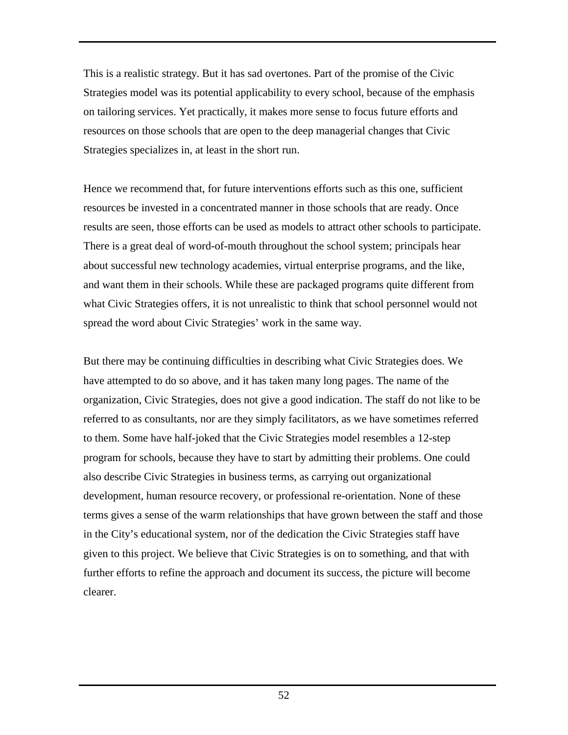This is a realistic strategy. But it has sad overtones. Part of the promise of the Civic Strategies model was its potential applicability to every school, because of the emphasis on tailoring services. Yet practically, it makes more sense to focus future efforts and resources on those schools that are open to the deep managerial changes that Civic Strategies specializes in, at least in the short run.

Hence we recommend that, for future interventions efforts such as this one, sufficient resources be invested in a concentrated manner in those schools that are ready. Once results are seen, those efforts can be used as models to attract other schools to participate. There is a great deal of word-of-mouth throughout the school system; principals hear about successful new technology academies, virtual enterprise programs, and the like, and want them in their schools. While these are packaged programs quite different from what Civic Strategies offers, it is not unrealistic to think that school personnel would not spread the word about Civic Strategies' work in the same way.

But there may be continuing difficulties in describing what Civic Strategies does. We have attempted to do so above, and it has taken many long pages. The name of the organization, Civic Strategies, does not give a good indication. The staff do not like to be referred to as consultants, nor are they simply facilitators, as we have sometimes referred to them. Some have half-joked that the Civic Strategies model resembles a 12-step program for schools, because they have to start by admitting their problems. One could also describe Civic Strategies in business terms, as carrying out organizational development, human resource recovery, or professional re-orientation. None of these terms gives a sense of the warm relationships that have grown between the staff and those in the City's educational system, nor of the dedication the Civic Strategies staff have given to this project. We believe that Civic Strategies is on to something, and that with further efforts to refine the approach and document its success, the picture will become clearer.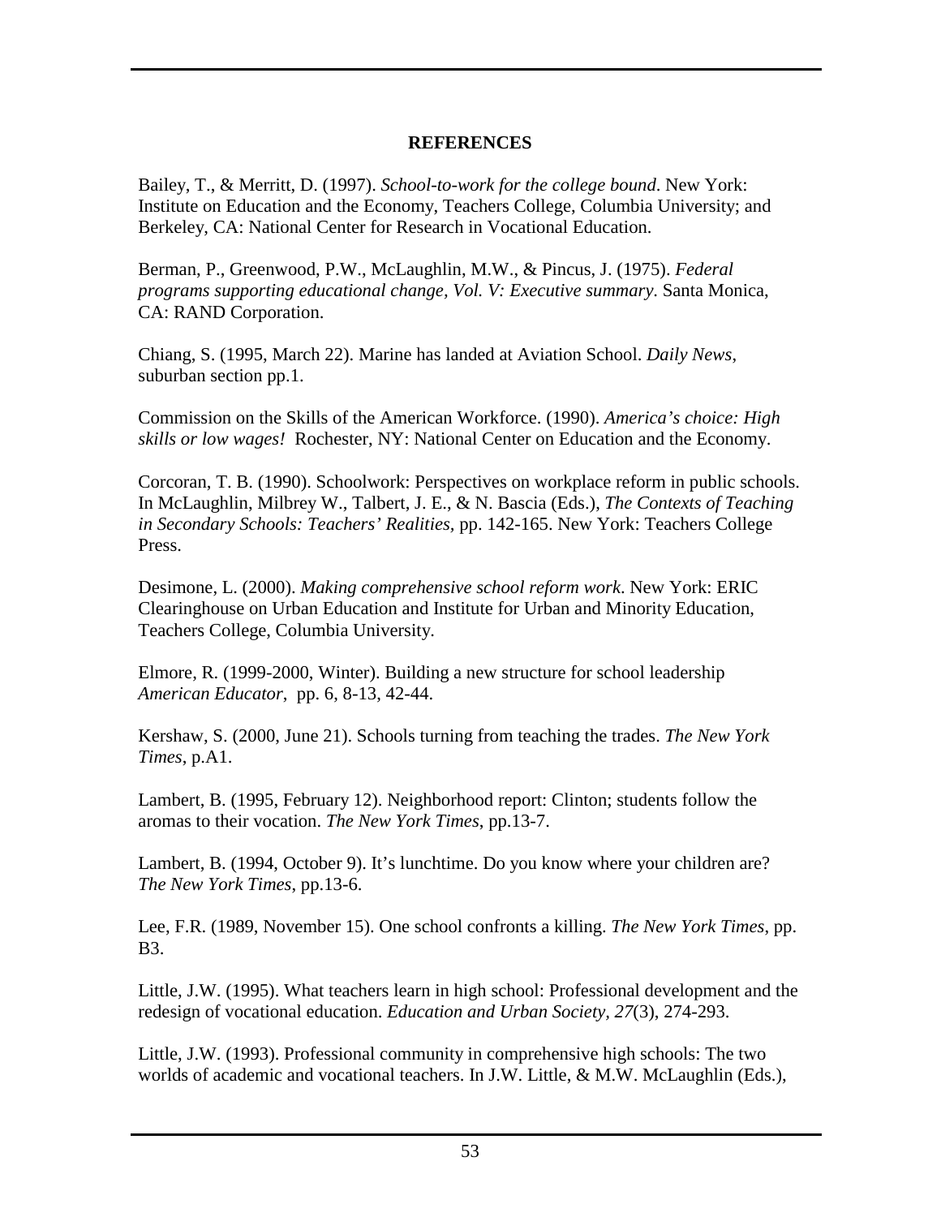## REFERENCES

Bailey, T., & Merritt, D. (1997). *School-to-work for the college bound*. New York: Institute on Education and the Economy, Teachers College, Columbia University; and Berkeley, CA: National Center for Research in Vocational Education.

Berman, P., Greenwood, P.W., McLaughlin, M.W., & Pincus, J. (1975). *Federal programs supporting educational change, Vol. V: Executive summary*. Santa Monica, CA: RAND Corporation.

Chiang, S. (1995, March 22). Marine has landed at Aviation School. *Daily News*, suburban section pp.1.

Commission on the Skills of the American Workforce. (1990). *America's choice: High skills or low wages!* Rochester, NY: National Center on Education and the Economy.

Corcoran, T. B. (1990). Schoolwork: Perspectives on workplace reform in public schools. In McLaughlin, Milbrey W., Talbert, J. E., & N. Bascia (Eds.), *The Contexts of Teaching in Secondary Schools: Teachers' Realities*, pp. 142-165. New York: Teachers College Press.

Desimone, L. (2000). *Making comprehensive school reform work*. New York: ERIC Clearinghouse on Urban Education and Institute for Urban and Minority Education, Teachers College, Columbia University.

Elmore, R. (1999-2000, Winter). Building a new structure for school leadership *American Educator*, pp. 6, 8-13, 42-44.

Kershaw, S. (2000, June 21). Schools turning from teaching the trades. *The New York Times*, p.A1.

Lambert, B. (1995, February 12). Neighborhood report: Clinton; students follow the aromas to their vocation. *The New York Times*, pp.13-7.

Lambert, B. (1994, October 9). It's lunchtime. Do you know where your children are? *The New York Times*, pp.13-6.

Lee, F.R. (1989, November 15). One school confronts a killing. *The New York Times*, pp. B3.

Little, J.W. (1995). What teachers learn in high school: Professional development and the redesign of vocational education. *Education and Urban Society, 27*(3), 274-293.

Little, J.W. (1993). Professional community in comprehensive high schools: The two worlds of academic and vocational teachers. In J.W. Little, & M.W. McLaughlin (Eds.),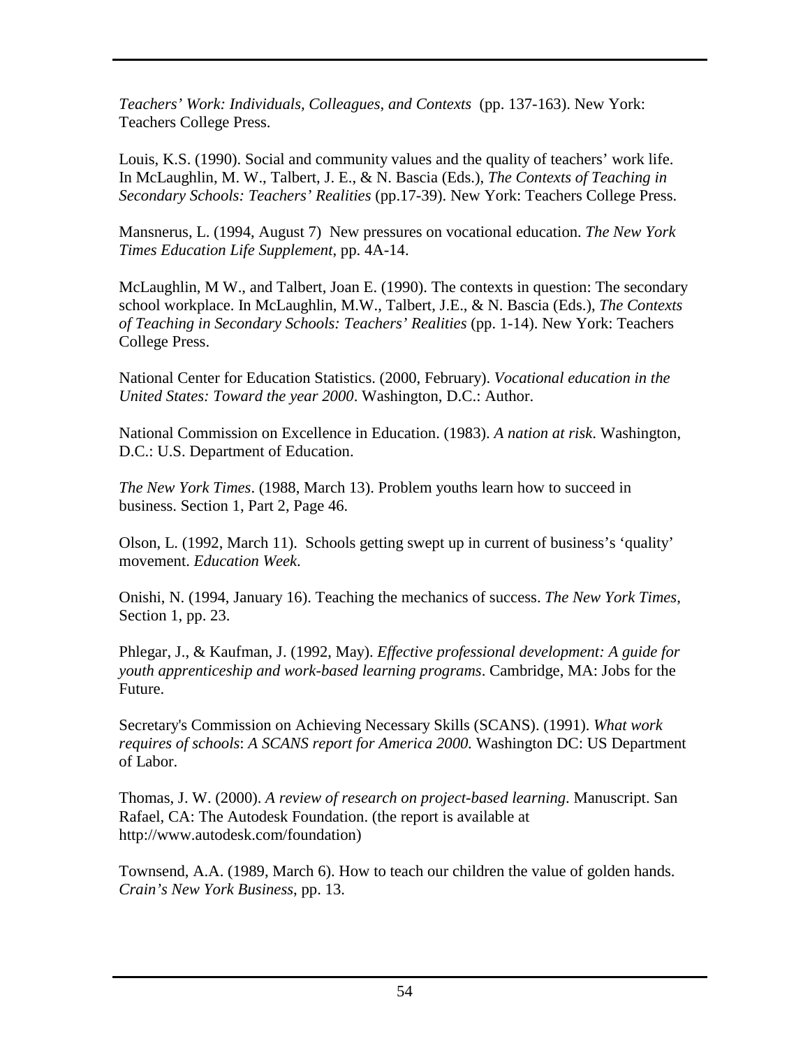*Teachers' Work: Individuals, Colleagues, and Contexts* (pp. 137-163). New York: Teachers College Press.

Louis, K.S. (1990). Social and community values and the quality of teachers' work life. In McLaughlin, M. W., Talbert, J. E., & N. Bascia (Eds.), *The Contexts of Teaching in Secondary Schools: Teachers' Realities* (pp.17-39). New York: Teachers College Press.

Mansnerus, L. (1994, August 7) New pressures on vocational education. *The New York Times Education Life Supplement*, pp. 4A-14.

McLaughlin, M W., and Talbert, Joan E. (1990). The contexts in question: The secondary school workplace. In McLaughlin, M.W., Talbert, J.E., & N. Bascia (Eds.), *The Contexts of Teaching in Secondary Schools: Teachers' Realities* (pp. 1-14). New York: Teachers College Press.

National Center for Education Statistics. (2000, February). *Vocational education in the United States: Toward the year 2000*. Washington, D.C.: Author.

National Commission on Excellence in Education. (1983). *A nation at risk*. Washington, D.C.: U.S. Department of Education.

*The New York Times*. (1988, March 13). Problem youths learn how to succeed in business. Section 1, Part 2, Page 46.

Olson, L. (1992, March 11). Schools getting swept up in current of business's 'quality' movement. *Education Week*.

Onishi, N. (1994, January 16). Teaching the mechanics of success. *The New York Times*, Section 1, pp. 23.

Phlegar, J., & Kaufman, J. (1992, May). *Effective professional development: A guide for youth apprenticeship and work-based learning programs*. Cambridge, MA: Jobs for the Future.

Secretary's Commission on Achieving Necessary Skills (SCANS). (1991). *What work requires of schools*: *A SCANS report for America 2000.* Washington DC: US Department of Labor.

Thomas, J. W. (2000). *A review of research on project-based learning*. Manuscript. San Rafael, CA: The Autodesk Foundation. (the report is available at http://www.autodesk.com/foundation)

Townsend, A.A. (1989, March 6). How to teach our children the value of golden hands. *Crain's New York Business*, pp. 13.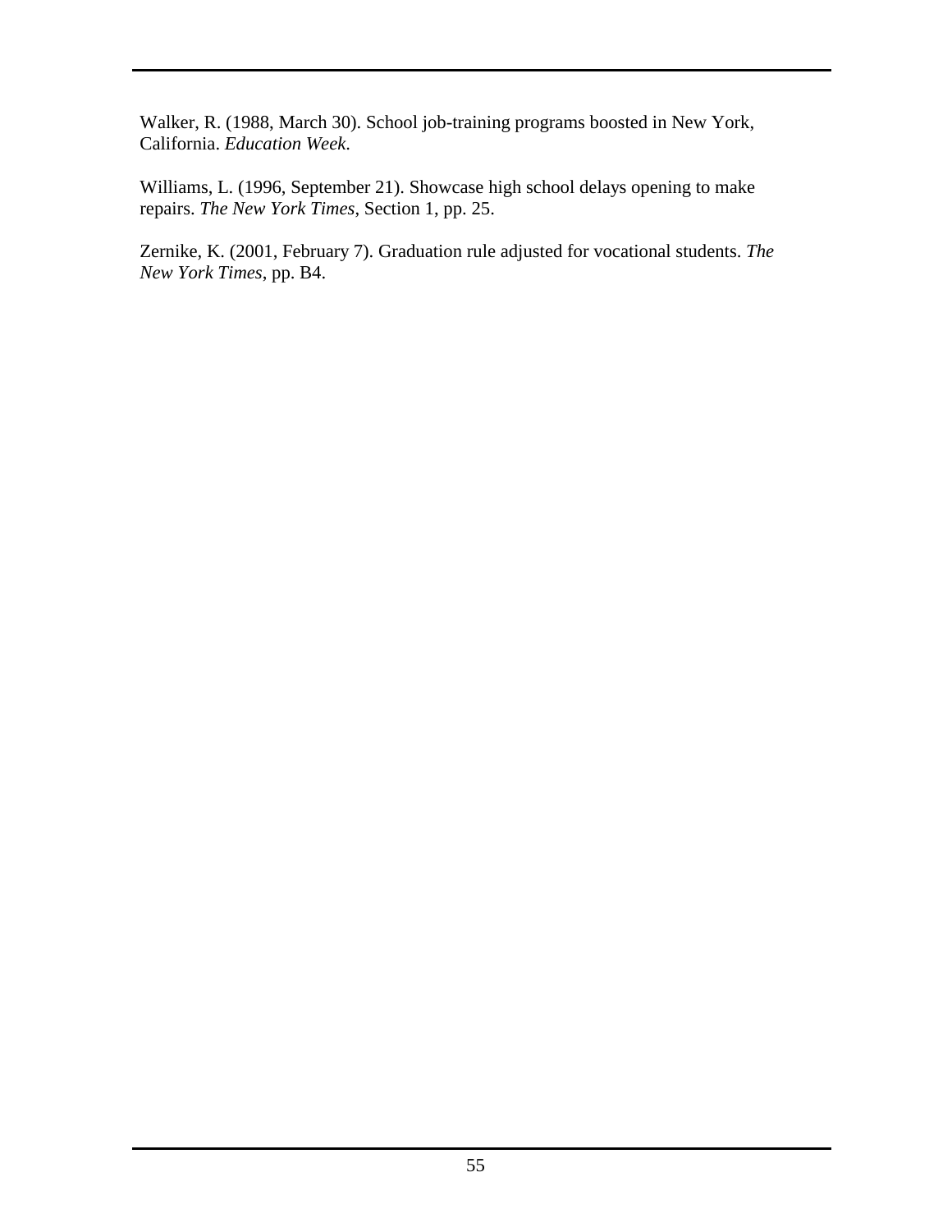Walker, R. (1988, March 30). School job-training programs boosted in New York, California. *Education Week.*

Williams, L. (1996, September 21). Showcase high school delays opening to make repairs. *The New York Times*, Section 1, pp. 25.

Zernike, K. (2001, February 7). Graduation rule adjusted for vocational students. *The New York Times*, pp. B4.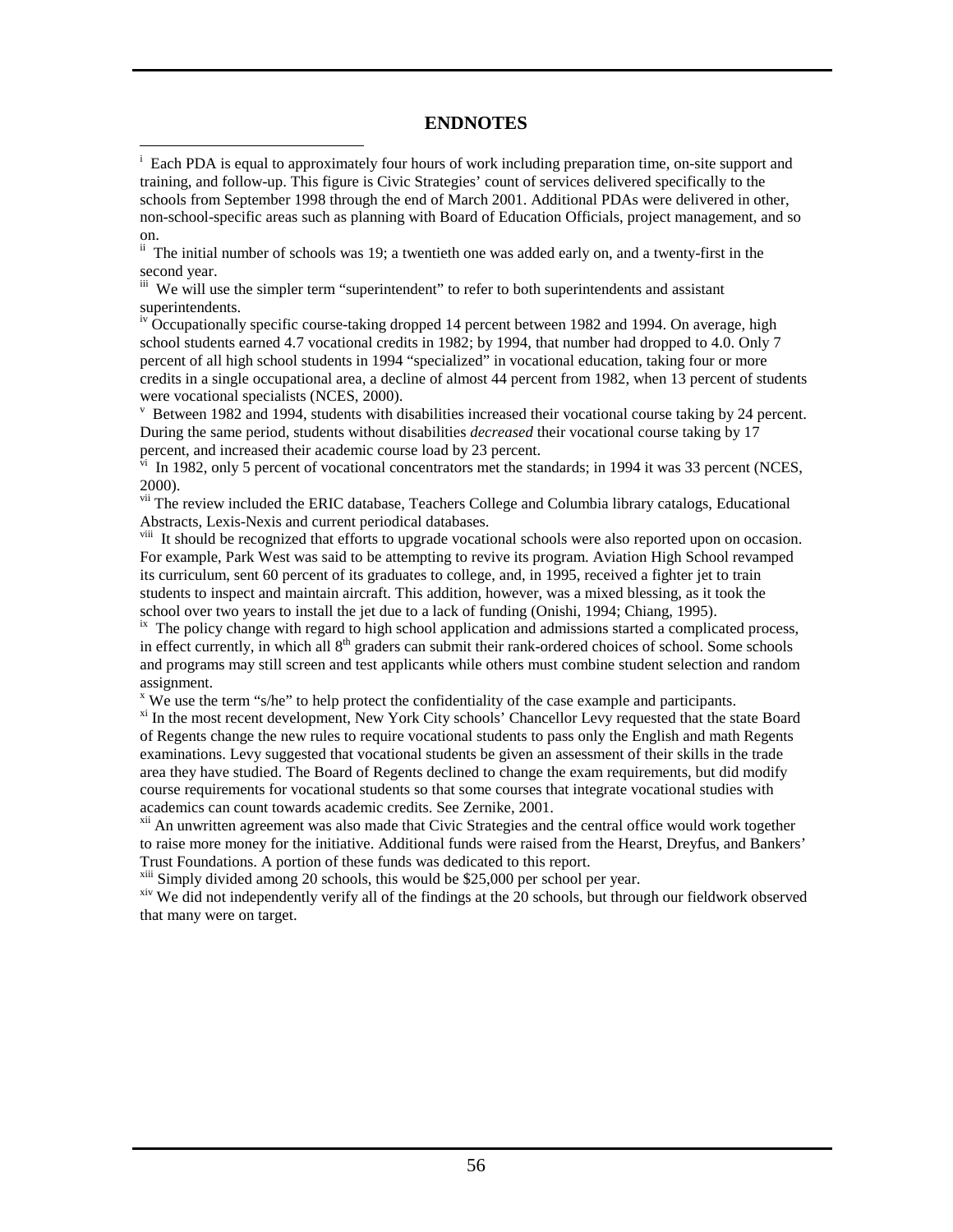## ENDNOTES

[i] Each PDA is equal to approximately four hours of work including preparation time, on-site support and training, and follow-up. This figure is Civic Strategies' count of services delivered specifically to the schools from September 1998 through the end of March 2001. Additional PDAs were delivered in other, non-school-specific areas such as planning with Board of Education Officials, project management, and so on.

[ii] The initial number of schools was 19; a twentieth one was added early on, and a twenty-first in the second year.

[iii] We will use the simpler term "superintendent" to refer to both superintendents and assistant superintendents.

[iv] Occupationally specific course-taking dropped 14 percent between 1982 and 1994. On average, high school students earned 4.7 vocational credits in 1982; by 1994, that number had dropped to 4.0. Only 7 percent of all high school students in 1994 "specialized" in vocational education, taking four or more credits in a single occupational area, a decline of almost 44 percent from 1982, when 13 percent of students were vocational specialists (NCES, 2000).

[v] Between 1982 and 1994, students with disabilities increased their vocational course taking by 24 percent. During the same period, students without disabilities *decreased* their vocational course taking by 17 percent, and increased their academic course load by 23 percent.

[vi] In 1982, only 5 percent of vocational concentrators met the standards; in 1994 it was 33 percent (NCES, 2000).

[vii] The review included the ERIC database, Teachers College and Columbia library catalogs, Educational Abstracts, Lexis-Nexis and current periodical databases.

[viii] It should be recognized that efforts to upgrade vocational schools were also reported upon on occasion. For example, Park West was said to be attempting to revive its program. Aviation High School revamped its curriculum, sent 60 percent of its graduates to college, and, in 1995, received a fighter jet to train students to inspect and maintain aircraft. This addition, however, was a mixed blessing, as it took the school over two years to install the jet due to a lack of funding (Onishi, 1994; Chiang, 1995).

[ix] The policy change with regard to high school application and admissions started a complicated process, in effect currently, in which all 8th graders can submit their rank-ordered choices of school. Some schools and programs may still screen and test applicants while others must combine student selection and random assignment.

[x] We use the term "s/he" to help protect the confidentiality of the case example and participants.

[xi] In the most recent development, New York City schools' Chancellor Levy requested that the state Board of Regents change the new rules to require vocational students to pass only the English and math Regents examinations. Levy suggested that vocational students be given an assessment of their skills in the trade area they have studied. The Board of Regents declined to change the exam requirements, but did modify course requirements for vocational students so that some courses that integrate vocational studies with academics can count towards academic credits. See Zernike, 2001.

[xii] An unwritten agreement was also made that Civic Strategies and the central office would work together to raise more money for the initiative. Additional funds were raised from the Hearst, Dreyfus, and Bankers' Trust Foundations. A portion of these funds was dedicated to this report.

[xiii] Simply divided among 20 schools, this would be $25,000 per school per year.

[xiv] We did not independently verify all of the findings at the 20 schools, but through our fieldwork observed that many were on target.